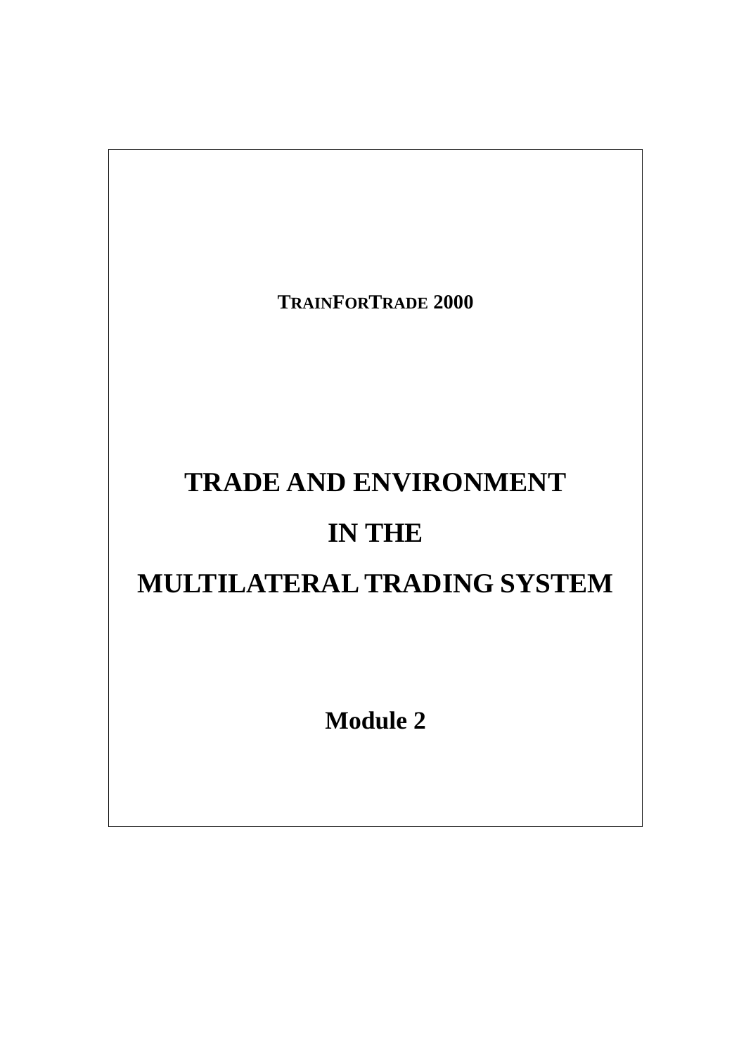**TRAINFORTRADE 2000**

# TRADE AND ENVIRONMENT IN THE MULTILATERAL TRADING SYSTEM

## Module 2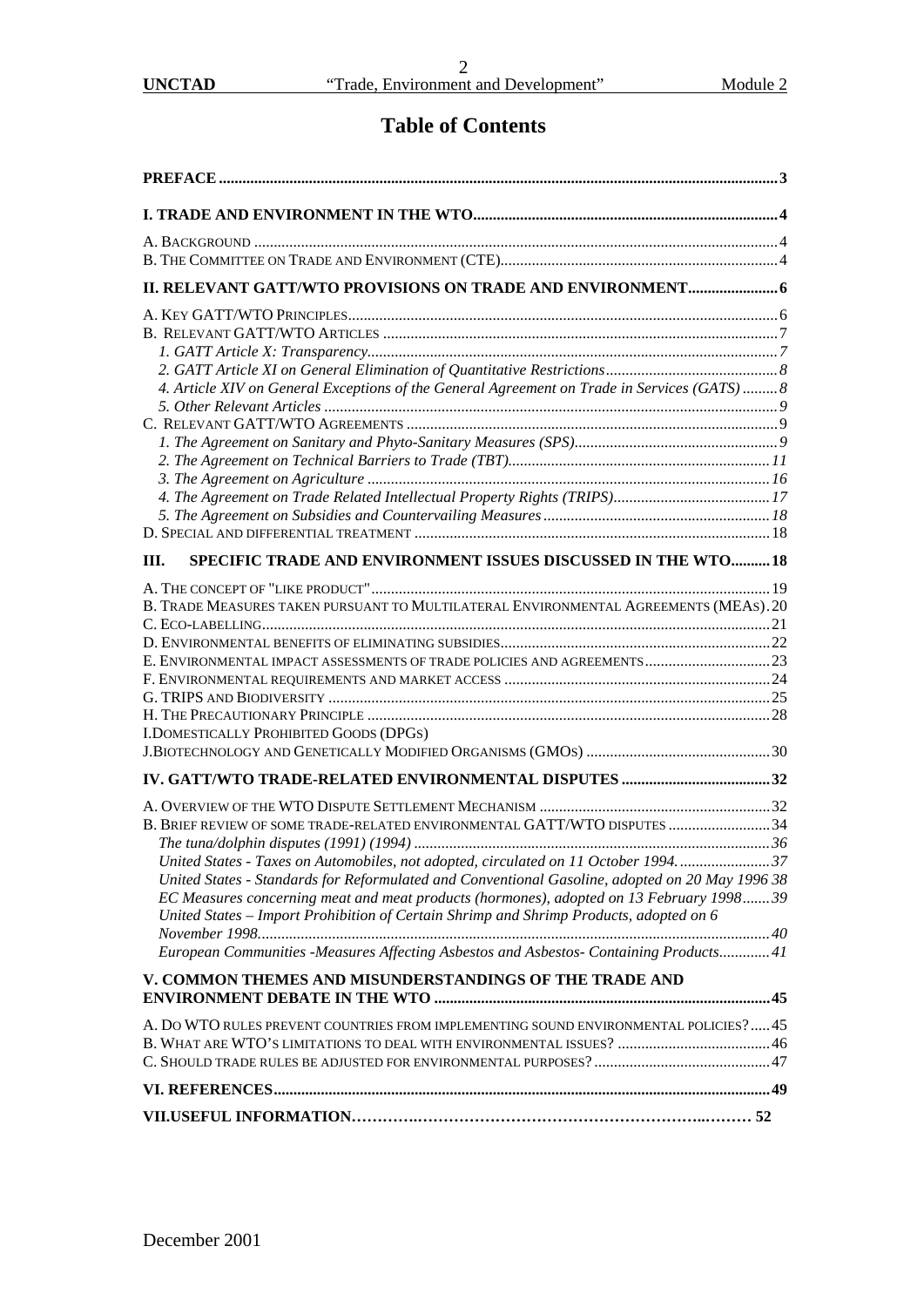# Table of Contents

**PREFACE** ..... 3

**I. TRADE AND ENVIRONMENT IN THE WTO** ..... 4

A. Background ..... 4
B. The Committee on Trade and Environment (CTE) ..... 4

**II. RELEVANT GATT/WTO PROVISIONS ON TRADE AND ENVIRONMENT** ..... 6

A. Key GATT/WTO Principles ..... 6
B. Relevant GATT/WTO Articles ..... 7
*1. GATT Article X: Transparency* ..... 7
*2. GATT Article XI on General Elimination of Quantitative Restrictions* ..... 8
*4. Article XIV on General Exceptions of the General Agreement on Trade in Services (GATS)* ..... 8
*5. Other Relevant Articles* ..... 9
C. Relevant GATT/WTO Agreements ..... 9
*1. The Agreement on Sanitary and Phyto-Sanitary Measures (SPS)* ..... 9
*2. The Agreement on Technical Barriers to Trade (TBT)* ..... 11
*3. The Agreement on Agriculture* ..... 16
*4. The Agreement on Trade Related Intellectual Property Rights (TRIPS)* ..... 17
*5. The Agreement on Subsidies and Countervailing Measures* ..... 18
D. Special and differential treatment ..... 18

**III. SPECIFIC TRADE AND ENVIRONMENT ISSUES DISCUSSED IN THE WTO** ..... 18

A. The concept of "like product" ..... 19
B. Trade Measures taken pursuant to Multilateral Environmental Agreements (MEAs) ..... 20
C. Eco-labelling ..... 21
D. Environmental benefits of eliminating subsidies ..... 22
E. Environmental impact assessments of trade policies and agreements ..... 23
F. Environmental requirements and market access ..... 24
G. TRIPS and Biodiversity ..... 25
H. The Precautionary Principle ..... 28
I. Domestically Prohibited Goods (DPGs)
J. Biotechnology and Genetically Modified Organisms (GMOs) ..... 30

**IV. GATT/WTO TRADE-RELATED ENVIRONMENTAL DISPUTES** ..... 32

A. Overview of the WTO Dispute Settlement Mechanism ..... 32
B. Brief review of some trade-related environmental GATT/WTO disputes ..... 34
*The tuna/dolphin disputes (1991) (1994)* ..... 36
*United States - Taxes on Automobiles, not adopted, circulated on 11 October 1994.* ..... 37
*United States - Standards for Reformulated and Conventional Gasoline, adopted on 20 May 1996* ..... 38
*EC Measures concerning meat and meat products (hormones), adopted on 13 February 1998* ..... 39
*United States – Import Prohibition of Certain Shrimp and Shrimp Products, adopted on 6 November 1998.* ..... 40
*European Communities -Measures Affecting Asbestos and Asbestos- Containing Products* ..... 41

**V. COMMON THEMES AND MISUNDERSTANDINGS OF THE TRADE AND ENVIRONMENT DEBATE IN THE WTO** ..... 45

A. Do WTO rules prevent countries from implementing sound environmental policies? ..... 45
B. What are WTO's limitations to deal with environmental issues? ..... 46
C. Should trade rules be adjusted for environmental purposes? ..... 47

**VI. REFERENCES** ..... 49

**VII. USEFUL INFORMATION** ..... 52

December 2001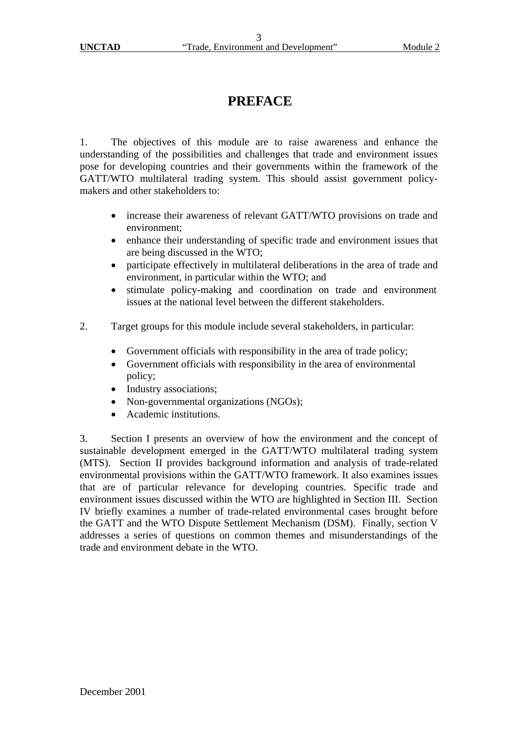# PREFACE

1. The objectives of this module are to raise awareness and enhance the understanding of the possibilities and challenges that trade and environment issues pose for developing countries and their governments within the framework of the GATT/WTO multilateral trading system. This should assist government policy-makers and other stakeholders to:

- increase their awareness of relevant GATT/WTO provisions on trade and environment;
- enhance their understanding of specific trade and environment issues that are being discussed in the WTO;
- participate effectively in multilateral deliberations in the area of trade and environment, in particular within the WTO; and
- stimulate policy-making and coordination on trade and environment issues at the national level between the different stakeholders.

2. Target groups for this module include several stakeholders, in particular:

- Government officials with responsibility in the area of trade policy;
- Government officials with responsibility in the area of environmental policy;
- Industry associations;
- Non-governmental organizations (NGOs);
- Academic institutions.

3. Section I presents an overview of how the environment and the concept of sustainable development emerged in the GATT/WTO multilateral trading system (MTS). Section II provides background information and analysis of trade-related environmental provisions within the GATT/WTO framework. It also examines issues that are of particular relevance for developing countries. Specific trade and environment issues discussed within the WTO are highlighted in Section III. Section IV briefly examines a number of trade-related environmental cases brought before the GATT and the WTO Dispute Settlement Mechanism (DSM). Finally, section V addresses a series of questions on common themes and misunderstandings of the trade and environment debate in the WTO.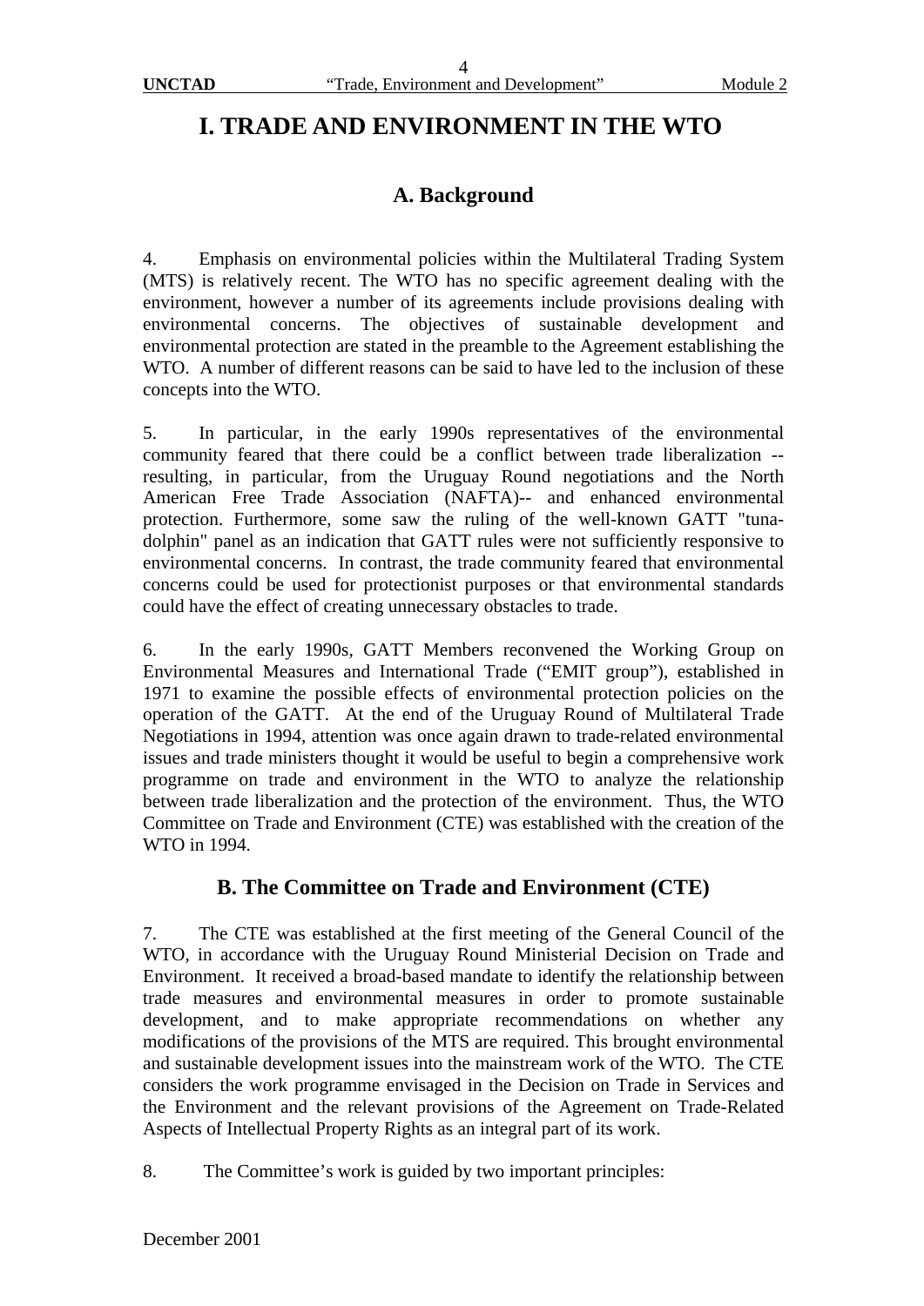# I. TRADE AND ENVIRONMENT IN THE WTO

## A. Background

4. Emphasis on environmental policies within the Multilateral Trading System (MTS) is relatively recent. The WTO has no specific agreement dealing with the environment, however a number of its agreements include provisions dealing with environmental concerns. The objectives of sustainable development and environmental protection are stated in the preamble to the Agreement establishing the WTO. A number of different reasons can be said to have led to the inclusion of these concepts into the WTO.

5. In particular, in the early 1990s representatives of the environmental community feared that there could be a conflict between trade liberalization -- resulting, in particular, from the Uruguay Round negotiations and the North American Free Trade Association (NAFTA)-- and enhanced environmental protection. Furthermore, some saw the ruling of the well-known GATT "tuna-dolphin" panel as an indication that GATT rules were not sufficiently responsive to environmental concerns. In contrast, the trade community feared that environmental concerns could be used for protectionist purposes or that environmental standards could have the effect of creating unnecessary obstacles to trade.

6. In the early 1990s, GATT Members reconvened the Working Group on Environmental Measures and International Trade ("EMIT group"), established in 1971 to examine the possible effects of environmental protection policies on the operation of the GATT. At the end of the Uruguay Round of Multilateral Trade Negotiations in 1994, attention was once again drawn to trade-related environmental issues and trade ministers thought it would be useful to begin a comprehensive work programme on trade and environment in the WTO to analyze the relationship between trade liberalization and the protection of the environment. Thus, the WTO Committee on Trade and Environment (CTE) was established with the creation of the WTO in 1994.

## B. The Committee on Trade and Environment (CTE)

7. The CTE was established at the first meeting of the General Council of the WTO, in accordance with the Uruguay Round Ministerial Decision on Trade and Environment. It received a broad-based mandate to identify the relationship between trade measures and environmental measures in order to promote sustainable development, and to make appropriate recommendations on whether any modifications of the provisions of the MTS are required. This brought environmental and sustainable development issues into the mainstream work of the WTO. The CTE considers the work programme envisaged in the Decision on Trade in Services and the Environment and the relevant provisions of the Agreement on Trade-Related Aspects of Intellectual Property Rights as an integral part of its work.

8. The Committee's work is guided by two important principles: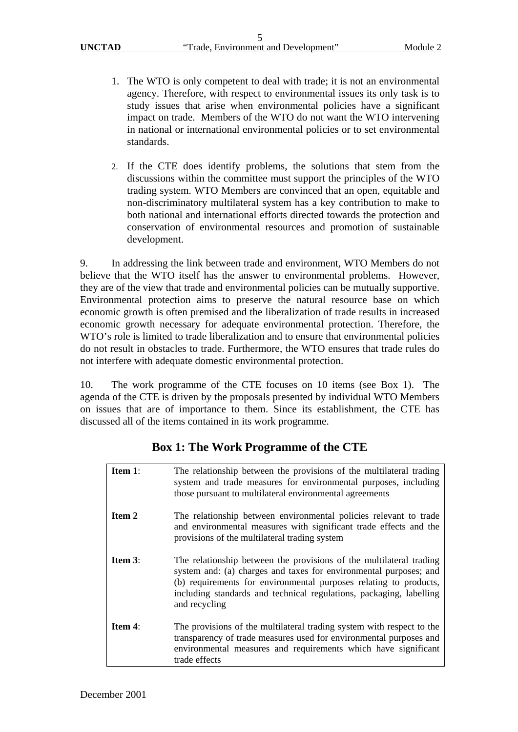1. The WTO is only competent to deal with trade; it is not an environmental agency. Therefore, with respect to environmental issues its only task is to study issues that arise when environmental policies have a significant impact on trade. Members of the WTO do not want the WTO intervening in national or international environmental policies or to set environmental standards.

2. If the CTE does identify problems, the solutions that stem from the discussions within the committee must support the principles of the WTO trading system. WTO Members are convinced that an open, equitable and non-discriminatory multilateral system has a key contribution to make to both national and international efforts directed towards the protection and conservation of environmental resources and promotion of sustainable development.

9. In addressing the link between trade and environment, WTO Members do not believe that the WTO itself has the answer to environmental problems. However, they are of the view that trade and environmental policies can be mutually supportive. Environmental protection aims to preserve the natural resource base on which economic growth is often premised and the liberalization of trade results in increased economic growth necessary for adequate environmental protection. Therefore, the WTO's role is limited to trade liberalization and to ensure that environmental policies do not result in obstacles to trade. Furthermore, the WTO ensures that trade rules do not interfere with adequate domestic environmental protection.

10. The work programme of the CTE focuses on 10 items (see Box 1). The agenda of the CTE is driven by the proposals presented by individual WTO Members on issues that are of importance to them. Since its establishment, the CTE has discussed all of the items contained in its work programme.

## Box 1: The Work Programme of the CTE

| | |
|---|---|
| **Item 1**: | The relationship between the provisions of the multilateral trading system and trade measures for environmental purposes, including those pursuant to multilateral environmental agreements |
| **Item 2** | The relationship between environmental policies relevant to trade and environmental measures with significant trade effects and the provisions of the multilateral trading system |
| **Item 3**: | The relationship between the provisions of the multilateral trading system and: (a) charges and taxes for environmental purposes; and (b) requirements for environmental purposes relating to products, including standards and technical regulations, packaging, labelling and recycling |
| **Item 4**: | The provisions of the multilateral trading system with respect to the transparency of trade measures used for environmental purposes and environmental measures and requirements which have significant trade effects |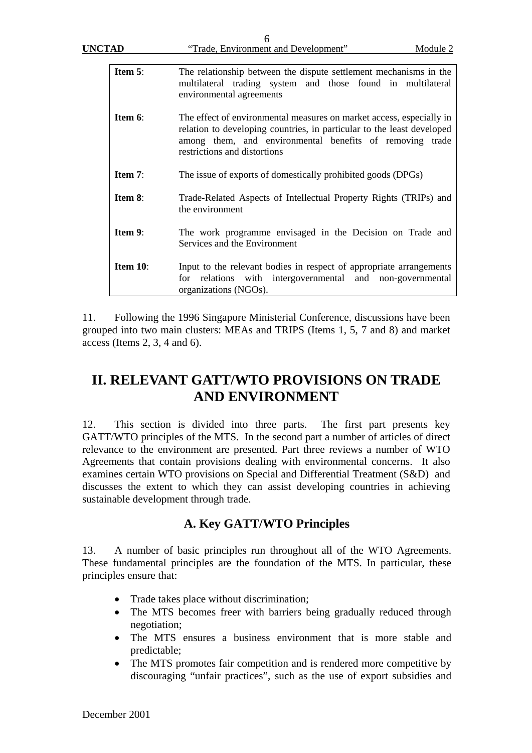| | |
|---|---|
| **Item 5**: | The relationship between the dispute settlement mechanisms in the multilateral trading system and those found in multilateral environmental agreements |
| **Item 6**: | The effect of environmental measures on market access, especially in relation to developing countries, in particular to the least developed among them, and environmental benefits of removing trade restrictions and distortions |
| **Item 7**: | The issue of exports of domestically prohibited goods (DPGs) |
| **Item 8**: | Trade-Related Aspects of Intellectual Property Rights (TRIPs) and the environment |
| **Item 9**: | The work programme envisaged in the Decision on Trade and Services and the Environment |
| **Item 10**: | Input to the relevant bodies in respect of appropriate arrangements for relations with intergovernmental and non-governmental organizations (NGOs). |

11. Following the 1996 Singapore Ministerial Conference, discussions have been grouped into two main clusters: MEAs and TRIPS (Items 1, 5, 7 and 8) and market access (Items 2, 3, 4 and 6).

# II. RELEVANT GATT/WTO PROVISIONS ON TRADE AND ENVIRONMENT

12. This section is divided into three parts. The first part presents key GATT/WTO principles of the MTS. In the second part a number of articles of direct relevance to the environment are presented. Part three reviews a number of WTO Agreements that contain provisions dealing with environmental concerns. It also examines certain WTO provisions on Special and Differential Treatment (S&D) and discusses the extent to which they can assist developing countries in achieving sustainable development through trade.

## A. Key GATT/WTO Principles

13. A number of basic principles run throughout all of the WTO Agreements. These fundamental principles are the foundation of the MTS. In particular, these principles ensure that:

- Trade takes place without discrimination;
- The MTS becomes freer with barriers being gradually reduced through negotiation;
- The MTS ensures a business environment that is more stable and predictable;
- The MTS promotes fair competition and is rendered more competitive by discouraging "unfair practices", such as the use of export subsidies and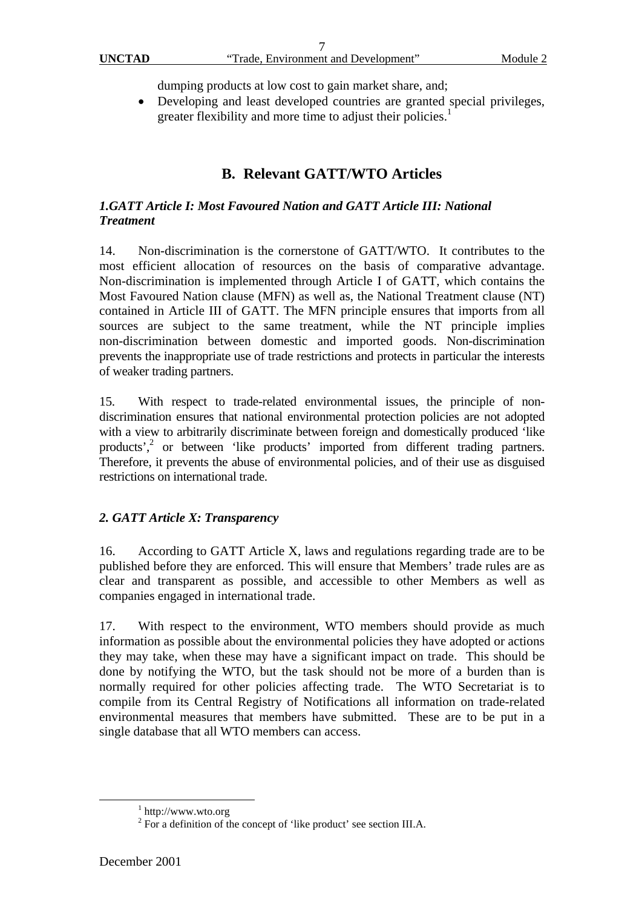dumping products at low cost to gain market share, and;

- Developing and least developed countries are granted special privileges, greater flexibility and more time to adjust their policies.[1]

## B. Relevant GATT/WTO Articles

### *1.GATT Article I: Most Favoured Nation and GATT Article III: National Treatment*

14. Non-discrimination is the cornerstone of GATT/WTO. It contributes to the most efficient allocation of resources on the basis of comparative advantage. Non-discrimination is implemented through Article I of GATT, which contains the Most Favoured Nation clause (MFN) as well as, the National Treatment clause (NT) contained in Article III of GATT. The MFN principle ensures that imports from all sources are subject to the same treatment, while the NT principle implies non-discrimination between domestic and imported goods. Non-discrimination prevents the inappropriate use of trade restrictions and protects in particular the interests of weaker trading partners.

15. With respect to trade-related environmental issues, the principle of non-discrimination ensures that national environmental protection policies are not adopted with a view to arbitrarily discriminate between foreign and domestically produced 'like products',[2] or between 'like products' imported from different trading partners. Therefore, it prevents the abuse of environmental policies, and of their use as disguised restrictions on international trade.

### *2. GATT Article X: Transparency*

16. According to GATT Article X, laws and regulations regarding trade are to be published before they are enforced. This will ensure that Members' trade rules are as clear and transparent as possible, and accessible to other Members as well as companies engaged in international trade.

17. With respect to the environment, WTO members should provide as much information as possible about the environmental policies they have adopted or actions they may take, when these may have a significant impact on trade. This should be done by notifying the WTO, but the task should not be more of a burden than is normally required for other policies affecting trade. The WTO Secretariat is to compile from its Central Registry of Notifications all information on trade-related environmental measures that members have submitted. These are to be put in a single database that all WTO members can access.

[1] http://www.wto.org

[2] For a definition of the concept of 'like product' see section III.A.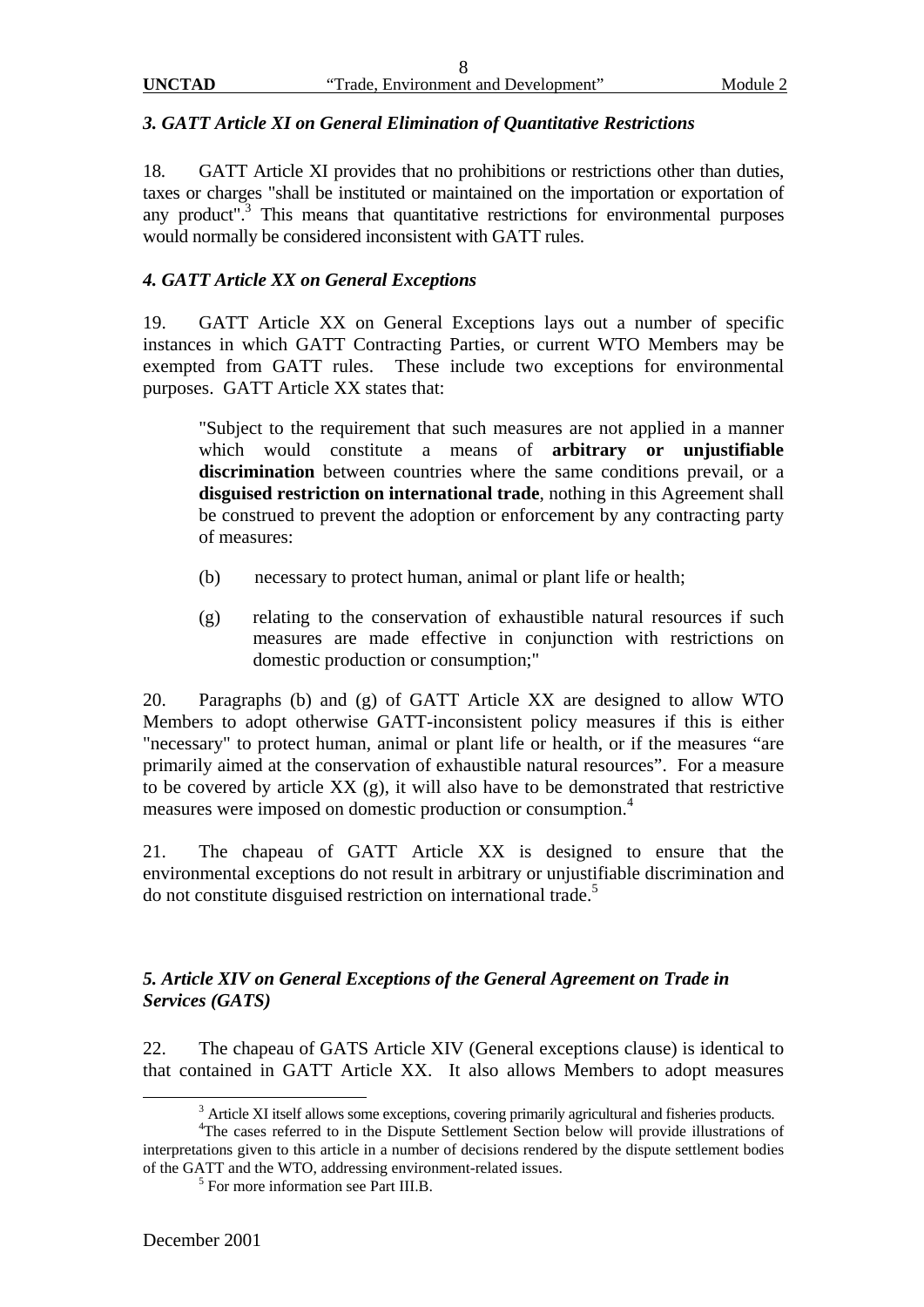### *3. GATT Article XI on General Elimination of Quantitative Restrictions*

18. GATT Article XI provides that no prohibitions or restrictions other than duties, taxes or charges "shall be instituted or maintained on the importation or exportation of any product".[3] This means that quantitative restrictions for environmental purposes would normally be considered inconsistent with GATT rules.

### *4. GATT Article XX on General Exceptions*

19. GATT Article XX on General Exceptions lays out a number of specific instances in which GATT Contracting Parties, or current WTO Members may be exempted from GATT rules. These include two exceptions for environmental purposes. GATT Article XX states that:

> "Subject to the requirement that such measures are not applied in a manner which would constitute a means of **arbitrary or unjustifiable discrimination** between countries where the same conditions prevail, or a **disguised restriction on international trade**, nothing in this Agreement shall be construed to prevent the adoption or enforcement by any contracting party of measures:
>
> (b) necessary to protect human, animal or plant life or health;
>
> (g) relating to the conservation of exhaustible natural resources if such measures are made effective in conjunction with restrictions on domestic production or consumption;"

20. Paragraphs (b) and (g) of GATT Article XX are designed to allow WTO Members to adopt otherwise GATT-inconsistent policy measures if this is either "necessary" to protect human, animal or plant life or health, or if the measures "are primarily aimed at the conservation of exhaustible natural resources". For a measure to be covered by article XX (g), it will also have to be demonstrated that restrictive measures were imposed on domestic production or consumption.[4]

21. The chapeau of GATT Article XX is designed to ensure that the environmental exceptions do not result in arbitrary or unjustifiable discrimination and do not constitute disguised restriction on international trade.[5]

### *5. Article XIV on General Exceptions of the General Agreement on Trade in Services (GATS)*

22. The chapeau of GATS Article XIV (General exceptions clause) is identical to that contained in GATT Article XX. It also allows Members to adopt measures

---

[3] Article XI itself allows some exceptions, covering primarily agricultural and fisheries products.

[4] The cases referred to in the Dispute Settlement Section below will provide illustrations of interpretations given to this article in a number of decisions rendered by the dispute settlement bodies of the GATT and the WTO, addressing environment-related issues.

[5] For more information see Part III.B.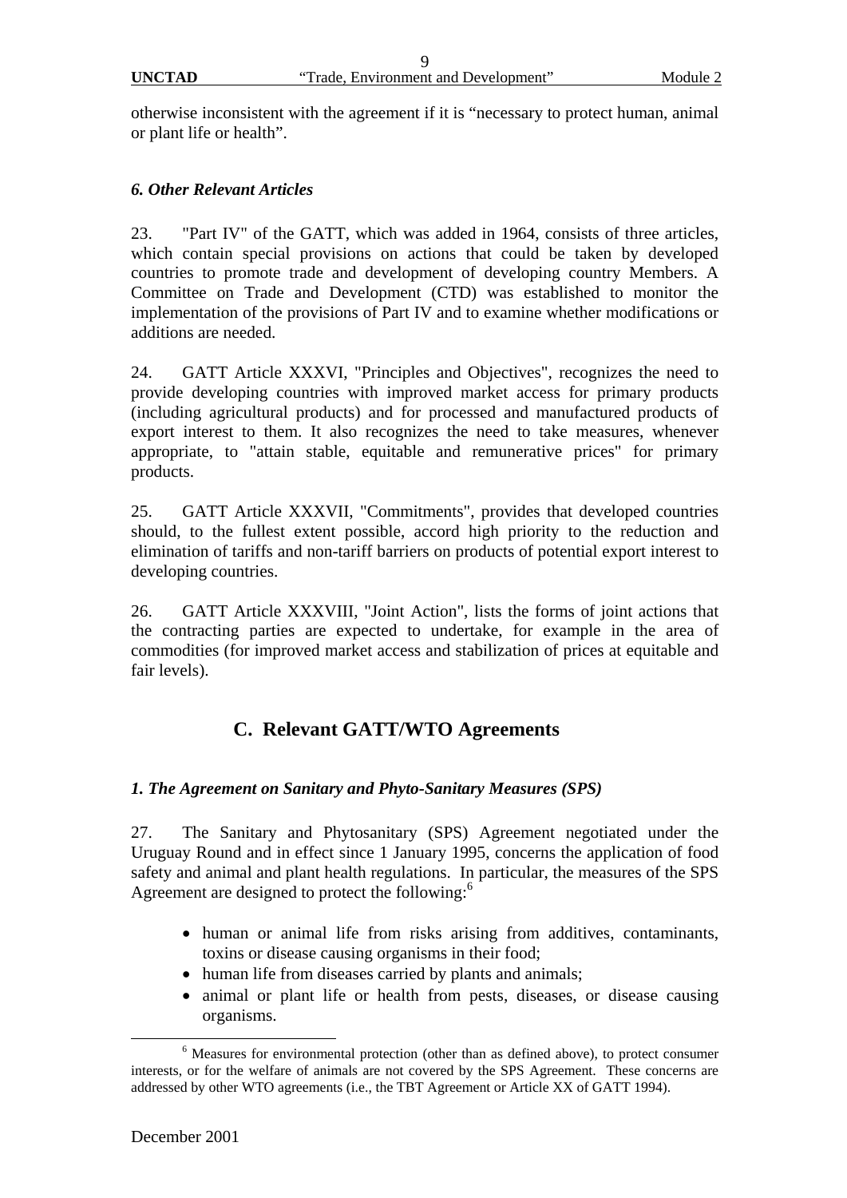otherwise inconsistent with the agreement if it is "necessary to protect human, animal or plant life or health".

### *6. Other Relevant Articles*

23. "Part IV" of the GATT, which was added in 1964, consists of three articles, which contain special provisions on actions that could be taken by developed countries to promote trade and development of developing country Members. A Committee on Trade and Development (CTD) was established to monitor the implementation of the provisions of Part IV and to examine whether modifications or additions are needed.

24. GATT Article XXXVI, "Principles and Objectives", recognizes the need to provide developing countries with improved market access for primary products (including agricultural products) and for processed and manufactured products of export interest to them. It also recognizes the need to take measures, whenever appropriate, to "attain stable, equitable and remunerative prices" for primary products.

25. GATT Article XXXVII, "Commitments", provides that developed countries should, to the fullest extent possible, accord high priority to the reduction and elimination of tariffs and non-tariff barriers on products of potential export interest to developing countries.

26. GATT Article XXXVIII, "Joint Action", lists the forms of joint actions that the contracting parties are expected to undertake, for example in the area of commodities (for improved market access and stabilization of prices at equitable and fair levels).

## C. Relevant GATT/WTO Agreements

### *1. The Agreement on Sanitary and Phyto-Sanitary Measures (SPS)*

27. The Sanitary and Phytosanitary (SPS) Agreement negotiated under the Uruguay Round and in effect since 1 January 1995, concerns the application of food safety and animal and plant health regulations. In particular, the measures of the SPS Agreement are designed to protect the following:[6]

- human or animal life from risks arising from additives, contaminants, toxins or disease causing organisms in their food;
- human life from diseases carried by plants and animals;
- animal or plant life or health from pests, diseases, or disease causing organisms.

[6] Measures for environmental protection (other than as defined above), to protect consumer interests, or for the welfare of animals are not covered by the SPS Agreement. These concerns are addressed by other WTO agreements (i.e., the TBT Agreement or Article XX of GATT 1994).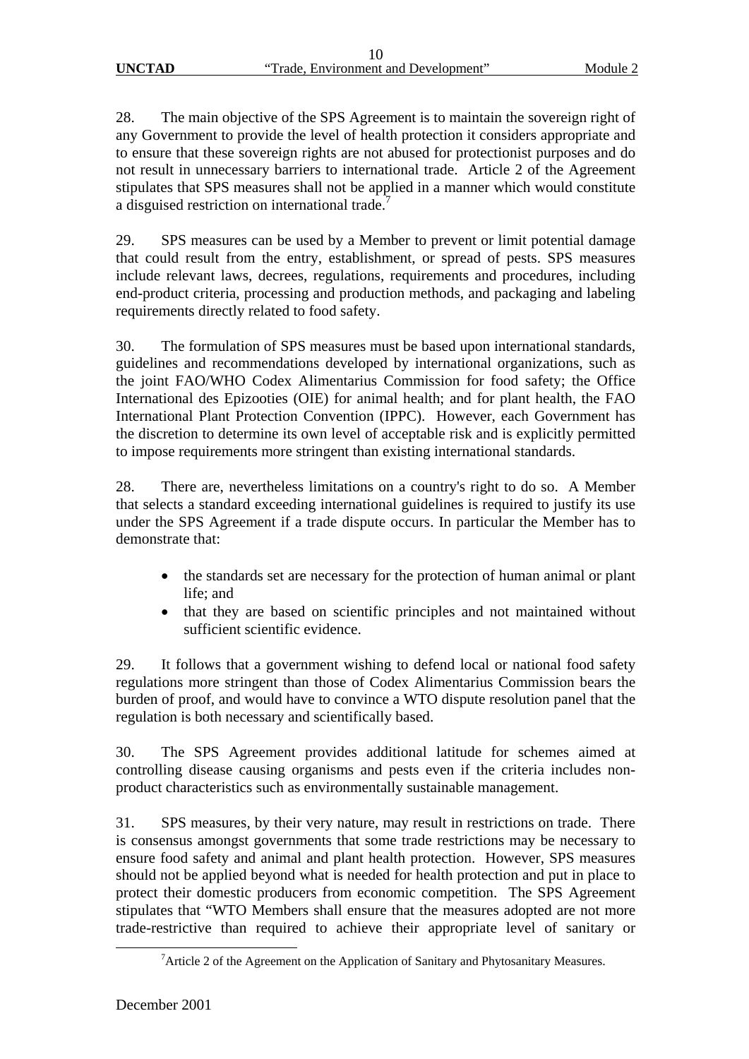28. The main objective of the SPS Agreement is to maintain the sovereign right of any Government to provide the level of health protection it considers appropriate and to ensure that these sovereign rights are not abused for protectionist purposes and do not result in unnecessary barriers to international trade. Article 2 of the Agreement stipulates that SPS measures shall not be applied in a manner which would constitute a disguised restriction on international trade.[7]

29. SPS measures can be used by a Member to prevent or limit potential damage that could result from the entry, establishment, or spread of pests. SPS measures include relevant laws, decrees, regulations, requirements and procedures, including end-product criteria, processing and production methods, and packaging and labeling requirements directly related to food safety.

30. The formulation of SPS measures must be based upon international standards, guidelines and recommendations developed by international organizations, such as the joint FAO/WHO Codex Alimentarius Commission for food safety; the Office International des Epizooties (OIE) for animal health; and for plant health, the FAO International Plant Protection Convention (IPPC). However, each Government has the discretion to determine its own level of acceptable risk and is explicitly permitted to impose requirements more stringent than existing international standards.

28. There are, nevertheless limitations on a country's right to do so. A Member that selects a standard exceeding international guidelines is required to justify its use under the SPS Agreement if a trade dispute occurs. In particular the Member has to demonstrate that:

- the standards set are necessary for the protection of human animal or plant life; and
- that they are based on scientific principles and not maintained without sufficient scientific evidence.

29. It follows that a government wishing to defend local or national food safety regulations more stringent than those of Codex Alimentarius Commission bears the burden of proof, and would have to convince a WTO dispute resolution panel that the regulation is both necessary and scientifically based.

30. The SPS Agreement provides additional latitude for schemes aimed at controlling disease causing organisms and pests even if the criteria includes non-product characteristics such as environmentally sustainable management.

31. SPS measures, by their very nature, may result in restrictions on trade. There is consensus amongst governments that some trade restrictions may be necessary to ensure food safety and animal and plant health protection. However, SPS measures should not be applied beyond what is needed for health protection and put in place to protect their domestic producers from economic competition. The SPS Agreement stipulates that "WTO Members shall ensure that the measures adopted are not more trade-restrictive than required to achieve their appropriate level of sanitary or

[7] Article 2 of the Agreement on the Application of Sanitary and Phytosanitary Measures.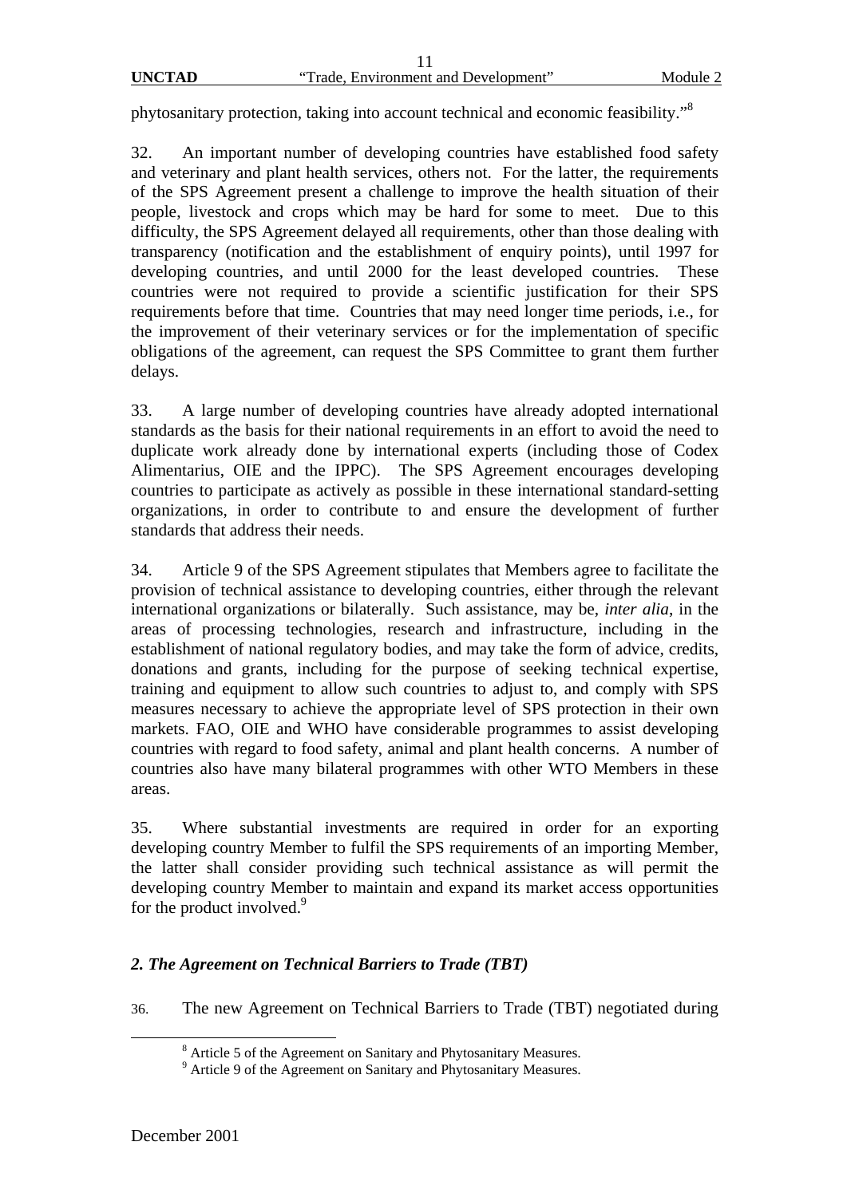phytosanitary protection, taking into account technical and economic feasibility."[8]

32. An important number of developing countries have established food safety and veterinary and plant health services, others not. For the latter, the requirements of the SPS Agreement present a challenge to improve the health situation of their people, livestock and crops which may be hard for some to meet. Due to this difficulty, the SPS Agreement delayed all requirements, other than those dealing with transparency (notification and the establishment of enquiry points), until 1997 for developing countries, and until 2000 for the least developed countries. These countries were not required to provide a scientific justification for their SPS requirements before that time. Countries that may need longer time periods, i.e., for the improvement of their veterinary services or for the implementation of specific obligations of the agreement, can request the SPS Committee to grant them further delays.

33. A large number of developing countries have already adopted international standards as the basis for their national requirements in an effort to avoid the need to duplicate work already done by international experts (including those of Codex Alimentarius, OIE and the IPPC). The SPS Agreement encourages developing countries to participate as actively as possible in these international standard-setting organizations, in order to contribute to and ensure the development of further standards that address their needs.

34. Article 9 of the SPS Agreement stipulates that Members agree to facilitate the provision of technical assistance to developing countries, either through the relevant international organizations or bilaterally. Such assistance, may be, *inter alia*, in the areas of processing technologies, research and infrastructure, including in the establishment of national regulatory bodies, and may take the form of advice, credits, donations and grants, including for the purpose of seeking technical expertise, training and equipment to allow such countries to adjust to, and comply with SPS measures necessary to achieve the appropriate level of SPS protection in their own markets. FAO, OIE and WHO have considerable programmes to assist developing countries with regard to food safety, animal and plant health concerns. A number of countries also have many bilateral programmes with other WTO Members in these areas.

35. Where substantial investments are required in order for an exporting developing country Member to fulfil the SPS requirements of an importing Member, the latter shall consider providing such technical assistance as will permit the developing country Member to maintain and expand its market access opportunities for the product involved.[9]

### *2. The Agreement on Technical Barriers to Trade (TBT)*

36. The new Agreement on Technical Barriers to Trade (TBT) negotiated during

---

[8] Article 5 of the Agreement on Sanitary and Phytosanitary Measures.

[9] Article 9 of the Agreement on Sanitary and Phytosanitary Measures.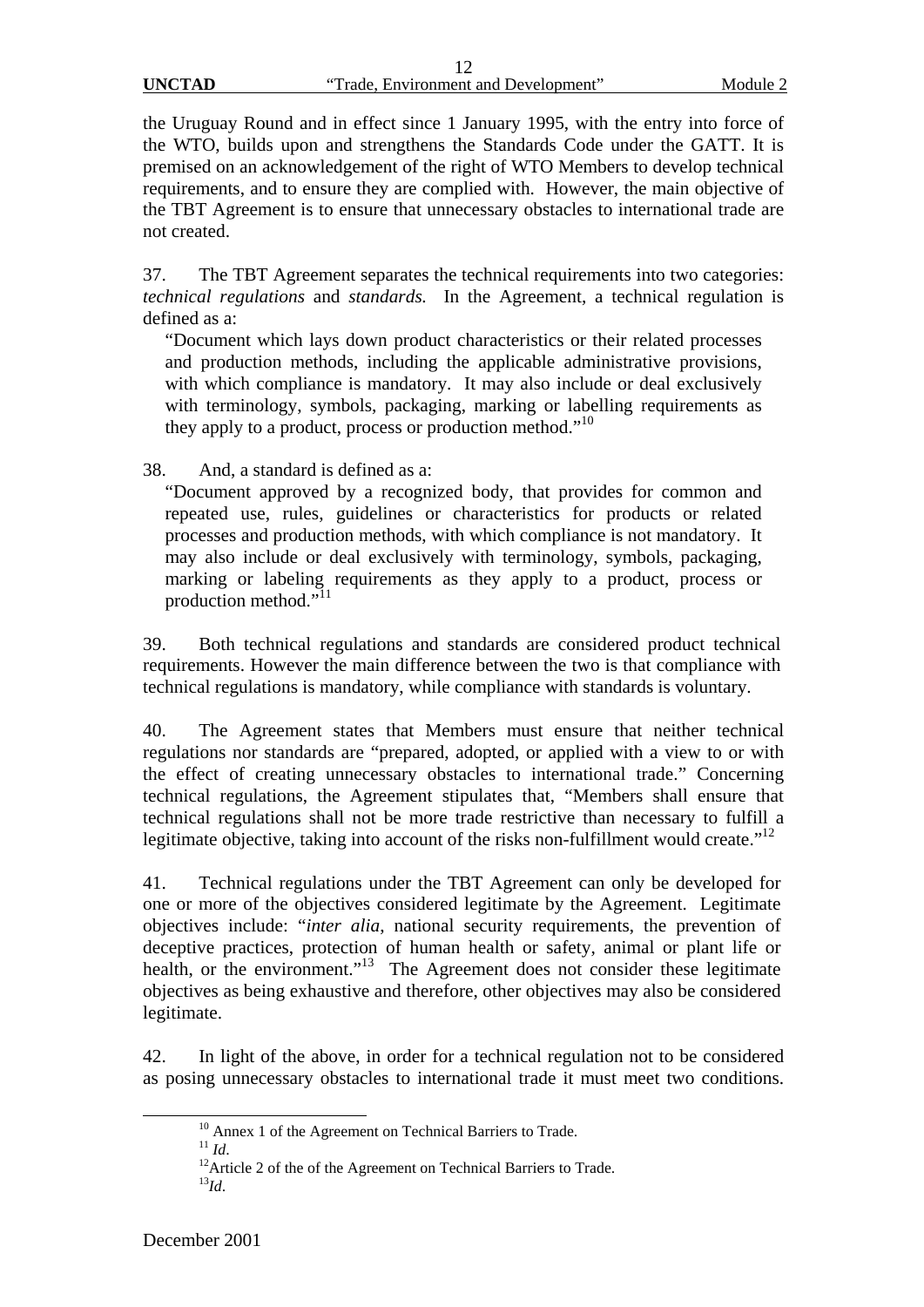the Uruguay Round and in effect since 1 January 1995, with the entry into force of the WTO, builds upon and strengthens the Standards Code under the GATT. It is premised on an acknowledgement of the right of WTO Members to develop technical requirements, and to ensure they are complied with. However, the main objective of the TBT Agreement is to ensure that unnecessary obstacles to international trade are not created.

37. The TBT Agreement separates the technical requirements into two categories: *technical regulations* and *standards.* In the Agreement, a technical regulation is defined as a:

> "Document which lays down product characteristics or their related processes and production methods, including the applicable administrative provisions, with which compliance is mandatory. It may also include or deal exclusively with terminology, symbols, packaging, marking or labelling requirements as they apply to a product, process or production method."[10]

38. And, a standard is defined as a:

> "Document approved by a recognized body, that provides for common and repeated use, rules, guidelines or characteristics for products or related processes and production methods, with which compliance is not mandatory. It may also include or deal exclusively with terminology, symbols, packaging, marking or labeling requirements as they apply to a product, process or production method."[11]

39. Both technical regulations and standards are considered product technical requirements. However the main difference between the two is that compliance with technical regulations is mandatory, while compliance with standards is voluntary.

40. The Agreement states that Members must ensure that neither technical regulations nor standards are "prepared, adopted, or applied with a view to or with the effect of creating unnecessary obstacles to international trade." Concerning technical regulations, the Agreement stipulates that, "Members shall ensure that technical regulations shall not be more trade restrictive than necessary to fulfill a legitimate objective, taking into account of the risks non-fulfillment would create."[12]

41. Technical regulations under the TBT Agreement can only be developed for one or more of the objectives considered legitimate by the Agreement. Legitimate objectives include: "*inter alia*, national security requirements, the prevention of deceptive practices, protection of human health or safety, animal or plant life or health, or the environment."[13] The Agreement does not consider these legitimate objectives as being exhaustive and therefore, other objectives may also be considered legitimate.

42. In light of the above, in order for a technical regulation not to be considered as posing unnecessary obstacles to international trade it must meet two conditions.

---

[10] Annex 1 of the Agreement on Technical Barriers to Trade.

[11] *Id*.

[12] Article 2 of the of the Agreement on Technical Barriers to Trade.

[13] *Id*.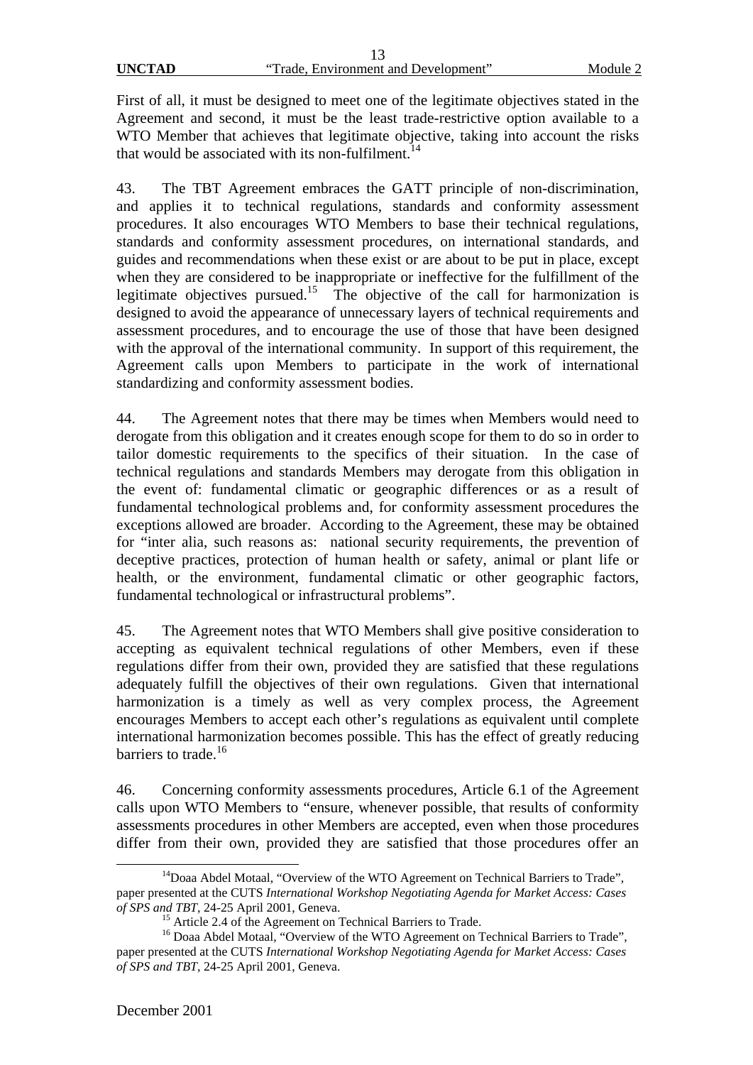First of all, it must be designed to meet one of the legitimate objectives stated in the Agreement and second, it must be the least trade-restrictive option available to a WTO Member that achieves that legitimate objective, taking into account the risks that would be associated with its non-fulfilment.[14]

43. The TBT Agreement embraces the GATT principle of non-discrimination, and applies it to technical regulations, standards and conformity assessment procedures. It also encourages WTO Members to base their technical regulations, standards and conformity assessment procedures, on international standards, and guides and recommendations when these exist or are about to be put in place, except when they are considered to be inappropriate or ineffective for the fulfillment of the legitimate objectives pursued.[15] The objective of the call for harmonization is designed to avoid the appearance of unnecessary layers of technical requirements and assessment procedures, and to encourage the use of those that have been designed with the approval of the international community. In support of this requirement, the Agreement calls upon Members to participate in the work of international standardizing and conformity assessment bodies.

44. The Agreement notes that there may be times when Members would need to derogate from this obligation and it creates enough scope for them to do so in order to tailor domestic requirements to the specifics of their situation. In the case of technical regulations and standards Members may derogate from this obligation in the event of: fundamental climatic or geographic differences or as a result of fundamental technological problems and, for conformity assessment procedures the exceptions allowed are broader. According to the Agreement, these may be obtained for "inter alia, such reasons as: national security requirements, the prevention of deceptive practices, protection of human health or safety, animal or plant life or health, or the environment, fundamental climatic or other geographic factors, fundamental technological or infrastructural problems".

45. The Agreement notes that WTO Members shall give positive consideration to accepting as equivalent technical regulations of other Members, even if these regulations differ from their own, provided they are satisfied that these regulations adequately fulfill the objectives of their own regulations. Given that international harmonization is a timely as well as very complex process, the Agreement encourages Members to accept each other's regulations as equivalent until complete international harmonization becomes possible. This has the effect of greatly reducing barriers to trade.[16]

46. Concerning conformity assessments procedures, Article 6.1 of the Agreement calls upon WTO Members to "ensure, whenever possible, that results of conformity assessments procedures in other Members are accepted, even when those procedures differ from their own, provided they are satisfied that those procedures offer an

---

[14] Doaa Abdel Motaal, "Overview of the WTO Agreement on Technical Barriers to Trade", paper presented at the CUTS *International Workshop Negotiating Agenda for Market Access: Cases of SPS and TBT*, 24-25 April 2001, Geneva.

[15] Article 2.4 of the Agreement on Technical Barriers to Trade.

[16] Doaa Abdel Motaal, "Overview of the WTO Agreement on Technical Barriers to Trade", paper presented at the CUTS *International Workshop Negotiating Agenda for Market Access: Cases of SPS and TBT*, 24-25 April 2001, Geneva.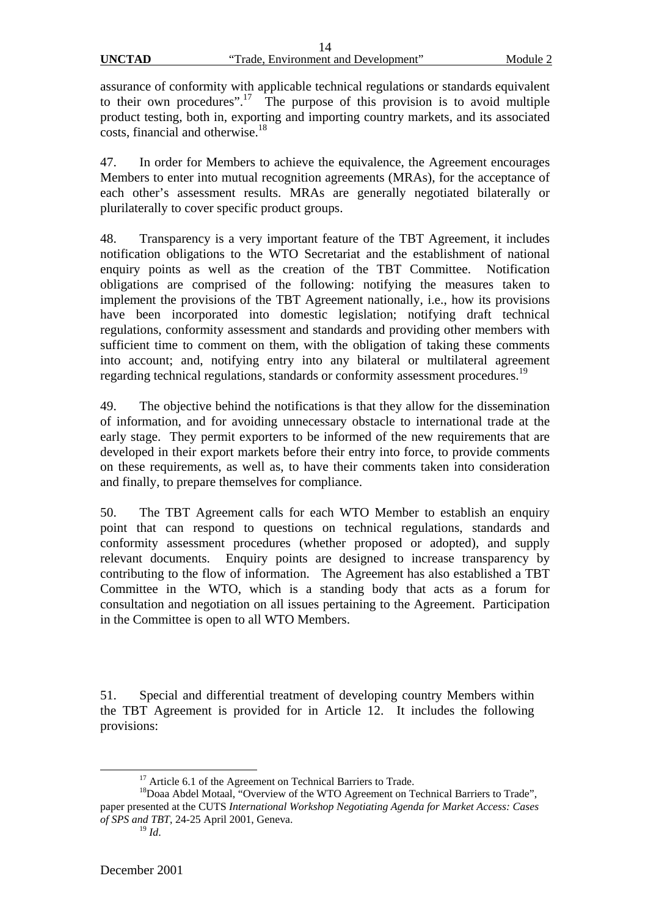assurance of conformity with applicable technical regulations or standards equivalent to their own procedures".[17] The purpose of this provision is to avoid multiple product testing, both in, exporting and importing country markets, and its associated costs, financial and otherwise.[18]

47. In order for Members to achieve the equivalence, the Agreement encourages Members to enter into mutual recognition agreements (MRAs), for the acceptance of each other's assessment results. MRAs are generally negotiated bilaterally or plurilaterally to cover specific product groups.

48. Transparency is a very important feature of the TBT Agreement, it includes notification obligations to the WTO Secretariat and the establishment of national enquiry points as well as the creation of the TBT Committee. Notification obligations are comprised of the following: notifying the measures taken to implement the provisions of the TBT Agreement nationally, i.e., how its provisions have been incorporated into domestic legislation; notifying draft technical regulations, conformity assessment and standards and providing other members with sufficient time to comment on them, with the obligation of taking these comments into account; and, notifying entry into any bilateral or multilateral agreement regarding technical regulations, standards or conformity assessment procedures.[19]

49. The objective behind the notifications is that they allow for the dissemination of information, and for avoiding unnecessary obstacle to international trade at the early stage. They permit exporters to be informed of the new requirements that are developed in their export markets before their entry into force, to provide comments on these requirements, as well as, to have their comments taken into consideration and finally, to prepare themselves for compliance.

50. The TBT Agreement calls for each WTO Member to establish an enquiry point that can respond to questions on technical regulations, standards and conformity assessment procedures (whether proposed or adopted), and supply relevant documents. Enquiry points are designed to increase transparency by contributing to the flow of information. The Agreement has also established a TBT Committee in the WTO, which is a standing body that acts as a forum for consultation and negotiation on all issues pertaining to the Agreement. Participation in the Committee is open to all WTO Members.

51. Special and differential treatment of developing country Members within the TBT Agreement is provided for in Article 12. It includes the following provisions:

---

[17] Article 6.1 of the Agreement on Technical Barriers to Trade.

[18] Doaa Abdel Motaal, "Overview of the WTO Agreement on Technical Barriers to Trade", paper presented at the CUTS *International Workshop Negotiating Agenda for Market Access: Cases of SPS and TBT*, 24-25 April 2001, Geneva.

[19] *Id*.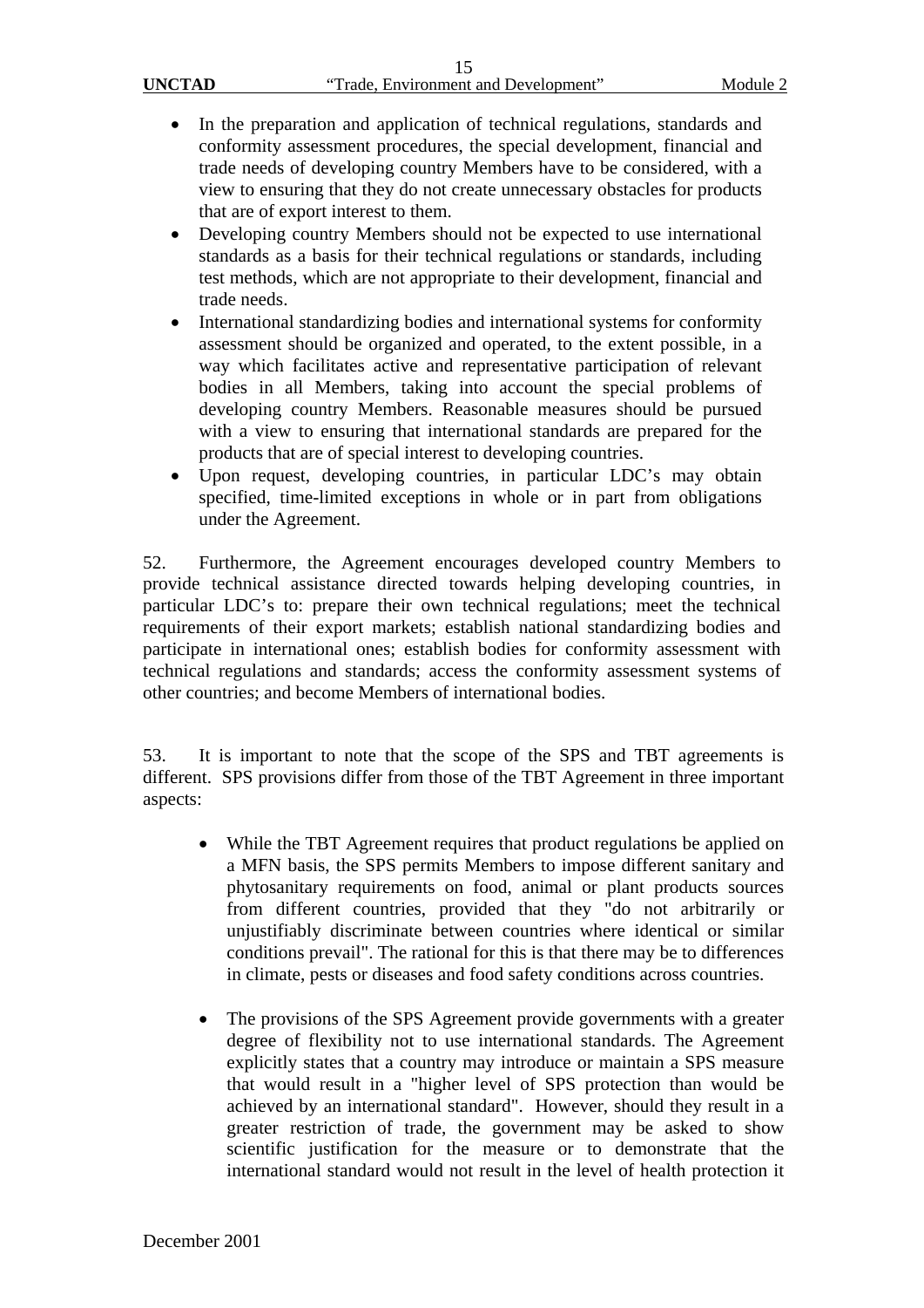- In the preparation and application of technical regulations, standards and conformity assessment procedures, the special development, financial and trade needs of developing country Members have to be considered, with a view to ensuring that they do not create unnecessary obstacles for products that are of export interest to them.
- Developing country Members should not be expected to use international standards as a basis for their technical regulations or standards, including test methods, which are not appropriate to their development, financial and trade needs.
- International standardizing bodies and international systems for conformity assessment should be organized and operated, to the extent possible, in a way which facilitates active and representative participation of relevant bodies in all Members, taking into account the special problems of developing country Members. Reasonable measures should be pursued with a view to ensuring that international standards are prepared for the products that are of special interest to developing countries.
- Upon request, developing countries, in particular LDC's may obtain specified, time-limited exceptions in whole or in part from obligations under the Agreement.

52. Furthermore, the Agreement encourages developed country Members to provide technical assistance directed towards helping developing countries, in particular LDC's to: prepare their own technical regulations; meet the technical requirements of their export markets; establish national standardizing bodies and participate in international ones; establish bodies for conformity assessment with technical regulations and standards; access the conformity assessment systems of other countries; and become Members of international bodies.

53. It is important to note that the scope of the SPS and TBT agreements is different. SPS provisions differ from those of the TBT Agreement in three important aspects:

- While the TBT Agreement requires that product regulations be applied on a MFN basis, the SPS permits Members to impose different sanitary and phytosanitary requirements on food, animal or plant products sources from different countries, provided that they "do not arbitrarily or unjustifiably discriminate between countries where identical or similar conditions prevail". The rational for this is that there may be to differences in climate, pests or diseases and food safety conditions across countries.

- The provisions of the SPS Agreement provide governments with a greater degree of flexibility not to use international standards. The Agreement explicitly states that a country may introduce or maintain a SPS measure that would result in a "higher level of SPS protection than would be achieved by an international standard". However, should they result in a greater restriction of trade, the government may be asked to show scientific justification for the measure or to demonstrate that the international standard would not result in the level of health protection it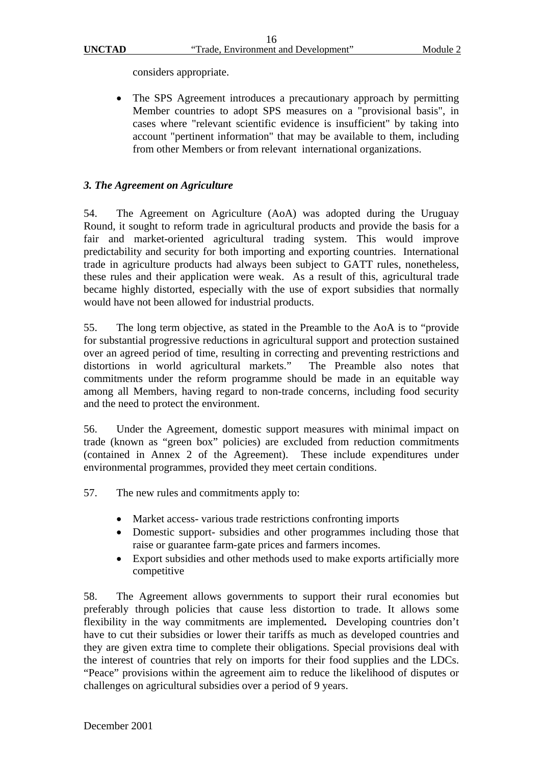considers appropriate.

- The SPS Agreement introduces a precautionary approach by permitting Member countries to adopt SPS measures on a "provisional basis", in cases where "relevant scientific evidence is insufficient" by taking into account "pertinent information" that may be available to them, including from other Members or from relevant international organizations.

### *3. The Agreement on Agriculture*

54. The Agreement on Agriculture (AoA) was adopted during the Uruguay Round, it sought to reform trade in agricultural products and provide the basis for a fair and market-oriented agricultural trading system. This would improve predictability and security for both importing and exporting countries. International trade in agriculture products had always been subject to GATT rules, nonetheless, these rules and their application were weak. As a result of this, agricultural trade became highly distorted, especially with the use of export subsidies that normally would have not been allowed for industrial products.

55. The long term objective, as stated in the Preamble to the AoA is to "provide for substantial progressive reductions in agricultural support and protection sustained over an agreed period of time, resulting in correcting and preventing restrictions and distortions in world agricultural markets." The Preamble also notes that commitments under the reform programme should be made in an equitable way among all Members, having regard to non-trade concerns, including food security and the need to protect the environment.

56. Under the Agreement, domestic support measures with minimal impact on trade (known as "green box" policies) are excluded from reduction commitments (contained in Annex 2 of the Agreement). These include expenditures under environmental programmes, provided they meet certain conditions.

57. The new rules and commitments apply to:

- Market access- various trade restrictions confronting imports
- Domestic support- subsidies and other programmes including those that raise or guarantee farm-gate prices and farmers incomes.
- Export subsidies and other methods used to make exports artificially more competitive

58. The Agreement allows governments to support their rural economies but preferably through policies that cause less distortion to trade. It allows some flexibility in the way commitments are implemented**.** Developing countries don't have to cut their subsidies or lower their tariffs as much as developed countries and they are given extra time to complete their obligations. Special provisions deal with the interest of countries that rely on imports for their food supplies and the LDCs. "Peace" provisions within the agreement aim to reduce the likelihood of disputes or challenges on agricultural subsidies over a period of 9 years.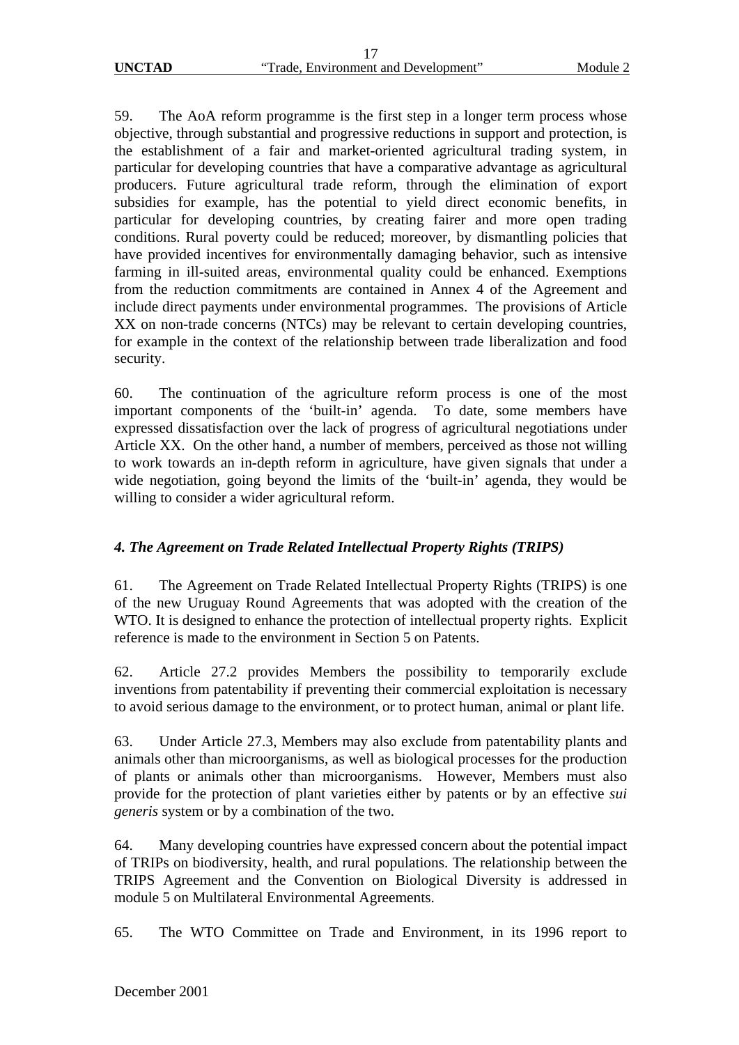59. The AoA reform programme is the first step in a longer term process whose objective, through substantial and progressive reductions in support and protection, is the establishment of a fair and market-oriented agricultural trading system, in particular for developing countries that have a comparative advantage as agricultural producers. Future agricultural trade reform, through the elimination of export subsidies for example, has the potential to yield direct economic benefits, in particular for developing countries, by creating fairer and more open trading conditions. Rural poverty could be reduced; moreover, by dismantling policies that have provided incentives for environmentally damaging behavior, such as intensive farming in ill-suited areas, environmental quality could be enhanced. Exemptions from the reduction commitments are contained in Annex 4 of the Agreement and include direct payments under environmental programmes. The provisions of Article XX on non-trade concerns (NTCs) may be relevant to certain developing countries, for example in the context of the relationship between trade liberalization and food security.

60. The continuation of the agriculture reform process is one of the most important components of the 'built-in' agenda. To date, some members have expressed dissatisfaction over the lack of progress of agricultural negotiations under Article XX. On the other hand, a number of members, perceived as those not willing to work towards an in-depth reform in agriculture, have given signals that under a wide negotiation, going beyond the limits of the 'built-in' agenda, they would be willing to consider a wider agricultural reform.

### *4. The Agreement on Trade Related Intellectual Property Rights (TRIPS)*

61. The Agreement on Trade Related Intellectual Property Rights (TRIPS) is one of the new Uruguay Round Agreements that was adopted with the creation of the WTO. It is designed to enhance the protection of intellectual property rights. Explicit reference is made to the environment in Section 5 on Patents.

62. Article 27.2 provides Members the possibility to temporarily exclude inventions from patentability if preventing their commercial exploitation is necessary to avoid serious damage to the environment, or to protect human, animal or plant life.

63. Under Article 27.3, Members may also exclude from patentability plants and animals other than microorganisms, as well as biological processes for the production of plants or animals other than microorganisms. However, Members must also provide for the protection of plant varieties either by patents or by an effective *sui generis* system or by a combination of the two.

64. Many developing countries have expressed concern about the potential impact of TRIPs on biodiversity, health, and rural populations. The relationship between the TRIPS Agreement and the Convention on Biological Diversity is addressed in module 5 on Multilateral Environmental Agreements.

65. The WTO Committee on Trade and Environment, in its 1996 report to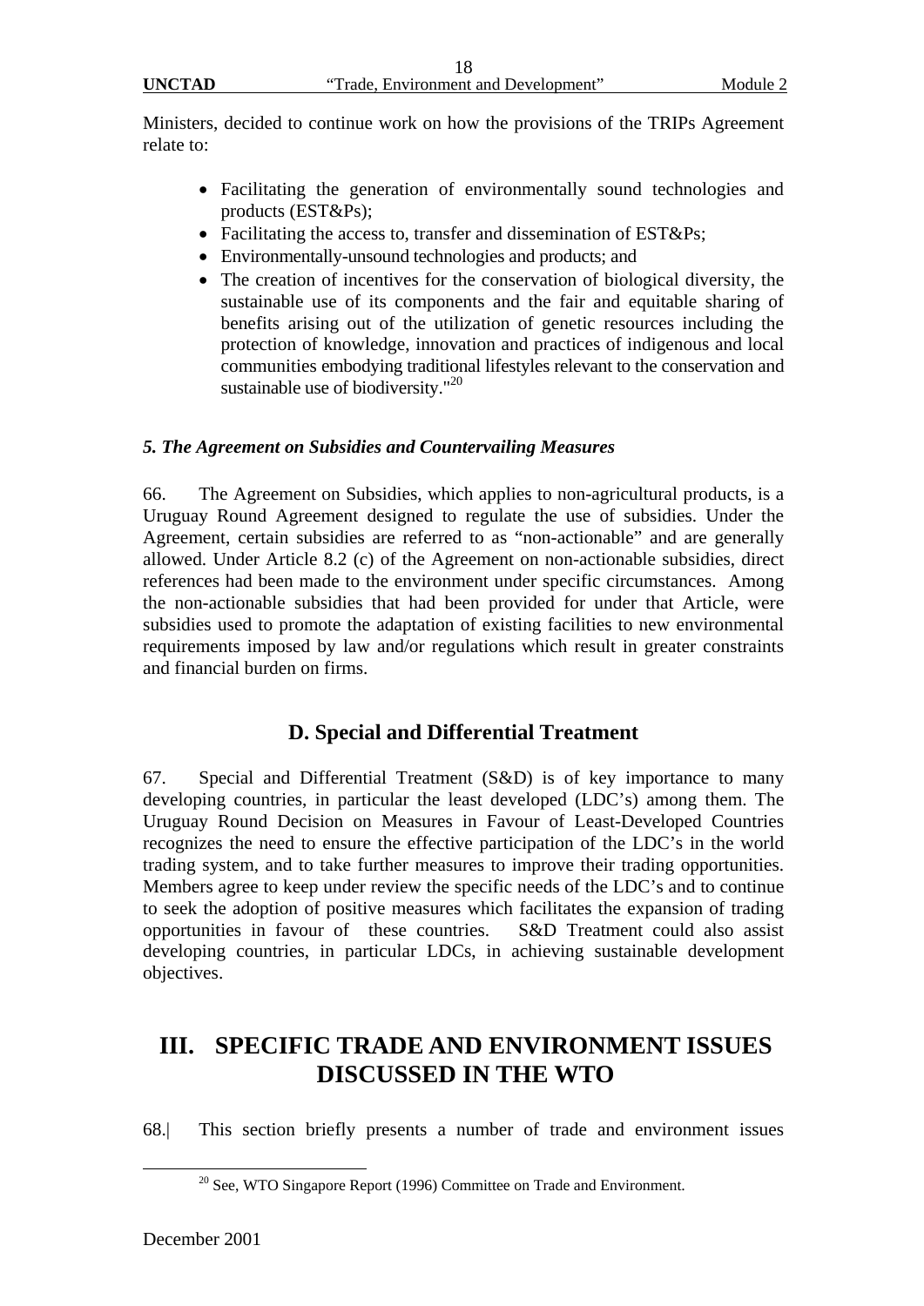Ministers, decided to continue work on how the provisions of the TRIPs Agreement relate to:

- Facilitating the generation of environmentally sound technologies and products (EST&Ps);
- Facilitating the access to, transfer and dissemination of EST&Ps;
- Environmentally-unsound technologies and products; and
- The creation of incentives for the conservation of biological diversity, the sustainable use of its components and the fair and equitable sharing of benefits arising out of the utilization of genetic resources including the protection of knowledge, innovation and practices of indigenous and local communities embodying traditional lifestyles relevant to the conservation and sustainable use of biodiversity."[20]

### *5. The Agreement on Subsidies and Countervailing Measures*

66. The Agreement on Subsidies, which applies to non-agricultural products, is a Uruguay Round Agreement designed to regulate the use of subsidies. Under the Agreement, certain subsidies are referred to as "non-actionable" and are generally allowed. Under Article 8.2 (c) of the Agreement on non-actionable subsidies, direct references had been made to the environment under specific circumstances. Among the non-actionable subsidies that had been provided for under that Article, were subsidies used to promote the adaptation of existing facilities to new environmental requirements imposed by law and/or regulations which result in greater constraints and financial burden on firms.

## D. Special and Differential Treatment

67. Special and Differential Treatment (S&D) is of key importance to many developing countries, in particular the least developed (LDC's) among them. The Uruguay Round Decision on Measures in Favour of Least-Developed Countries recognizes the need to ensure the effective participation of the LDC's in the world trading system, and to take further measures to improve their trading opportunities. Members agree to keep under review the specific needs of the LDC's and to continue to seek the adoption of positive measures which facilitates the expansion of trading opportunities in favour of these countries. S&D Treatment could also assist developing countries, in particular LDCs, in achieving sustainable development objectives.

# III. SPECIFIC TRADE AND ENVIRONMENT ISSUES DISCUSSED IN THE WTO

68. This section briefly presents a number of trade and environment issues

[20] See, WTO Singapore Report (1996) Committee on Trade and Environment.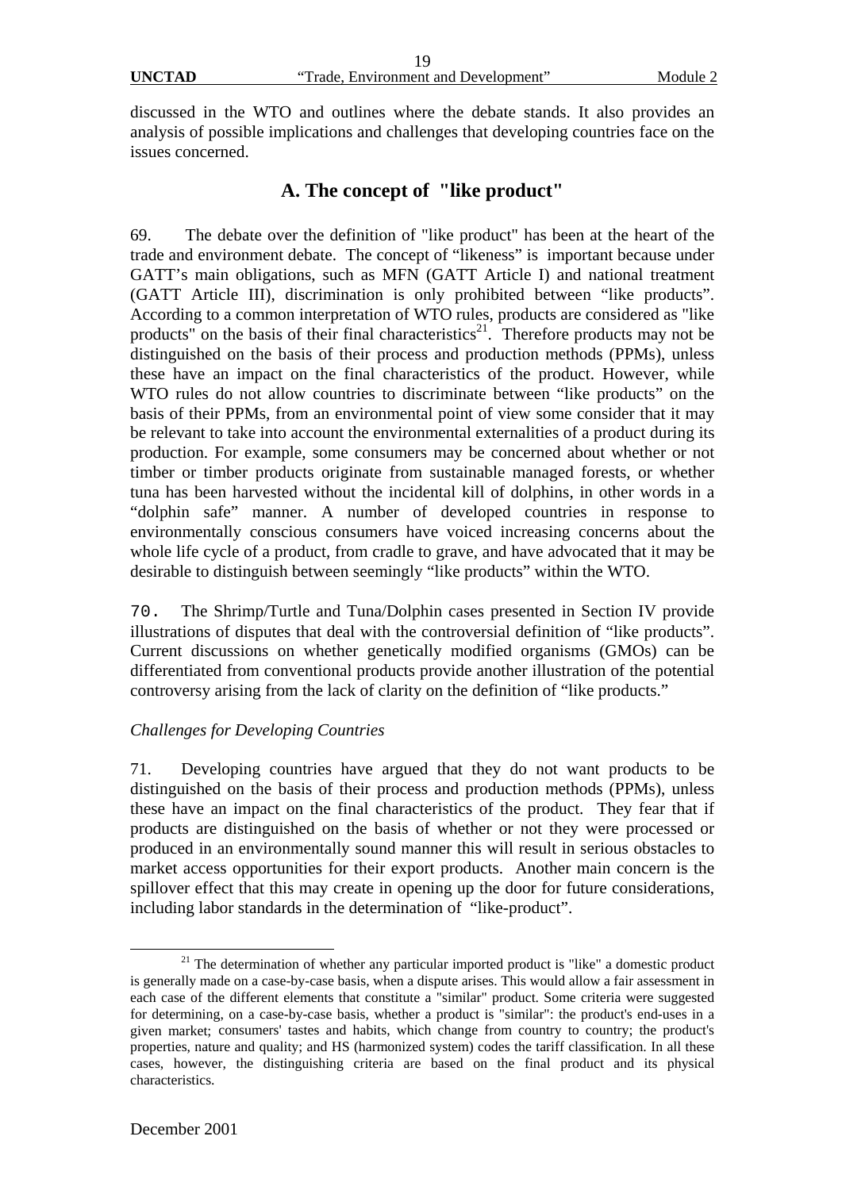discussed in the WTO and outlines where the debate stands. It also provides an analysis of possible implications and challenges that developing countries face on the issues concerned.

## A. The concept of "like product"

69. The debate over the definition of "like product" has been at the heart of the trade and environment debate. The concept of "likeness" is important because under GATT's main obligations, such as MFN (GATT Article I) and national treatment (GATT Article III), discrimination is only prohibited between "like products". According to a common interpretation of WTO rules, products are considered as "like products" on the basis of their final characteristics[21]. Therefore products may not be distinguished on the basis of their process and production methods (PPMs), unless these have an impact on the final characteristics of the product. However, while WTO rules do not allow countries to discriminate between "like products" on the basis of their PPMs, from an environmental point of view some consider that it may be relevant to take into account the environmental externalities of a product during its production. For example, some consumers may be concerned about whether or not timber or timber products originate from sustainable managed forests, or whether tuna has been harvested without the incidental kill of dolphins, in other words in a "dolphin safe" manner. A number of developed countries in response to environmentally conscious consumers have voiced increasing concerns about the whole life cycle of a product, from cradle to grave, and have advocated that it may be desirable to distinguish between seemingly "like products" within the WTO.

70. The Shrimp/Turtle and Tuna/Dolphin cases presented in Section IV provide illustrations of disputes that deal with the controversial definition of "like products". Current discussions on whether genetically modified organisms (GMOs) can be differentiated from conventional products provide another illustration of the potential controversy arising from the lack of clarity on the definition of "like products."

*Challenges for Developing Countries*

71. Developing countries have argued that they do not want products to be distinguished on the basis of their process and production methods (PPMs), unless these have an impact on the final characteristics of the product. They fear that if products are distinguished on the basis of whether or not they were processed or produced in an environmentally sound manner this will result in serious obstacles to market access opportunities for their export products. Another main concern is the spillover effect that this may create in opening up the door for future considerations, including labor standards in the determination of "like-product".

[21] The determination of whether any particular imported product is "like" a domestic product is generally made on a case-by-case basis, when a dispute arises. This would allow a fair assessment in each case of the different elements that constitute a "similar" product. Some criteria were suggested for determining, on a case-by-case basis, whether a product is "similar": the product's end-uses in a given market; consumers' tastes and habits, which change from country to country; the product's properties, nature and quality; and HS (harmonized system) codes the tariff classification. In all these cases, however, the distinguishing criteria are based on the final product and its physical characteristics.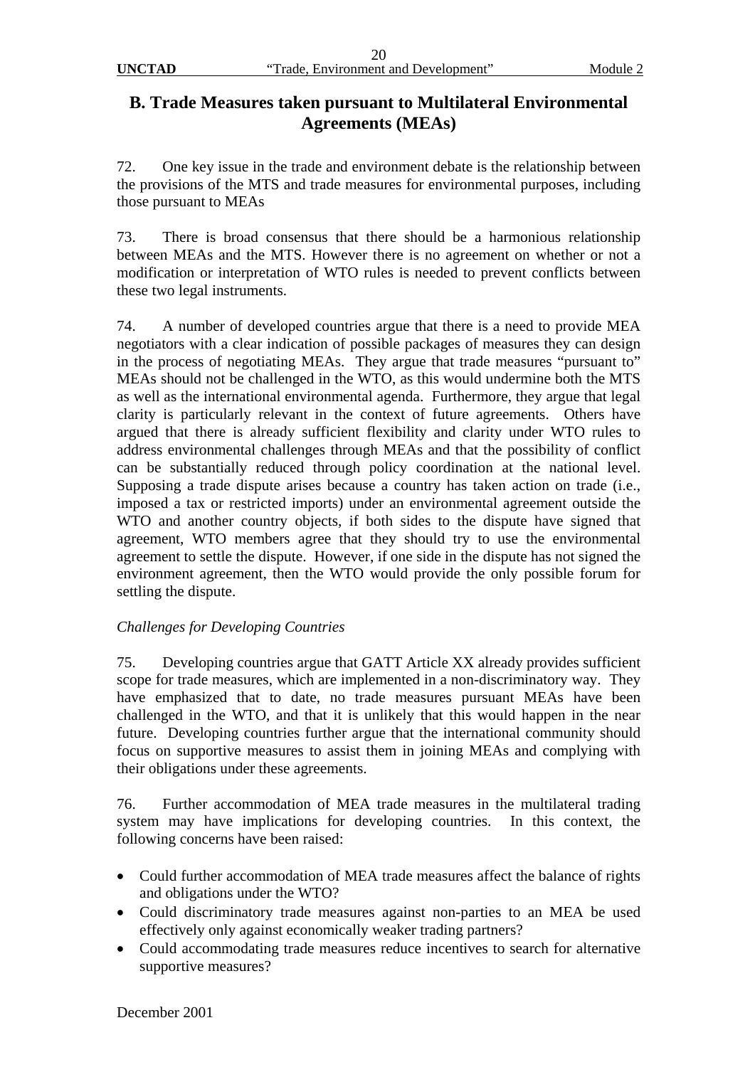## B. Trade Measures taken pursuant to Multilateral Environmental Agreements (MEAs)

72. One key issue in the trade and environment debate is the relationship between the provisions of the MTS and trade measures for environmental purposes, including those pursuant to MEAs

73. There is broad consensus that there should be a harmonious relationship between MEAs and the MTS. However there is no agreement on whether or not a modification or interpretation of WTO rules is needed to prevent conflicts between these two legal instruments.

74. A number of developed countries argue that there is a need to provide MEA negotiators with a clear indication of possible packages of measures they can design in the process of negotiating MEAs. They argue that trade measures "pursuant to" MEAs should not be challenged in the WTO, as this would undermine both the MTS as well as the international environmental agenda. Furthermore, they argue that legal clarity is particularly relevant in the context of future agreements. Others have argued that there is already sufficient flexibility and clarity under WTO rules to address environmental challenges through MEAs and that the possibility of conflict can be substantially reduced through policy coordination at the national level. Supposing a trade dispute arises because a country has taken action on trade (i.e., imposed a tax or restricted imports) under an environmental agreement outside the WTO and another country objects, if both sides to the dispute have signed that agreement, WTO members agree that they should try to use the environmental agreement to settle the dispute. However, if one side in the dispute has not signed the environment agreement, then the WTO would provide the only possible forum for settling the dispute.

*Challenges for Developing Countries*

75. Developing countries argue that GATT Article XX already provides sufficient scope for trade measures, which are implemented in a non-discriminatory way. They have emphasized that to date, no trade measures pursuant MEAs have been challenged in the WTO, and that it is unlikely that this would happen in the near future. Developing countries further argue that the international community should focus on supportive measures to assist them in joining MEAs and complying with their obligations under these agreements.

76. Further accommodation of MEA trade measures in the multilateral trading system may have implications for developing countries. In this context, the following concerns have been raised:

- Could further accommodation of MEA trade measures affect the balance of rights and obligations under the WTO?
- Could discriminatory trade measures against non-parties to an MEA be used effectively only against economically weaker trading partners?
- Could accommodating trade measures reduce incentives to search for alternative supportive measures?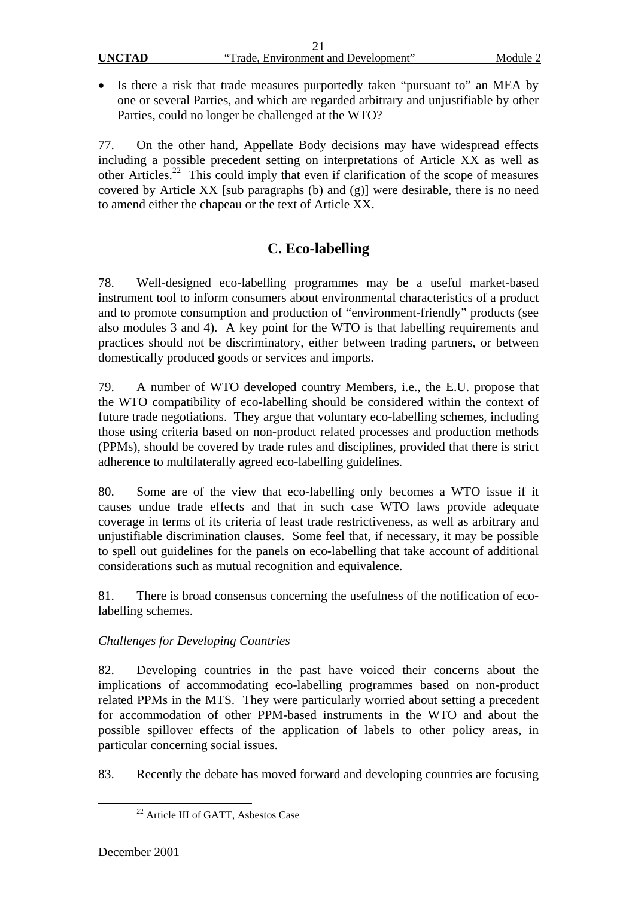- Is there a risk that trade measures purportedly taken "pursuant to" an MEA by one or several Parties, and which are regarded arbitrary and unjustifiable by other Parties, could no longer be challenged at the WTO?

77. On the other hand, Appellate Body decisions may have widespread effects including a possible precedent setting on interpretations of Article XX as well as other Articles.[22] This could imply that even if clarification of the scope of measures covered by Article XX [sub paragraphs (b) and (g)] were desirable, there is no need to amend either the chapeau or the text of Article XX.

## C. Eco-labelling

78. Well-designed eco-labelling programmes may be a useful market-based instrument tool to inform consumers about environmental characteristics of a product and to promote consumption and production of "environment-friendly" products (see also modules 3 and 4). A key point for the WTO is that labelling requirements and practices should not be discriminatory, either between trading partners, or between domestically produced goods or services and imports.

79. A number of WTO developed country Members, i.e., the E.U. propose that the WTO compatibility of eco-labelling should be considered within the context of future trade negotiations. They argue that voluntary eco-labelling schemes, including those using criteria based on non-product related processes and production methods (PPMs), should be covered by trade rules and disciplines, provided that there is strict adherence to multilaterally agreed eco-labelling guidelines.

80. Some are of the view that eco-labelling only becomes a WTO issue if it causes undue trade effects and that in such case WTO laws provide adequate coverage in terms of its criteria of least trade restrictiveness, as well as arbitrary and unjustifiable discrimination clauses. Some feel that, if necessary, it may be possible to spell out guidelines for the panels on eco-labelling that take account of additional considerations such as mutual recognition and equivalence.

81. There is broad consensus concerning the usefulness of the notification of eco-labelling schemes.

*Challenges for Developing Countries*

82. Developing countries in the past have voiced their concerns about the implications of accommodating eco-labelling programmes based on non-product related PPMs in the MTS. They were particularly worried about setting a precedent for accommodation of other PPM-based instruments in the WTO and about the possible spillover effects of the application of labels to other policy areas, in particular concerning social issues.

83. Recently the debate has moved forward and developing countries are focusing

[22] Article III of GATT, Asbestos Case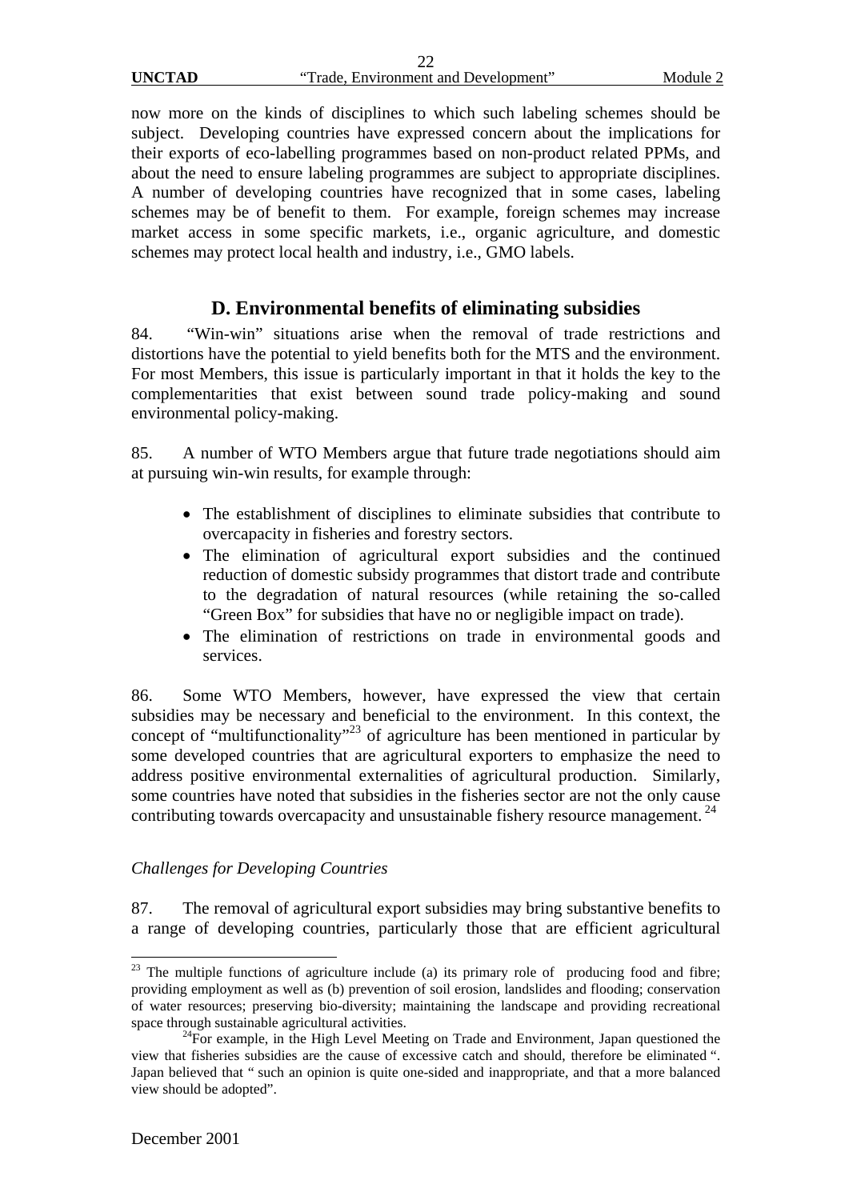now more on the kinds of disciplines to which such labeling schemes should be subject. Developing countries have expressed concern about the implications for their exports of eco-labelling programmes based on non-product related PPMs, and about the need to ensure labeling programmes are subject to appropriate disciplines. A number of developing countries have recognized that in some cases, labeling schemes may be of benefit to them. For example, foreign schemes may increase market access in some specific markets, i.e., organic agriculture, and domestic schemes may protect local health and industry, i.e., GMO labels.

## D. Environmental benefits of eliminating subsidies

84. "Win-win" situations arise when the removal of trade restrictions and distortions have the potential to yield benefits both for the MTS and the environment. For most Members, this issue is particularly important in that it holds the key to the complementarities that exist between sound trade policy-making and sound environmental policy-making.

85. A number of WTO Members argue that future trade negotiations should aim at pursuing win-win results, for example through:

- The establishment of disciplines to eliminate subsidies that contribute to overcapacity in fisheries and forestry sectors.
- The elimination of agricultural export subsidies and the continued reduction of domestic subsidy programmes that distort trade and contribute to the degradation of natural resources (while retaining the so-called "Green Box" for subsidies that have no or negligible impact on trade).
- The elimination of restrictions on trade in environmental goods and services.

86. Some WTO Members, however, have expressed the view that certain subsidies may be necessary and beneficial to the environment. In this context, the concept of "multifunctionality"[23] of agriculture has been mentioned in particular by some developed countries that are agricultural exporters to emphasize the need to address positive environmental externalities of agricultural production. Similarly, some countries have noted that subsidies in the fisheries sector are not the only cause contributing towards overcapacity and unsustainable fishery resource management.[24]

*Challenges for Developing Countries*

87. The removal of agricultural export subsidies may bring substantive benefits to a range of developing countries, particularly those that are efficient agricultural

---

[23] The multiple functions of agriculture include (a) its primary role of producing food and fibre; providing employment as well as (b) prevention of soil erosion, landslides and flooding; conservation of water resources; preserving bio-diversity; maintaining the landscape and providing recreational space through sustainable agricultural activities.

[24] For example, in the High Level Meeting on Trade and Environment, Japan questioned the view that fisheries subsidies are the cause of excessive catch and should, therefore be eliminated ". Japan believed that " such an opinion is quite one-sided and inappropriate, and that a more balanced view should be adopted".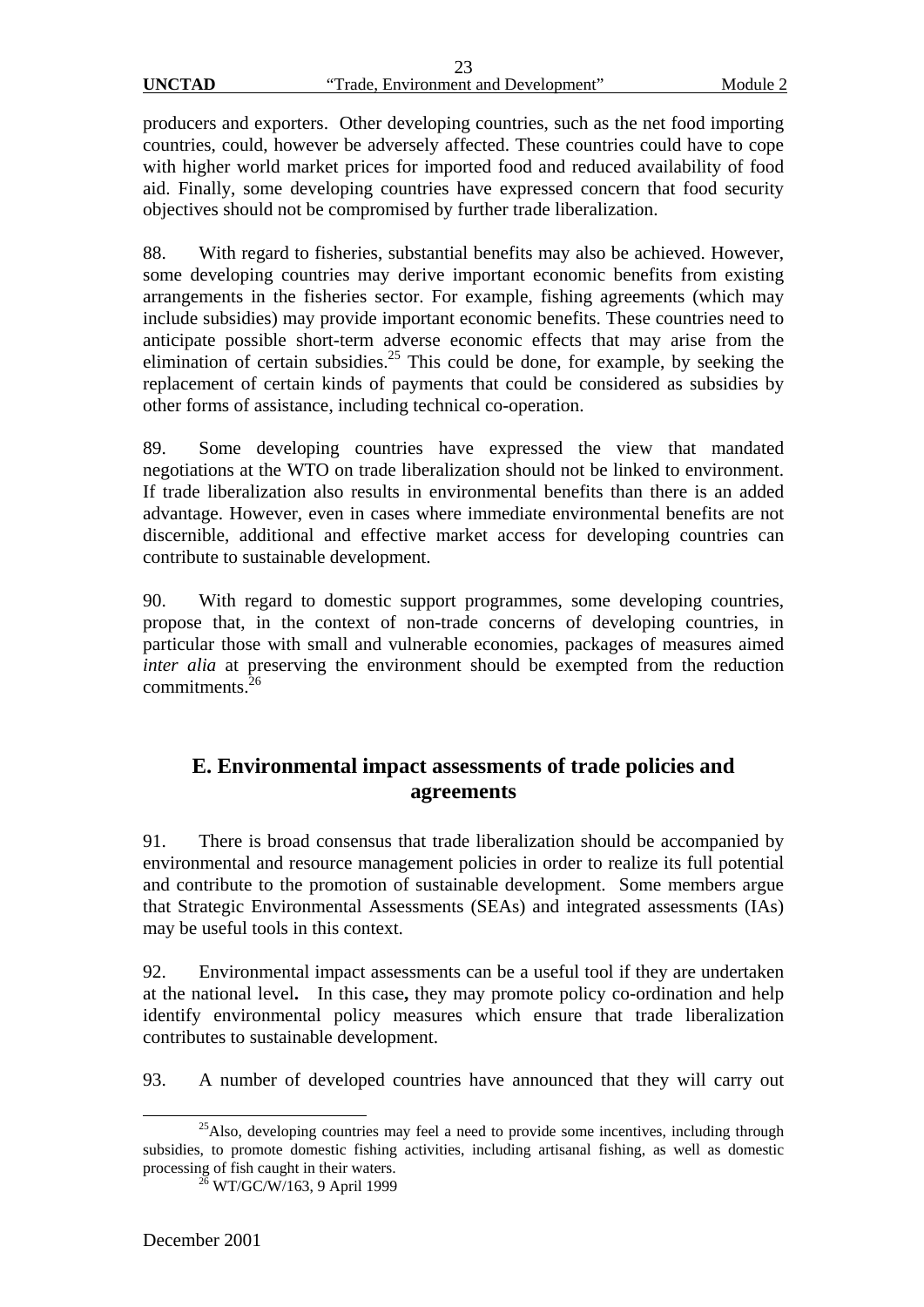producers and exporters. Other developing countries, such as the net food importing countries, could, however be adversely affected. These countries could have to cope with higher world market prices for imported food and reduced availability of food aid. Finally, some developing countries have expressed concern that food security objectives should not be compromised by further trade liberalization.

88. With regard to fisheries, substantial benefits may also be achieved. However, some developing countries may derive important economic benefits from existing arrangements in the fisheries sector. For example, fishing agreements (which may include subsidies) may provide important economic benefits. These countries need to anticipate possible short-term adverse economic effects that may arise from the elimination of certain subsidies.[25] This could be done, for example, by seeking the replacement of certain kinds of payments that could be considered as subsidies by other forms of assistance, including technical co-operation.

89. Some developing countries have expressed the view that mandated negotiations at the WTO on trade liberalization should not be linked to environment. If trade liberalization also results in environmental benefits than there is an added advantage. However, even in cases where immediate environmental benefits are not discernible, additional and effective market access for developing countries can contribute to sustainable development.

90. With regard to domestic support programmes, some developing countries, propose that, in the context of non-trade concerns of developing countries, in particular those with small and vulnerable economies, packages of measures aimed *inter alia* at preserving the environment should be exempted from the reduction commitments.[26]

## E. Environmental impact assessments of trade policies and agreements

91. There is broad consensus that trade liberalization should be accompanied by environmental and resource management policies in order to realize its full potential and contribute to the promotion of sustainable development. Some members argue that Strategic Environmental Assessments (SEAs) and integrated assessments (IAs) may be useful tools in this context.

92. Environmental impact assessments can be a useful tool if they are undertaken at the national level**.** In this case**,** they may promote policy co-ordination and help identify environmental policy measures which ensure that trade liberalization contributes to sustainable development.

93. A number of developed countries have announced that they will carry out

[25] Also, developing countries may feel a need to provide some incentives, including through subsidies, to promote domestic fishing activities, including artisanal fishing, as well as domestic processing of fish caught in their waters.

[26] WT/GC/W/163, 9 April 1999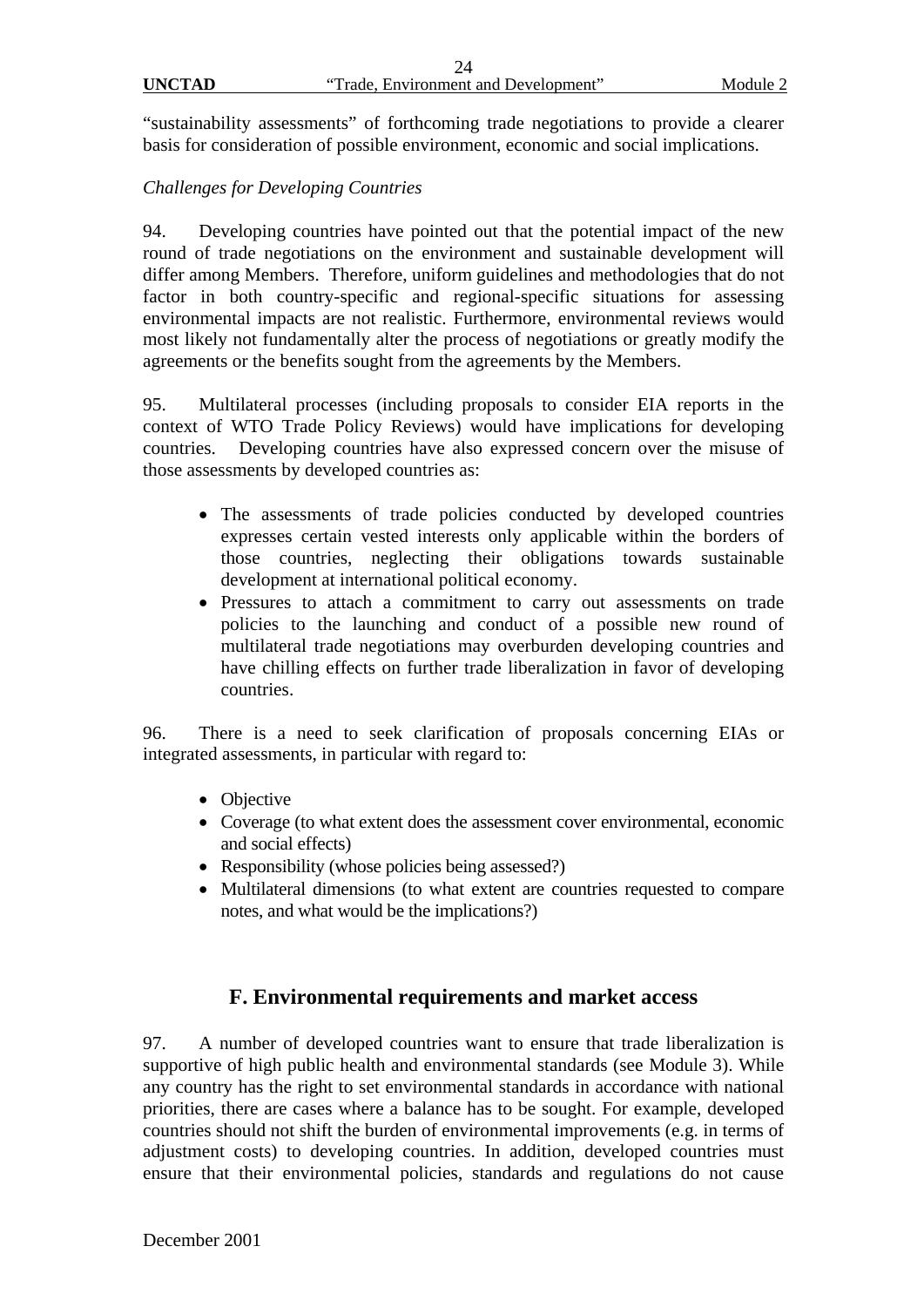"sustainability assessments" of forthcoming trade negotiations to provide a clearer basis for consideration of possible environment, economic and social implications.

*Challenges for Developing Countries*

94. Developing countries have pointed out that the potential impact of the new round of trade negotiations on the environment and sustainable development will differ among Members. Therefore, uniform guidelines and methodologies that do not factor in both country-specific and regional-specific situations for assessing environmental impacts are not realistic. Furthermore, environmental reviews would most likely not fundamentally alter the process of negotiations or greatly modify the agreements or the benefits sought from the agreements by the Members.

95. Multilateral processes (including proposals to consider EIA reports in the context of WTO Trade Policy Reviews) would have implications for developing countries. Developing countries have also expressed concern over the misuse of those assessments by developed countries as:

- The assessments of trade policies conducted by developed countries expresses certain vested interests only applicable within the borders of those countries, neglecting their obligations towards sustainable development at international political economy.
- Pressures to attach a commitment to carry out assessments on trade policies to the launching and conduct of a possible new round of multilateral trade negotiations may overburden developing countries and have chilling effects on further trade liberalization in favor of developing countries.

96. There is a need to seek clarification of proposals concerning EIAs or integrated assessments, in particular with regard to:

- Objective
- Coverage (to what extent does the assessment cover environmental, economic and social effects)
- Responsibility (whose policies being assessed?)
- Multilateral dimensions (to what extent are countries requested to compare notes, and what would be the implications?)

## F. Environmental requirements and market access

97. A number of developed countries want to ensure that trade liberalization is supportive of high public health and environmental standards (see Module 3). While any country has the right to set environmental standards in accordance with national priorities, there are cases where a balance has to be sought. For example, developed countries should not shift the burden of environmental improvements (e.g. in terms of adjustment costs) to developing countries. In addition, developed countries must ensure that their environmental policies, standards and regulations do not cause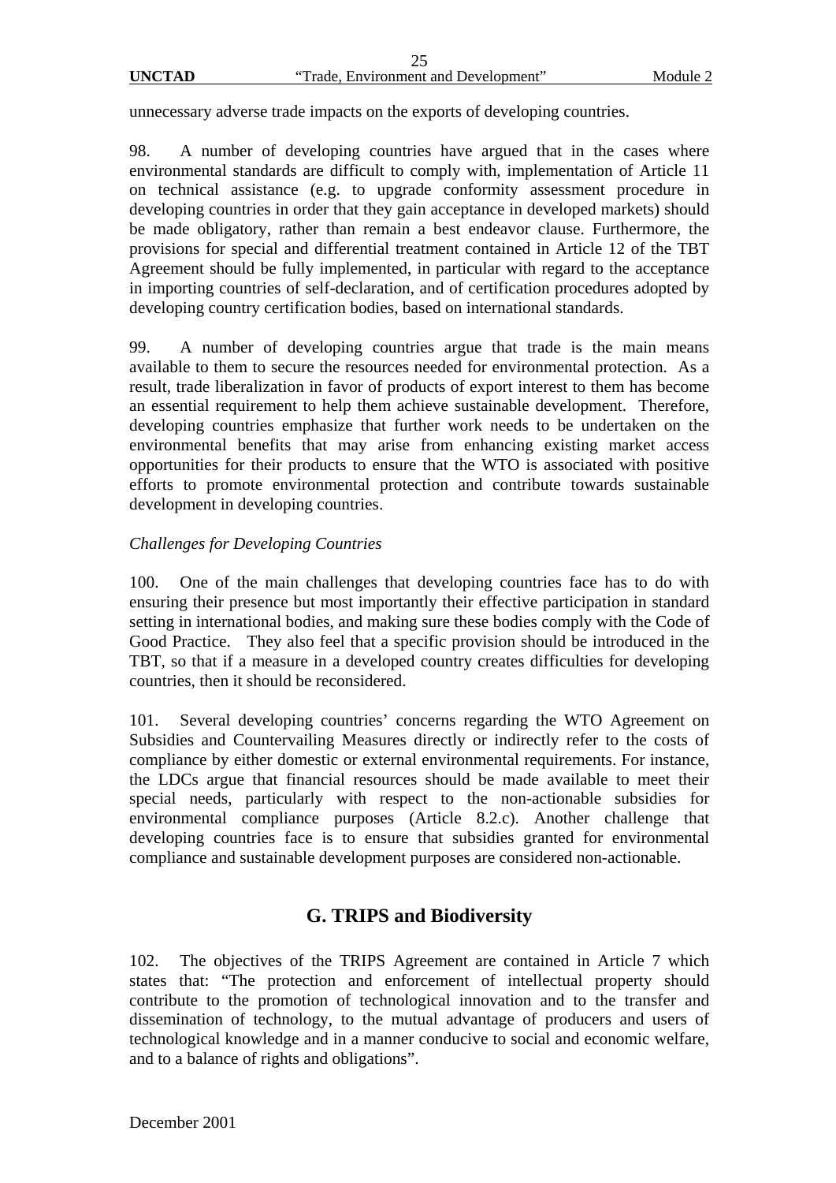unnecessary adverse trade impacts on the exports of developing countries.

98. A number of developing countries have argued that in the cases where environmental standards are difficult to comply with, implementation of Article 11 on technical assistance (e.g. to upgrade conformity assessment procedure in developing countries in order that they gain acceptance in developed markets) should be made obligatory, rather than remain a best endeavor clause. Furthermore, the provisions for special and differential treatment contained in Article 12 of the TBT Agreement should be fully implemented, in particular with regard to the acceptance in importing countries of self-declaration, and of certification procedures adopted by developing country certification bodies, based on international standards.

99. A number of developing countries argue that trade is the main means available to them to secure the resources needed for environmental protection. As a result, trade liberalization in favor of products of export interest to them has become an essential requirement to help them achieve sustainable development. Therefore, developing countries emphasize that further work needs to be undertaken on the environmental benefits that may arise from enhancing existing market access opportunities for their products to ensure that the WTO is associated with positive efforts to promote environmental protection and contribute towards sustainable development in developing countries.

*Challenges for Developing Countries*

100. One of the main challenges that developing countries face has to do with ensuring their presence but most importantly their effective participation in standard setting in international bodies, and making sure these bodies comply with the Code of Good Practice. They also feel that a specific provision should be introduced in the TBT, so that if a measure in a developed country creates difficulties for developing countries, then it should be reconsidered.

101. Several developing countries' concerns regarding the WTO Agreement on Subsidies and Countervailing Measures directly or indirectly refer to the costs of compliance by either domestic or external environmental requirements. For instance, the LDCs argue that financial resources should be made available to meet their special needs, particularly with respect to the non-actionable subsidies for environmental compliance purposes (Article 8.2.c). Another challenge that developing countries face is to ensure that subsidies granted for environmental compliance and sustainable development purposes are considered non-actionable.

## G. TRIPS and Biodiversity

102. The objectives of the TRIPS Agreement are contained in Article 7 which states that: "The protection and enforcement of intellectual property should contribute to the promotion of technological innovation and to the transfer and dissemination of technology, to the mutual advantage of producers and users of technological knowledge and in a manner conducive to social and economic welfare, and to a balance of rights and obligations".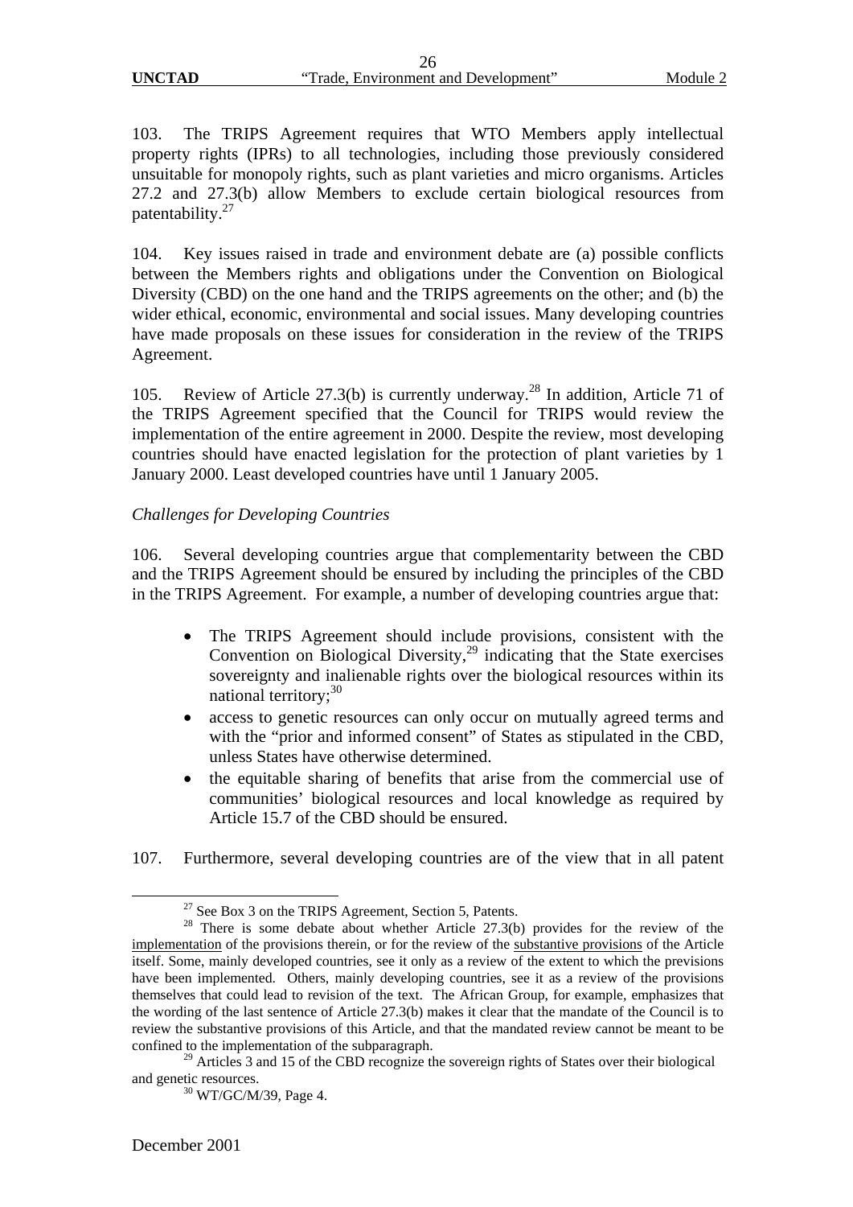103. The TRIPS Agreement requires that WTO Members apply intellectual property rights (IPRs) to all technologies, including those previously considered unsuitable for monopoly rights, such as plant varieties and micro organisms. Articles 27.2 and 27.3(b) allow Members to exclude certain biological resources from patentability.[27]

104. Key issues raised in trade and environment debate are (a) possible conflicts between the Members rights and obligations under the Convention on Biological Diversity (CBD) on the one hand and the TRIPS agreements on the other; and (b) the wider ethical, economic, environmental and social issues. Many developing countries have made proposals on these issues for consideration in the review of the TRIPS Agreement.

105. Review of Article 27.3(b) is currently underway.[28] In addition, Article 71 of the TRIPS Agreement specified that the Council for TRIPS would review the implementation of the entire agreement in 2000. Despite the review, most developing countries should have enacted legislation for the protection of plant varieties by 1 January 2000. Least developed countries have until 1 January 2005.

*Challenges for Developing Countries*

106. Several developing countries argue that complementarity between the CBD and the TRIPS Agreement should be ensured by including the principles of the CBD in the TRIPS Agreement. For example, a number of developing countries argue that:

- The TRIPS Agreement should include provisions, consistent with the Convention on Biological Diversity,[29] indicating that the State exercises sovereignty and inalienable rights over the biological resources within its national territory;[30]
- access to genetic resources can only occur on mutually agreed terms and with the "prior and informed consent" of States as stipulated in the CBD, unless States have otherwise determined.
- the equitable sharing of benefits that arise from the commercial use of communities' biological resources and local knowledge as required by Article 15.7 of the CBD should be ensured.

107. Furthermore, several developing countries are of the view that in all patent

---

[27] See Box 3 on the TRIPS Agreement, Section 5, Patents.

[28] There is some debate about whether Article 27.3(b) provides for the review of the implementation of the provisions therein, or for the review of the substantive provisions of the Article itself. Some, mainly developed countries, see it only as a review of the extent to which the previsions have been implemented. Others, mainly developing countries, see it as a review of the provisions themselves that could lead to revision of the text. The African Group, for example, emphasizes that the wording of the last sentence of Article 27.3(b) makes it clear that the mandate of the Council is to review the substantive provisions of this Article, and that the mandated review cannot be meant to be confined to the implementation of the subparagraph.

[29] Articles 3 and 15 of the CBD recognize the sovereign rights of States over their biological and genetic resources.

[30] WT/GC/M/39, Page 4.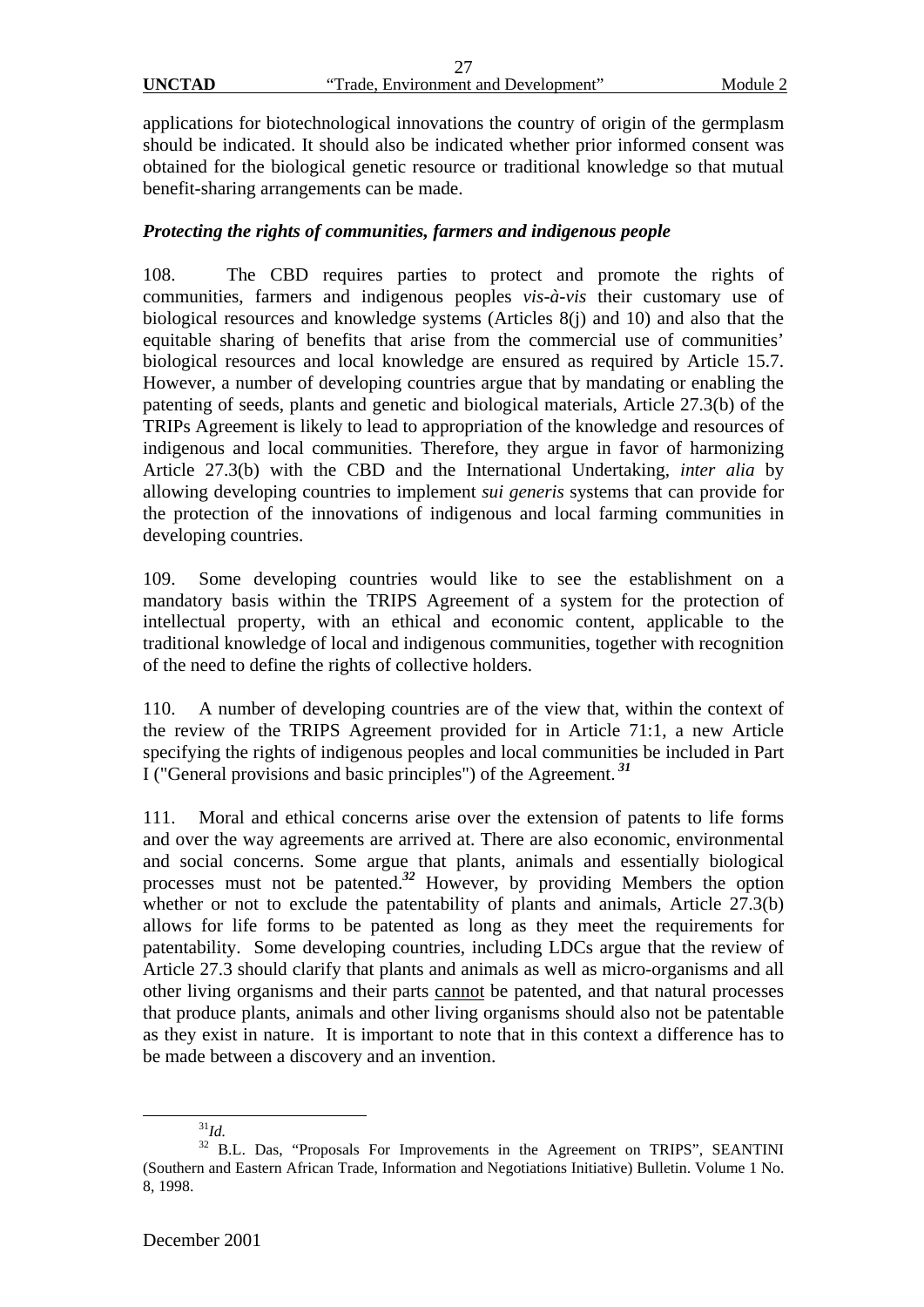applications for biotechnological innovations the country of origin of the germplasm should be indicated. It should also be indicated whether prior informed consent was obtained for the biological genetic resource or traditional knowledge so that mutual benefit-sharing arrangements can be made.

### *Protecting the rights of communities, farmers and indigenous people*

108. The CBD requires parties to protect and promote the rights of communities, farmers and indigenous peoples *vis-à-vis* their customary use of biological resources and knowledge systems (Articles 8(j) and 10) and also that the equitable sharing of benefits that arise from the commercial use of communities' biological resources and local knowledge are ensured as required by Article 15.7. However, a number of developing countries argue that by mandating or enabling the patenting of seeds, plants and genetic and biological materials, Article 27.3(b) of the TRIPs Agreement is likely to lead to appropriation of the knowledge and resources of indigenous and local communities. Therefore, they argue in favor of harmonizing Article 27.3(b) with the CBD and the International Undertaking, *inter alia* by allowing developing countries to implement *sui generis* systems that can provide for the protection of the innovations of indigenous and local farming communities in developing countries.

109. Some developing countries would like to see the establishment on a mandatory basis within the TRIPS Agreement of a system for the protection of intellectual property, with an ethical and economic content, applicable to the traditional knowledge of local and indigenous communities, together with recognition of the need to define the rights of collective holders.

110. A number of developing countries are of the view that, within the context of the review of the TRIPS Agreement provided for in Article 71:1, a new Article specifying the rights of indigenous peoples and local communities be included in Part I ("General provisions and basic principles") of the Agreement.[31]

111. Moral and ethical concerns arise over the extension of patents to life forms and over the way agreements are arrived at. There are also economic, environmental and social concerns. Some argue that plants, animals and essentially biological processes must not be patented.[32] However, by providing Members the option whether or not to exclude the patentability of plants and animals, Article 27.3(b) allows for life forms to be patented as long as they meet the requirements for patentability. Some developing countries, including LDCs argue that the review of Article 27.3 should clarify that plants and animals as well as micro-organisms and all other living organisms and their parts cannot be patented, and that natural processes that produce plants, animals and other living organisms should also not be patentable as they exist in nature. It is important to note that in this context a difference has to be made between a discovery and an invention.

---

[31] *Id.*

[32] B.L. Das, "Proposals For Improvements in the Agreement on TRIPS", SEANTINI (Southern and Eastern African Trade, Information and Negotiations Initiative) Bulletin. Volume 1 No. 8, 1998.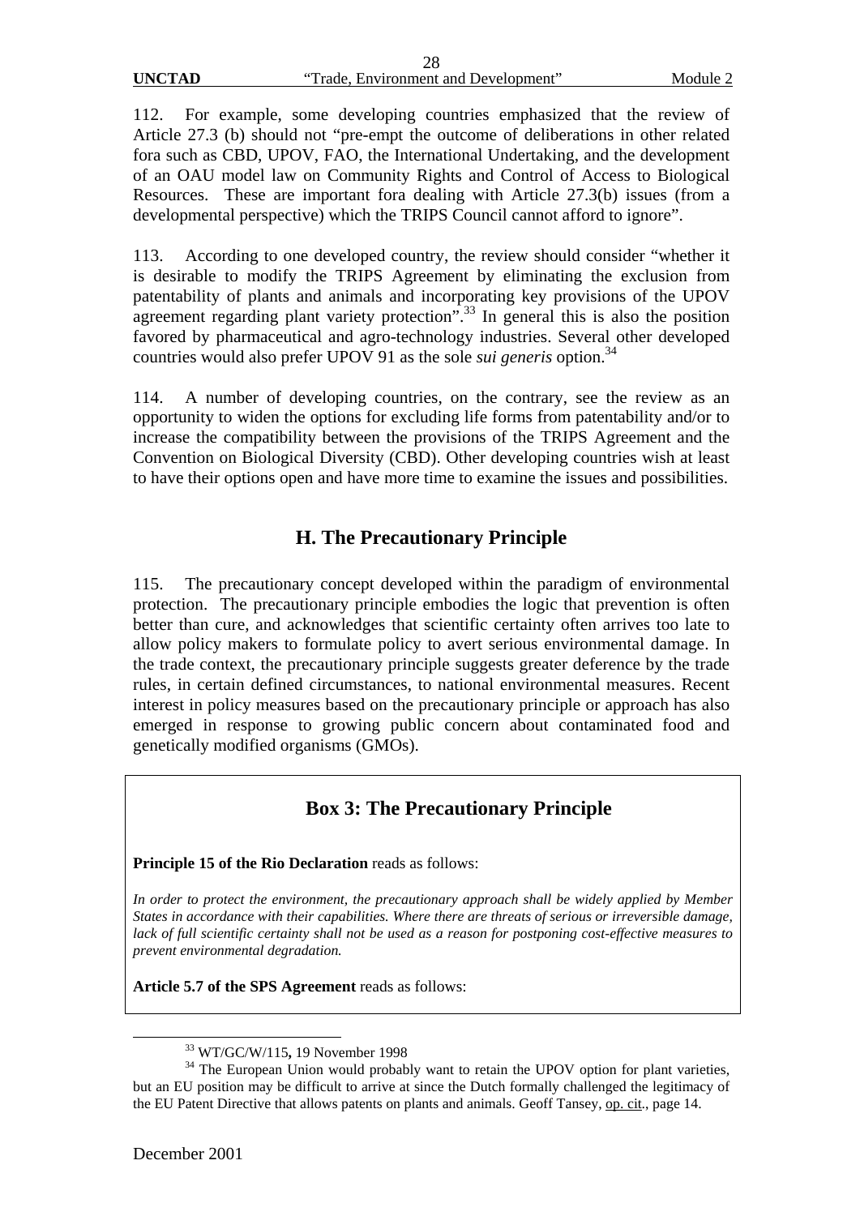112. For example, some developing countries emphasized that the review of Article 27.3 (b) should not "pre-empt the outcome of deliberations in other related fora such as CBD, UPOV, FAO, the International Undertaking, and the development of an OAU model law on Community Rights and Control of Access to Biological Resources. These are important fora dealing with Article 27.3(b) issues (from a developmental perspective) which the TRIPS Council cannot afford to ignore".

113. According to one developed country, the review should consider "whether it is desirable to modify the TRIPS Agreement by eliminating the exclusion from patentability of plants and animals and incorporating key provisions of the UPOV agreement regarding plant variety protection".[33] In general this is also the position favored by pharmaceutical and agro-technology industries. Several other developed countries would also prefer UPOV 91 as the sole *sui generis* option.[34]

114. A number of developing countries, on the contrary, see the review as an opportunity to widen the options for excluding life forms from patentability and/or to increase the compatibility between the provisions of the TRIPS Agreement and the Convention on Biological Diversity (CBD). Other developing countries wish at least to have their options open and have more time to examine the issues and possibilities.

## H. The Precautionary Principle

115. The precautionary concept developed within the paradigm of environmental protection. The precautionary principle embodies the logic that prevention is often better than cure, and acknowledges that scientific certainty often arrives too late to allow policy makers to formulate policy to avert serious environmental damage. In the trade context, the precautionary principle suggests greater deference by the trade rules, in certain defined circumstances, to national environmental measures. Recent interest in policy measures based on the precautionary principle or approach has also emerged in response to growing public concern about contaminated food and genetically modified organisms (GMOs).

### Box 3: The Precautionary Principle

**Principle 15 of the Rio Declaration** reads as follows:

*In order to protect the environment, the precautionary approach shall be widely applied by Member States in accordance with their capabilities. Where there are threats of serious or irreversible damage, lack of full scientific certainty shall not be used as a reason for postponing cost-effective measures to prevent environmental degradation.*

**Article 5.7 of the SPS Agreement** reads as follows:

---

[33] WT/GC/W/115**,** 19 November 1998

[34] The European Union would probably want to retain the UPOV option for plant varieties, but an EU position may be difficult to arrive at since the Dutch formally challenged the legitimacy of the EU Patent Directive that allows patents on plants and animals. Geoff Tansey, op. cit., page 14.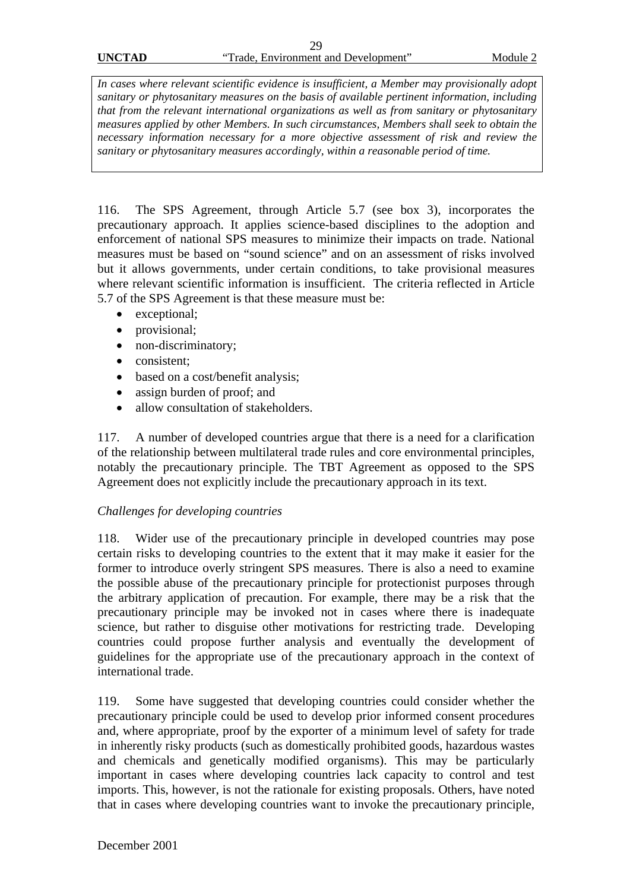*In cases where relevant scientific evidence is insufficient, a Member may provisionally adopt sanitary or phytosanitary measures on the basis of available pertinent information, including that from the relevant international organizations as well as from sanitary or phytosanitary measures applied by other Members. In such circumstances, Members shall seek to obtain the necessary information necessary for a more objective assessment of risk and review the sanitary or phytosanitary measures accordingly, within a reasonable period of time.*

116. The SPS Agreement, through Article 5.7 (see box 3), incorporates the precautionary approach. It applies science-based disciplines to the adoption and enforcement of national SPS measures to minimize their impacts on trade. National measures must be based on "sound science" and on an assessment of risks involved but it allows governments, under certain conditions, to take provisional measures where relevant scientific information is insufficient. The criteria reflected in Article 5.7 of the SPS Agreement is that these measure must be:

- exceptional;
- provisional;
- non-discriminatory;
- consistent;
- based on a cost/benefit analysis;
- assign burden of proof; and
- allow consultation of stakeholders.

117. A number of developed countries argue that there is a need for a clarification of the relationship between multilateral trade rules and core environmental principles, notably the precautionary principle. The TBT Agreement as opposed to the SPS Agreement does not explicitly include the precautionary approach in its text.

*Challenges for developing countries*

118. Wider use of the precautionary principle in developed countries may pose certain risks to developing countries to the extent that it may make it easier for the former to introduce overly stringent SPS measures. There is also a need to examine the possible abuse of the precautionary principle for protectionist purposes through the arbitrary application of precaution. For example, there may be a risk that the precautionary principle may be invoked not in cases where there is inadequate science, but rather to disguise other motivations for restricting trade. Developing countries could propose further analysis and eventually the development of guidelines for the appropriate use of the precautionary approach in the context of international trade.

119. Some have suggested that developing countries could consider whether the precautionary principle could be used to develop prior informed consent procedures and, where appropriate, proof by the exporter of a minimum level of safety for trade in inherently risky products (such as domestically prohibited goods, hazardous wastes and chemicals and genetically modified organisms). This may be particularly important in cases where developing countries lack capacity to control and test imports. This, however, is not the rationale for existing proposals. Others, have noted that in cases where developing countries want to invoke the precautionary principle,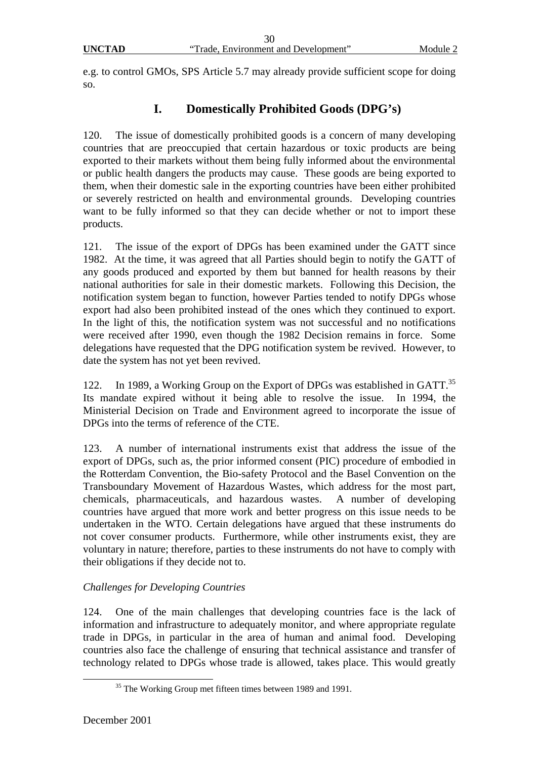e.g. to control GMOs, SPS Article 5.7 may already provide sufficient scope for doing so.

## I. Domestically Prohibited Goods (DPG's)

120. The issue of domestically prohibited goods is a concern of many developing countries that are preoccupied that certain hazardous or toxic products are being exported to their markets without them being fully informed about the environmental or public health dangers the products may cause. These goods are being exported to them, when their domestic sale in the exporting countries have been either prohibited or severely restricted on health and environmental grounds. Developing countries want to be fully informed so that they can decide whether or not to import these products.

121. The issue of the export of DPGs has been examined under the GATT since 1982. At the time, it was agreed that all Parties should begin to notify the GATT of any goods produced and exported by them but banned for health reasons by their national authorities for sale in their domestic markets. Following this Decision, the notification system began to function, however Parties tended to notify DPGs whose export had also been prohibited instead of the ones which they continued to export. In the light of this, the notification system was not successful and no notifications were received after 1990, even though the 1982 Decision remains in force. Some delegations have requested that the DPG notification system be revived. However, to date the system has not yet been revived.

122. In 1989, a Working Group on the Export of DPGs was established in GATT.[35] Its mandate expired without it being able to resolve the issue. In 1994, the Ministerial Decision on Trade and Environment agreed to incorporate the issue of DPGs into the terms of reference of the CTE.

123. A number of international instruments exist that address the issue of the export of DPGs, such as, the prior informed consent (PIC) procedure of embodied in the Rotterdam Convention, the Bio-safety Protocol and the Basel Convention on the Transboundary Movement of Hazardous Wastes, which address for the most part, chemicals, pharmaceuticals, and hazardous wastes. A number of developing countries have argued that more work and better progress on this issue needs to be undertaken in the WTO. Certain delegations have argued that these instruments do not cover consumer products. Furthermore, while other instruments exist, they are voluntary in nature; therefore, parties to these instruments do not have to comply with their obligations if they decide not to.

*Challenges for Developing Countries*

124. One of the main challenges that developing countries face is the lack of information and infrastructure to adequately monitor, and where appropriate regulate trade in DPGs, in particular in the area of human and animal food. Developing countries also face the challenge of ensuring that technical assistance and transfer of technology related to DPGs whose trade is allowed, takes place. This would greatly

[35] The Working Group met fifteen times between 1989 and 1991.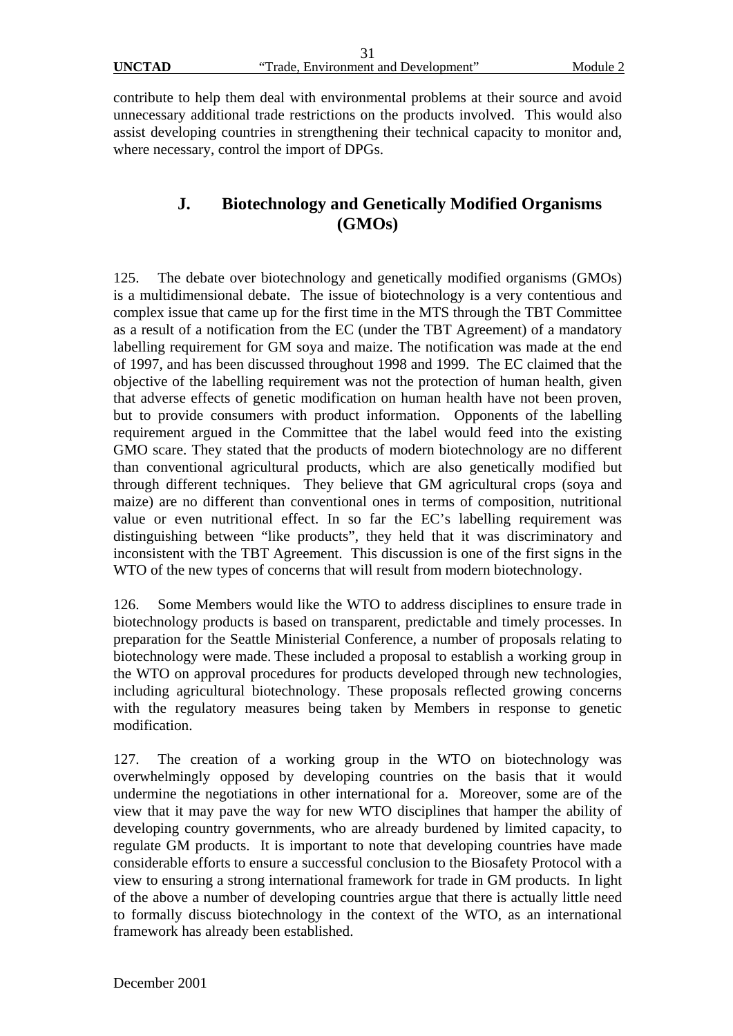contribute to help them deal with environmental problems at their source and avoid unnecessary additional trade restrictions on the products involved. This would also assist developing countries in strengthening their technical capacity to monitor and, where necessary, control the import of DPGs.

## J. Biotechnology and Genetically Modified Organisms (GMOs)

125. The debate over biotechnology and genetically modified organisms (GMOs) is a multidimensional debate. The issue of biotechnology is a very contentious and complex issue that came up for the first time in the MTS through the TBT Committee as a result of a notification from the EC (under the TBT Agreement) of a mandatory labelling requirement for GM soya and maize. The notification was made at the end of 1997, and has been discussed throughout 1998 and 1999. The EC claimed that the objective of the labelling requirement was not the protection of human health, given that adverse effects of genetic modification on human health have not been proven, but to provide consumers with product information. Opponents of the labelling requirement argued in the Committee that the label would feed into the existing GMO scare. They stated that the products of modern biotechnology are no different than conventional agricultural products, which are also genetically modified but through different techniques. They believe that GM agricultural crops (soya and maize) are no different than conventional ones in terms of composition, nutritional value or even nutritional effect. In so far the EC's labelling requirement was distinguishing between "like products", they held that it was discriminatory and inconsistent with the TBT Agreement. This discussion is one of the first signs in the WTO of the new types of concerns that will result from modern biotechnology.

126. Some Members would like the WTO to address disciplines to ensure trade in biotechnology products is based on transparent, predictable and timely processes. In preparation for the Seattle Ministerial Conference, a number of proposals relating to biotechnology were made. These included a proposal to establish a working group in the WTO on approval procedures for products developed through new technologies, including agricultural biotechnology. These proposals reflected growing concerns with the regulatory measures being taken by Members in response to genetic modification.

127. The creation of a working group in the WTO on biotechnology was overwhelmingly opposed by developing countries on the basis that it would undermine the negotiations in other international for a. Moreover, some are of the view that it may pave the way for new WTO disciplines that hamper the ability of developing country governments, who are already burdened by limited capacity, to regulate GM products. It is important to note that developing countries have made considerable efforts to ensure a successful conclusion to the Biosafety Protocol with a view to ensuring a strong international framework for trade in GM products. In light of the above a number of developing countries argue that there is actually little need to formally discuss biotechnology in the context of the WTO, as an international framework has already been established.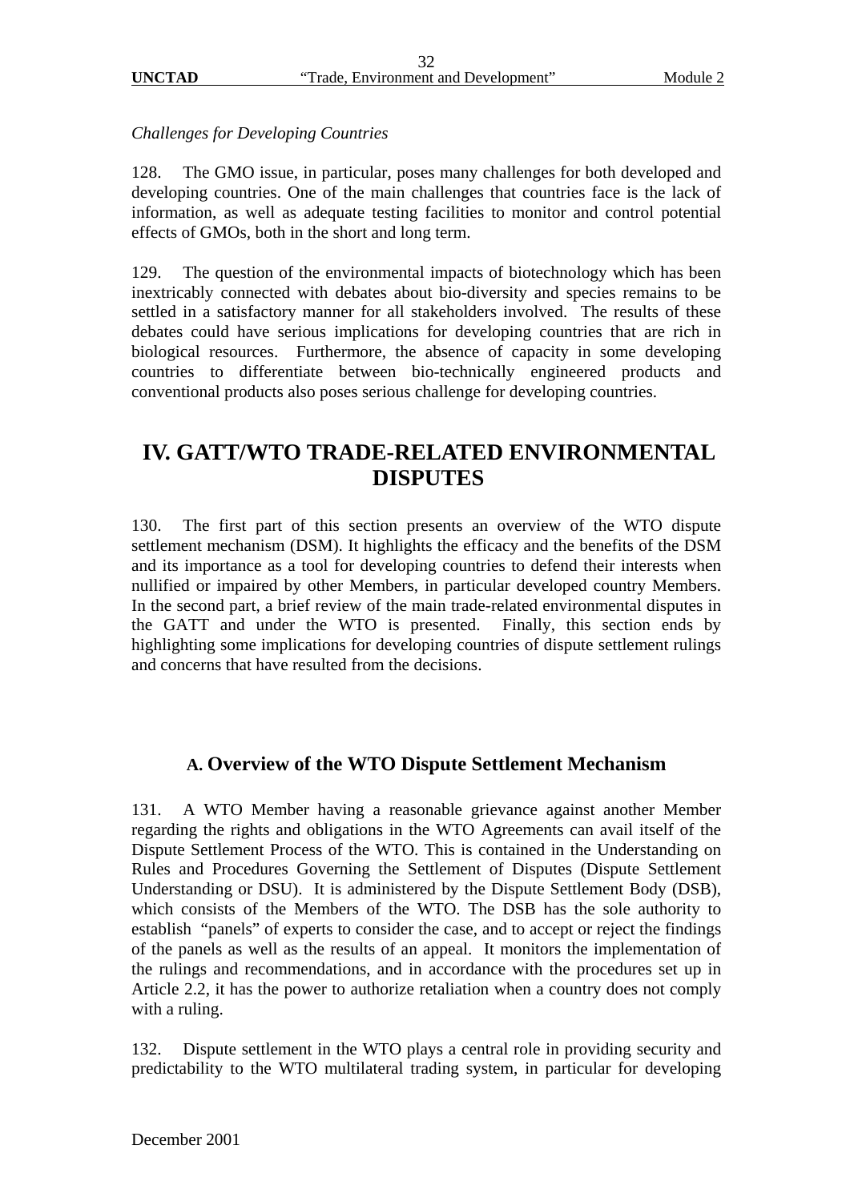*Challenges for Developing Countries*

128. The GMO issue, in particular, poses many challenges for both developed and developing countries. One of the main challenges that countries face is the lack of information, as well as adequate testing facilities to monitor and control potential effects of GMOs, both in the short and long term.

129. The question of the environmental impacts of biotechnology which has been inextricably connected with debates about bio-diversity and species remains to be settled in a satisfactory manner for all stakeholders involved. The results of these debates could have serious implications for developing countries that are rich in biological resources. Furthermore, the absence of capacity in some developing countries to differentiate between bio-technically engineered products and conventional products also poses serious challenge for developing countries.

# IV. GATT/WTO TRADE-RELATED ENVIRONMENTAL DISPUTES

130. The first part of this section presents an overview of the WTO dispute settlement mechanism (DSM). It highlights the efficacy and the benefits of the DSM and its importance as a tool for developing countries to defend their interests when nullified or impaired by other Members, in particular developed country Members. In the second part, a brief review of the main trade-related environmental disputes in the GATT and under the WTO is presented. Finally, this section ends by highlighting some implications for developing countries of dispute settlement rulings and concerns that have resulted from the decisions.

## A. Overview of the WTO Dispute Settlement Mechanism

131. A WTO Member having a reasonable grievance against another Member regarding the rights and obligations in the WTO Agreements can avail itself of the Dispute Settlement Process of the WTO. This is contained in the Understanding on Rules and Procedures Governing the Settlement of Disputes (Dispute Settlement Understanding or DSU). It is administered by the Dispute Settlement Body (DSB), which consists of the Members of the WTO. The DSB has the sole authority to establish "panels" of experts to consider the case, and to accept or reject the findings of the panels as well as the results of an appeal. It monitors the implementation of the rulings and recommendations, and in accordance with the procedures set up in Article 2.2, it has the power to authorize retaliation when a country does not comply with a ruling.

132. Dispute settlement in the WTO plays a central role in providing security and predictability to the WTO multilateral trading system, in particular for developing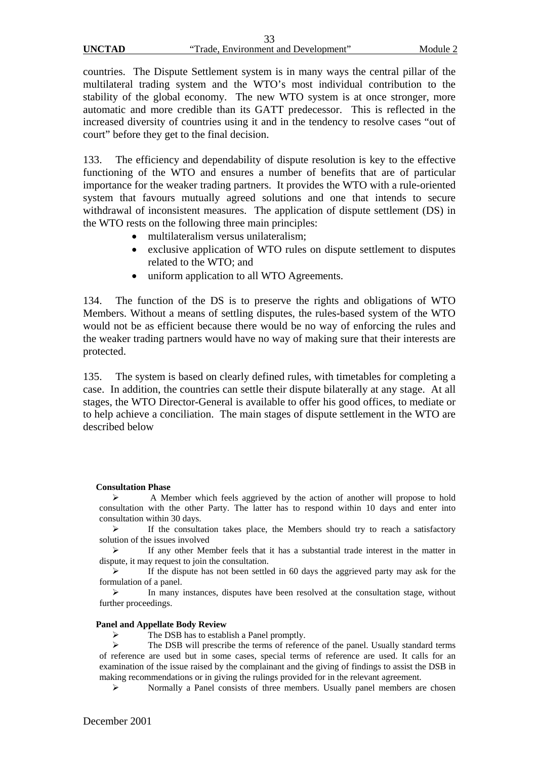countries. The Dispute Settlement system is in many ways the central pillar of the multilateral trading system and the WTO's most individual contribution to the stability of the global economy. The new WTO system is at once stronger, more automatic and more credible than its GATT predecessor. This is reflected in the increased diversity of countries using it and in the tendency to resolve cases "out of court" before they get to the final decision.

133. The efficiency and dependability of dispute resolution is key to the effective functioning of the WTO and ensures a number of benefits that are of particular importance for the weaker trading partners. It provides the WTO with a rule-oriented system that favours mutually agreed solutions and one that intends to secure withdrawal of inconsistent measures. The application of dispute settlement (DS) in the WTO rests on the following three main principles:

- multilateralism versus unilateralism;
- exclusive application of WTO rules on dispute settlement to disputes related to the WTO; and
- uniform application to all WTO Agreements.

134. The function of the DS is to preserve the rights and obligations of WTO Members. Without a means of settling disputes, the rules-based system of the WTO would not be as efficient because there would be no way of enforcing the rules and the weaker trading partners would have no way of making sure that their interests are protected.

135. The system is based on clearly defined rules, with timetables for completing a case. In addition, the countries can settle their dispute bilaterally at any stage. At all stages, the WTO Director-General is available to offer his good offices, to mediate or to help achieve a conciliation. The main stages of dispute settlement in the WTO are described below

**Consultation Phase**

- A Member which feels aggrieved by the action of another will propose to hold consultation with the other Party. The latter has to respond within 10 days and enter into consultation within 30 days.
- If the consultation takes place, the Members should try to reach a satisfactory solution of the issues involved
- If any other Member feels that it has a substantial trade interest in the matter in dispute, it may request to join the consultation.
- If the dispute has not been settled in 60 days the aggrieved party may ask for the formulation of a panel.
- In many instances, disputes have been resolved at the consultation stage, without further proceedings.

**Panel and Appellate Body Review**

- The DSB has to establish a Panel promptly.
- The DSB will prescribe the terms of reference of the panel. Usually standard terms of reference are used but in some cases, special terms of reference are used. It calls for an examination of the issue raised by the complainant and the giving of findings to assist the DSB in making recommendations or in giving the rulings provided for in the relevant agreement.
- Normally a Panel consists of three members. Usually panel members are chosen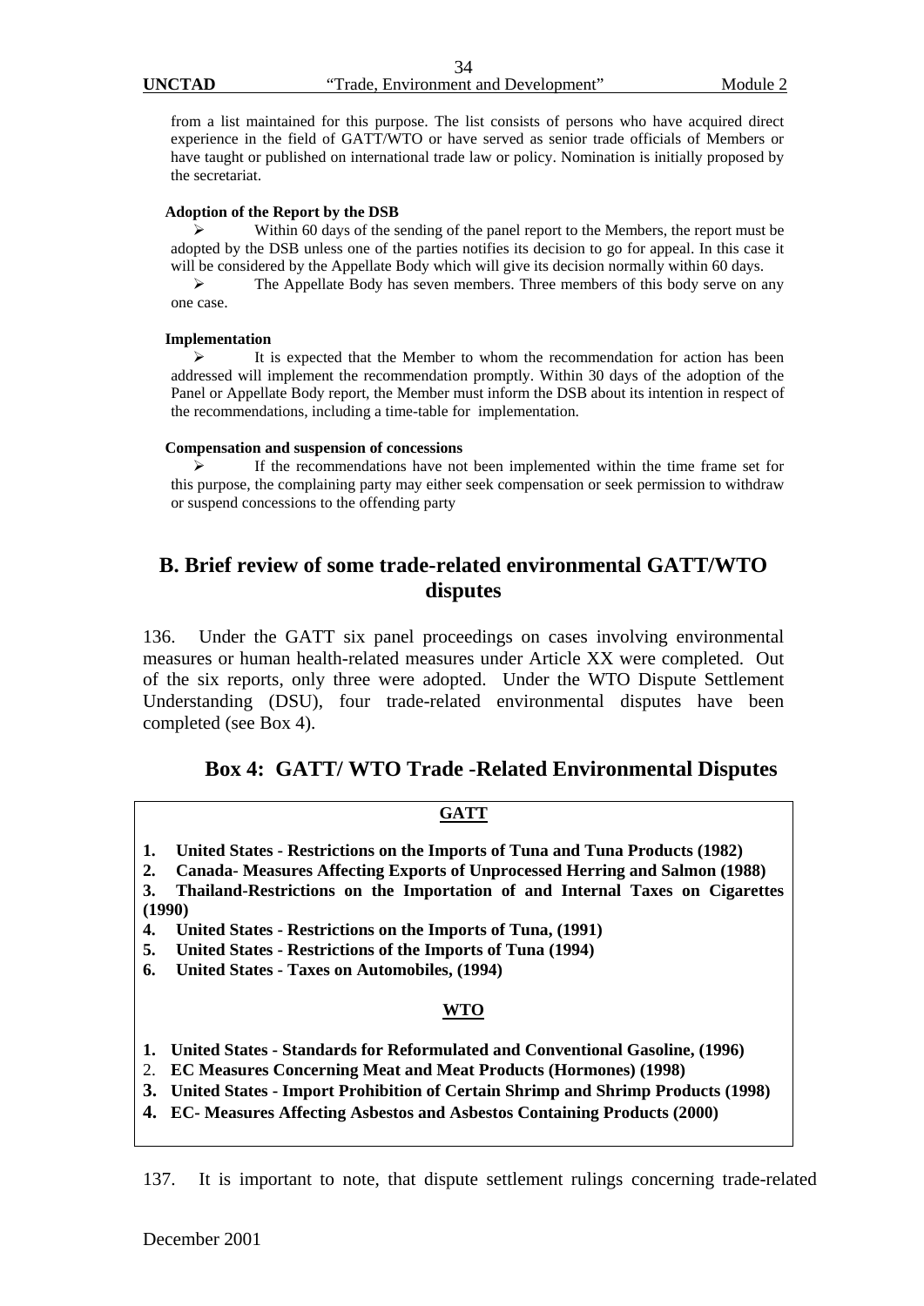from a list maintained for this purpose. The list consists of persons who have acquired direct experience in the field of GATT/WTO or have served as senior trade officials of Members or have taught or published on international trade law or policy. Nomination is initially proposed by the secretariat.

**Adoption of the Report by the DSB**

- Within 60 days of the sending of the panel report to the Members, the report must be adopted by the DSB unless one of the parties notifies its decision to go for appeal. In this case it will be considered by the Appellate Body which will give its decision normally within 60 days.
- The Appellate Body has seven members. Three members of this body serve on any one case.

**Implementation**

- It is expected that the Member to whom the recommendation for action has been addressed will implement the recommendation promptly. Within 30 days of the adoption of the Panel or Appellate Body report, the Member must inform the DSB about its intention in respect of the recommendations, including a time-table for implementation.

**Compensation and suspension of concessions**

- If the recommendations have not been implemented within the time frame set for this purpose, the complaining party may either seek compensation or seek permission to withdraw or suspend concessions to the offending party

## B. Brief review of some trade-related environmental GATT/WTO disputes

136. Under the GATT six panel proceedings on cases involving environmental measures or human health-related measures under Article XX were completed. Out of the six reports, only three were adopted. Under the WTO Dispute Settlement Understanding (DSU), four trade-related environmental disputes have been completed (see Box 4).

### Box 4: GATT/ WTO Trade -Related Environmental Disputes

**GATT**

1. **United States - Restrictions on the Imports of Tuna and Tuna Products (1982)**
2. **Canada- Measures Affecting Exports of Unprocessed Herring and Salmon (1988)**
3. **Thailand-Restrictions on the Importation of and Internal Taxes on Cigarettes (1990)**
4. **United States - Restrictions on the Imports of Tuna, (1991)**
5. **United States - Restrictions of the Imports of Tuna (1994)**
6. **United States - Taxes on Automobiles, (1994)**

**WTO**

1. **United States - Standards for Reformulated and Conventional Gasoline, (1996)**
2. **EC Measures Concerning Meat and Meat Products (Hormones) (1998)**
3. **United States - Import Prohibition of Certain Shrimp and Shrimp Products (1998)**
4. **EC- Measures Affecting Asbestos and Asbestos Containing Products (2000)**

137. It is important to note, that dispute settlement rulings concerning trade-related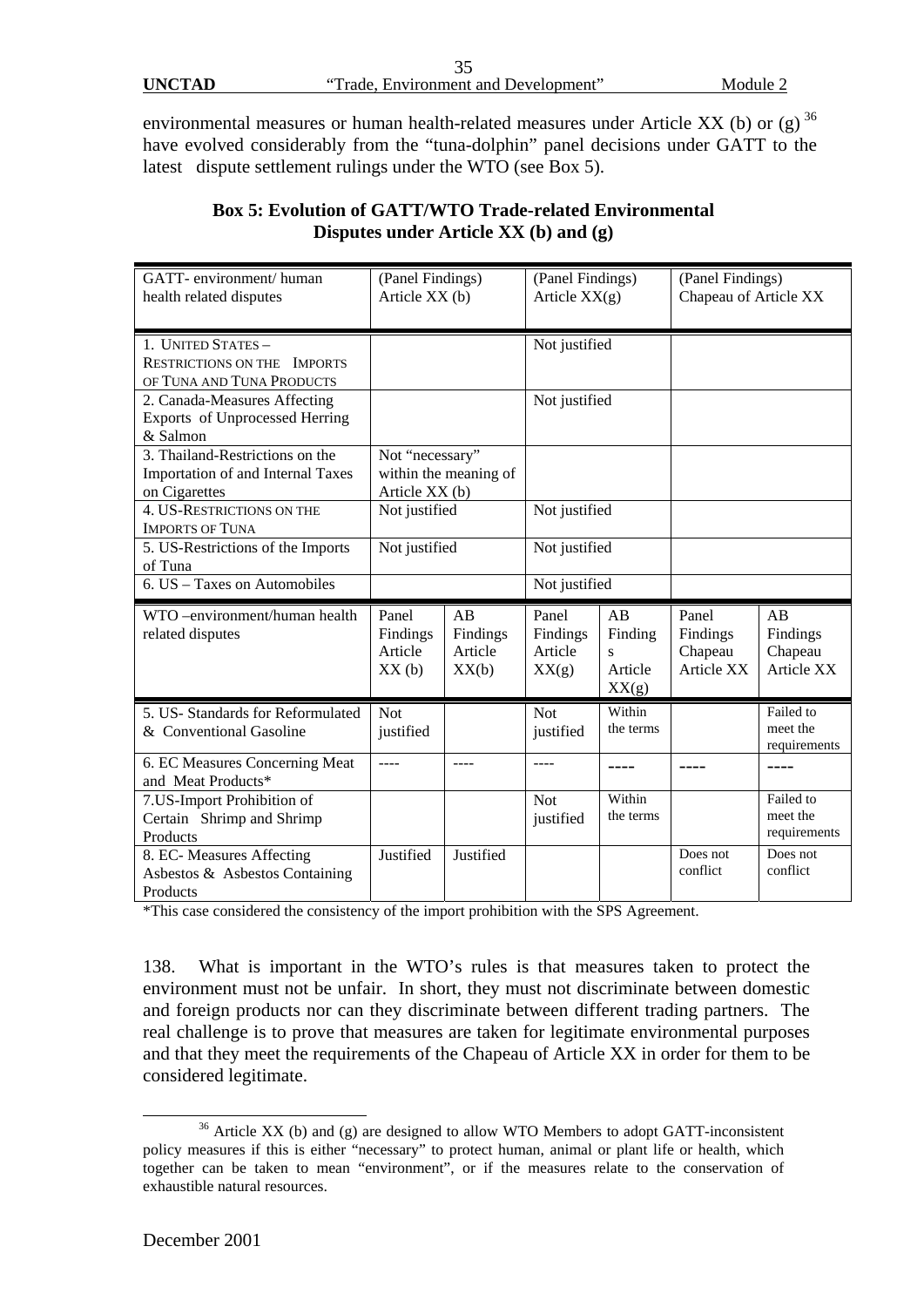environmental measures or human health-related measures under Article XX (b) or (g) [36] have evolved considerably from the "tuna-dolphin" panel decisions under GATT to the latest dispute settlement rulings under the WTO (see Box 5).

**Box 5: Evolution of GATT/WTO Trade-related Environmental Disputes under Article XX (b) and (g)**

| GATT- environment/ human health related disputes | (Panel Findings) Article XX (b) | | (Panel Findings) Article XX(g) | | (Panel Findings) Chapeau of Article XX | |
|---|---|---|---|---|---|---|
| 1. UNITED STATES – RESTRICTIONS ON THE IMPORTS OF TUNA AND TUNA PRODUCTS | | | Not justified | | | |
| 2. Canada-Measures Affecting Exports of Unprocessed Herring & Salmon | | | Not justified | | | |
| 3. Thailand-Restrictions on the Importation of and Internal Taxes on Cigarettes | Not "necessary" within the meaning of Article XX (b) | | | | | |
| 4. US-RESTRICTIONS ON THE IMPORTS OF TUNA | Not justified | | Not justified | | | |
| 5. US-Restrictions of the Imports of Tuna | Not justified | | Not justified | | | |
| 6. US – Taxes on Automobiles | | | Not justified | | | |
| **WTO –environment/human health related disputes** | **Panel Findings Article XX (b)** | **AB Findings Article XX(b)** | **Panel Findings Article XX(g)** | **AB Findings Article XX(g)** | **Panel Findings Chapeau Article XX** | **AB Findings Chapeau Article XX** |
| 5. US- Standards for Reformulated & Conventional Gasoline | Not justified | | Not justified | Within the terms | | Failed to meet the requirements |
| 6. EC Measures Concerning Meat and Meat Products* | ---- | ---- | ---- | ---- | ---- | ---- |
| 7.US-Import Prohibition of Certain Shrimp and Shrimp Products | | | Not justified | Within the terms | | Failed to meet the requirements |
| 8. EC- Measures Affecting Asbestos & Asbestos Containing Products | Justified | Justified | | | Does not conflict | Does not conflict |

*This case considered the consistency of the import prohibition with the SPS Agreement.

138. What is important in the WTO's rules is that measures taken to protect the environment must not be unfair. In short, they must not discriminate between domestic and foreign products nor can they discriminate between different trading partners. The real challenge is to prove that measures are taken for legitimate environmental purposes and that they meet the requirements of the Chapeau of Article XX in order for them to be considered legitimate.

[36] Article XX (b) and (g) are designed to allow WTO Members to adopt GATT-inconsistent policy measures if this is either "necessary" to protect human, animal or plant life or health, which together can be taken to mean "environment", or if the measures relate to the conservation of exhaustible natural resources.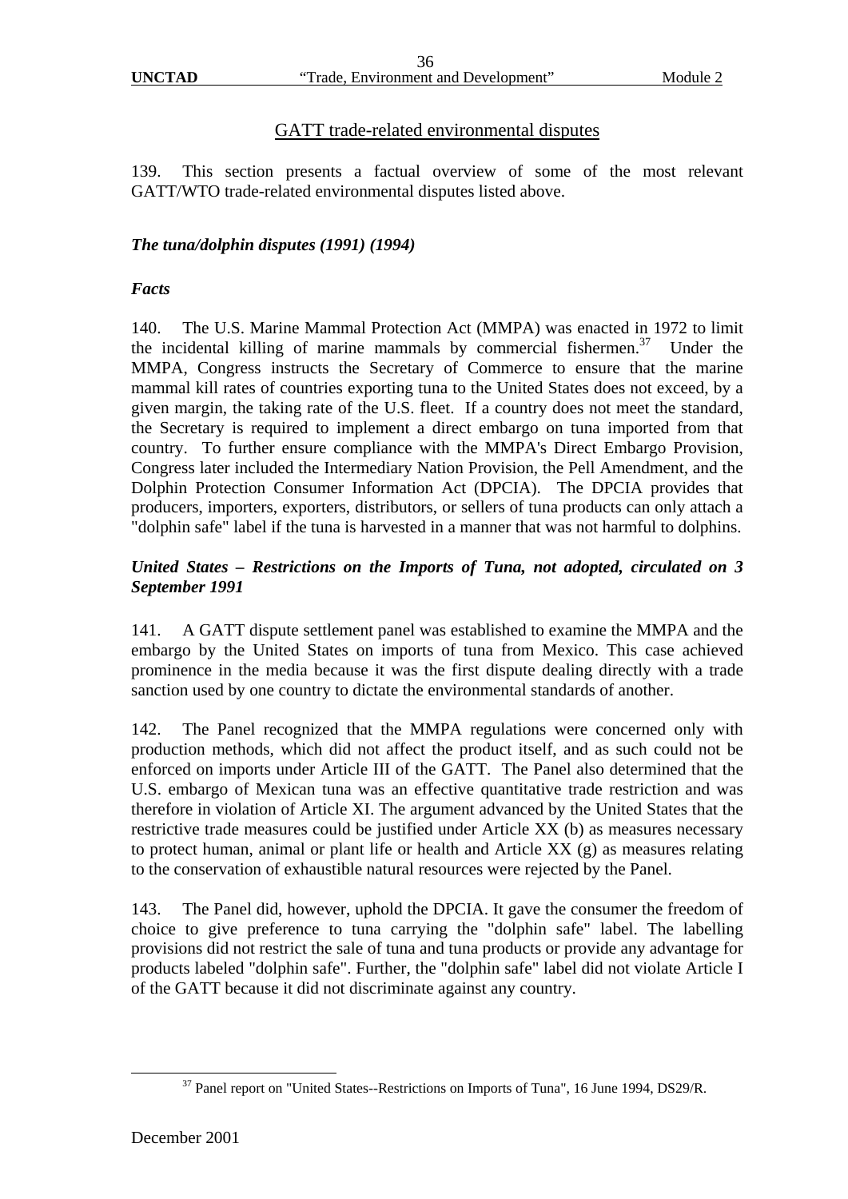## GATT trade-related environmental disputes

139. This section presents a factual overview of some of the most relevant GATT/WTO trade-related environmental disputes listed above.

### *The tuna/dolphin disputes (1991) (1994)*

***Facts***

140. The U.S. Marine Mammal Protection Act (MMPA) was enacted in 1972 to limit the incidental killing of marine mammals by commercial fishermen.[37] Under the MMPA, Congress instructs the Secretary of Commerce to ensure that the marine mammal kill rates of countries exporting tuna to the United States does not exceed, by a given margin, the taking rate of the U.S. fleet. If a country does not meet the standard, the Secretary is required to implement a direct embargo on tuna imported from that country. To further ensure compliance with the MMPA's Direct Embargo Provision, Congress later included the Intermediary Nation Provision, the Pell Amendment, and the Dolphin Protection Consumer Information Act (DPCIA). The DPCIA provides that producers, importers, exporters, distributors, or sellers of tuna products can only attach a "dolphin safe" label if the tuna is harvested in a manner that was not harmful to dolphins.

***United States – Restrictions on the Imports of Tuna, not adopted, circulated on 3 September 1991***

141. A GATT dispute settlement panel was established to examine the MMPA and the embargo by the United States on imports of tuna from Mexico. This case achieved prominence in the media because it was the first dispute dealing directly with a trade sanction used by one country to dictate the environmental standards of another.

142. The Panel recognized that the MMPA regulations were concerned only with production methods, which did not affect the product itself, and as such could not be enforced on imports under Article III of the GATT. The Panel also determined that the U.S. embargo of Mexican tuna was an effective quantitative trade restriction and was therefore in violation of Article XI. The argument advanced by the United States that the restrictive trade measures could be justified under Article XX (b) as measures necessary to protect human, animal or plant life or health and Article XX (g) as measures relating to the conservation of exhaustible natural resources were rejected by the Panel.

143. The Panel did, however, uphold the DPCIA. It gave the consumer the freedom of choice to give preference to tuna carrying the "dolphin safe" label. The labelling provisions did not restrict the sale of tuna and tuna products or provide any advantage for products labeled "dolphin safe". Further, the "dolphin safe" label did not violate Article I of the GATT because it did not discriminate against any country.

---

[37] Panel report on "United States--Restrictions on Imports of Tuna", 16 June 1994, DS29/R.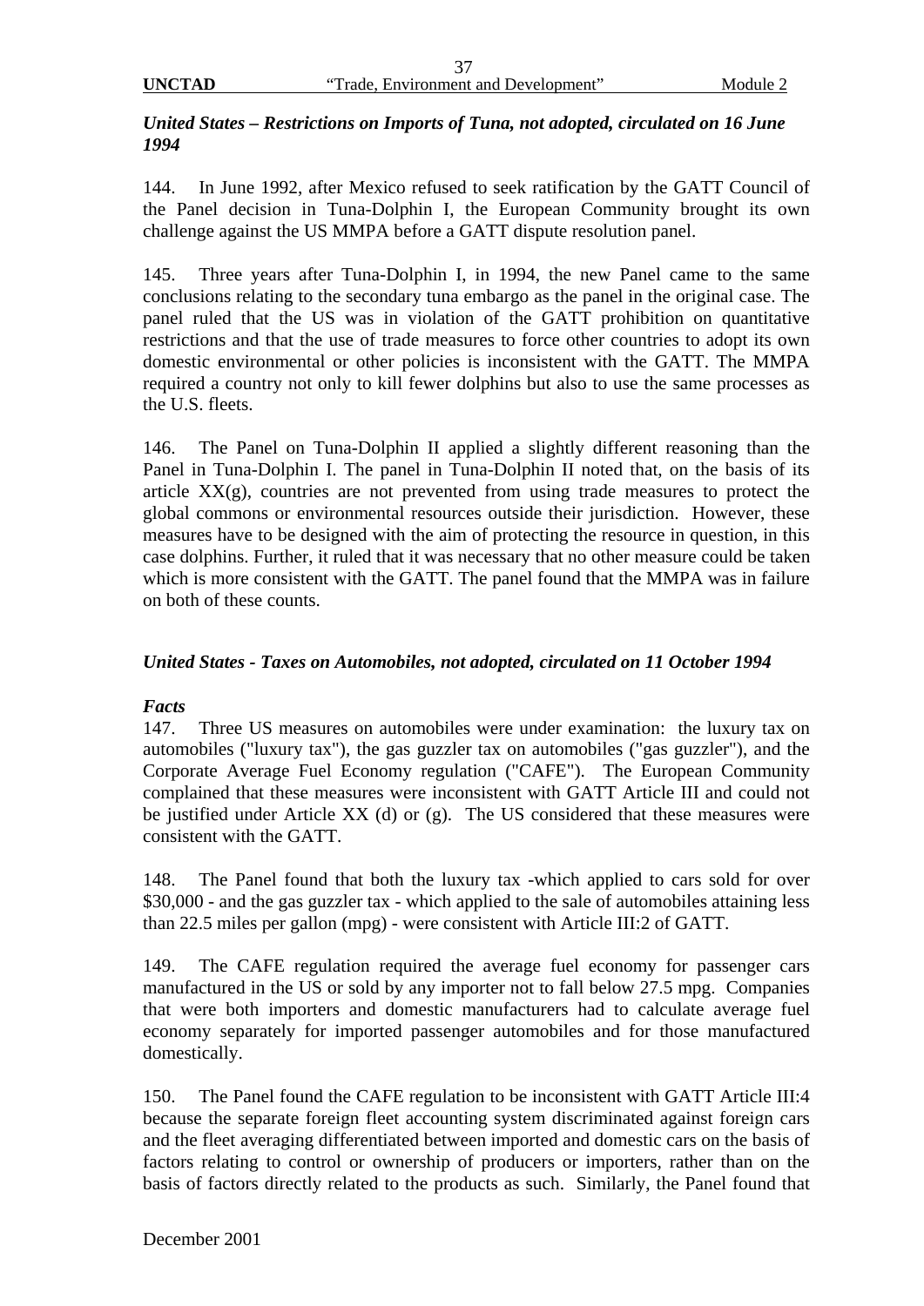***United States – Restrictions on Imports of Tuna, not adopted, circulated on 16 June 1994***

144. In June 1992, after Mexico refused to seek ratification by the GATT Council of the Panel decision in Tuna-Dolphin I, the European Community brought its own challenge against the US MMPA before a GATT dispute resolution panel.

145. Three years after Tuna-Dolphin I, in 1994, the new Panel came to the same conclusions relating to the secondary tuna embargo as the panel in the original case. The panel ruled that the US was in violation of the GATT prohibition on quantitative restrictions and that the use of trade measures to force other countries to adopt its own domestic environmental or other policies is inconsistent with the GATT. The MMPA required a country not only to kill fewer dolphins but also to use the same processes as the U.S. fleets.

146. The Panel on Tuna-Dolphin II applied a slightly different reasoning than the Panel in Tuna-Dolphin I. The panel in Tuna-Dolphin II noted that, on the basis of its article XX(g), countries are not prevented from using trade measures to protect the global commons or environmental resources outside their jurisdiction. However, these measures have to be designed with the aim of protecting the resource in question, in this case dolphins. Further, it ruled that it was necessary that no other measure could be taken which is more consistent with the GATT. The panel found that the MMPA was in failure on both of these counts.

***United States - Taxes on Automobiles, not adopted, circulated on 11 October 1994***

***Facts***

147. Three US measures on automobiles were under examination: the luxury tax on automobiles ("luxury tax"), the gas guzzler tax on automobiles ("gas guzzler"), and the Corporate Average Fuel Economy regulation ("CAFE"). The European Community complained that these measures were inconsistent with GATT Article III and could not be justified under Article XX (d) or (g). The US considered that these measures were consistent with the GATT.

148. The Panel found that both the luxury tax -which applied to cars sold for over $30,000 - and the gas guzzler tax - which applied to the sale of automobiles attaining less than 22.5 miles per gallon (mpg) - were consistent with Article III:2 of GATT.

149. The CAFE regulation required the average fuel economy for passenger cars manufactured in the US or sold by any importer not to fall below 27.5 mpg. Companies that were both importers and domestic manufacturers had to calculate average fuel economy separately for imported passenger automobiles and for those manufactured domestically.

150. The Panel found the CAFE regulation to be inconsistent with GATT Article III:4 because the separate foreign fleet accounting system discriminated against foreign cars and the fleet averaging differentiated between imported and domestic cars on the basis of factors relating to control or ownership of producers or importers, rather than on the basis of factors directly related to the products as such. Similarly, the Panel found that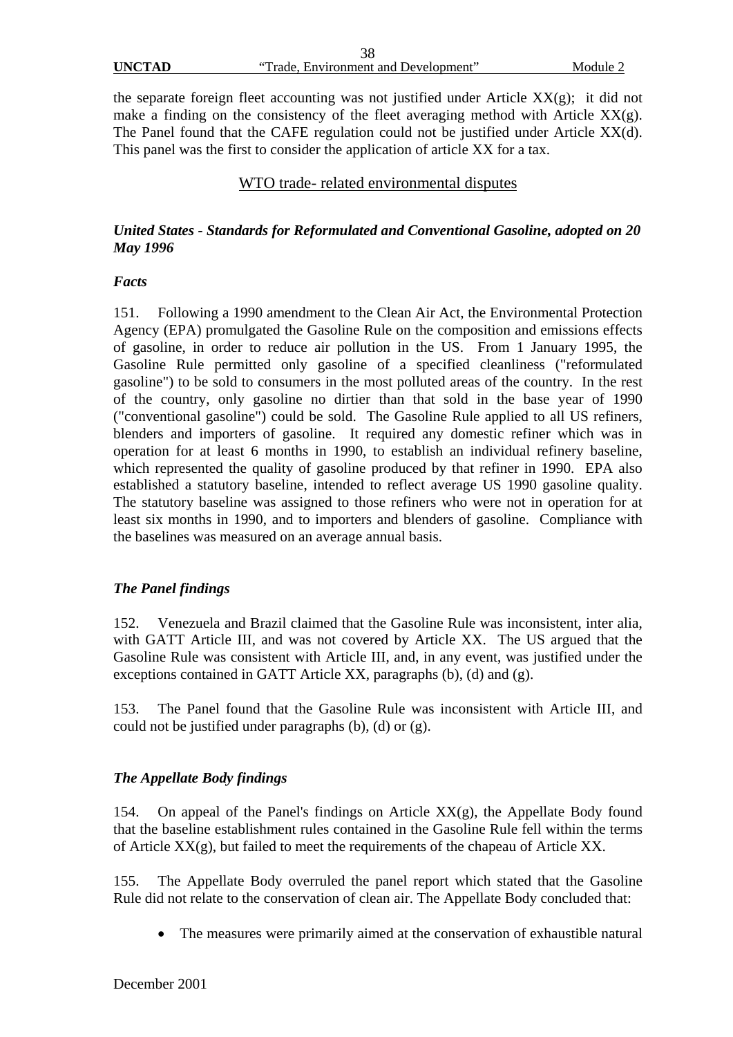the separate foreign fleet accounting was not justified under Article XX(g); it did not make a finding on the consistency of the fleet averaging method with Article XX(g). The Panel found that the CAFE regulation could not be justified under Article XX(d). This panel was the first to consider the application of article XX for a tax.

## WTO trade- related environmental disputes

### *United States - Standards for Reformulated and Conventional Gasoline, adopted on 20 May 1996*

#### *Facts*

151. Following a 1990 amendment to the Clean Air Act, the Environmental Protection Agency (EPA) promulgated the Gasoline Rule on the composition and emissions effects of gasoline, in order to reduce air pollution in the US. From 1 January 1995, the Gasoline Rule permitted only gasoline of a specified cleanliness ("reformulated gasoline") to be sold to consumers in the most polluted areas of the country. In the rest of the country, only gasoline no dirtier than that sold in the base year of 1990 ("conventional gasoline") could be sold. The Gasoline Rule applied to all US refiners, blenders and importers of gasoline. It required any domestic refiner which was in operation for at least 6 months in 1990, to establish an individual refinery baseline, which represented the quality of gasoline produced by that refiner in 1990. EPA also established a statutory baseline, intended to reflect average US 1990 gasoline quality. The statutory baseline was assigned to those refiners who were not in operation for at least six months in 1990, and to importers and blenders of gasoline. Compliance with the baselines was measured on an average annual basis.

#### *The Panel findings*

152. Venezuela and Brazil claimed that the Gasoline Rule was inconsistent, inter alia, with GATT Article III, and was not covered by Article XX. The US argued that the Gasoline Rule was consistent with Article III, and, in any event, was justified under the exceptions contained in GATT Article XX, paragraphs (b), (d) and (g).

153. The Panel found that the Gasoline Rule was inconsistent with Article III, and could not be justified under paragraphs (b), (d) or (g).

#### *The Appellate Body findings*

154. On appeal of the Panel's findings on Article XX(g), the Appellate Body found that the baseline establishment rules contained in the Gasoline Rule fell within the terms of Article XX(g), but failed to meet the requirements of the chapeau of Article XX.

155. The Appellate Body overruled the panel report which stated that the Gasoline Rule did not relate to the conservation of clean air. The Appellate Body concluded that:

- The measures were primarily aimed at the conservation of exhaustible natural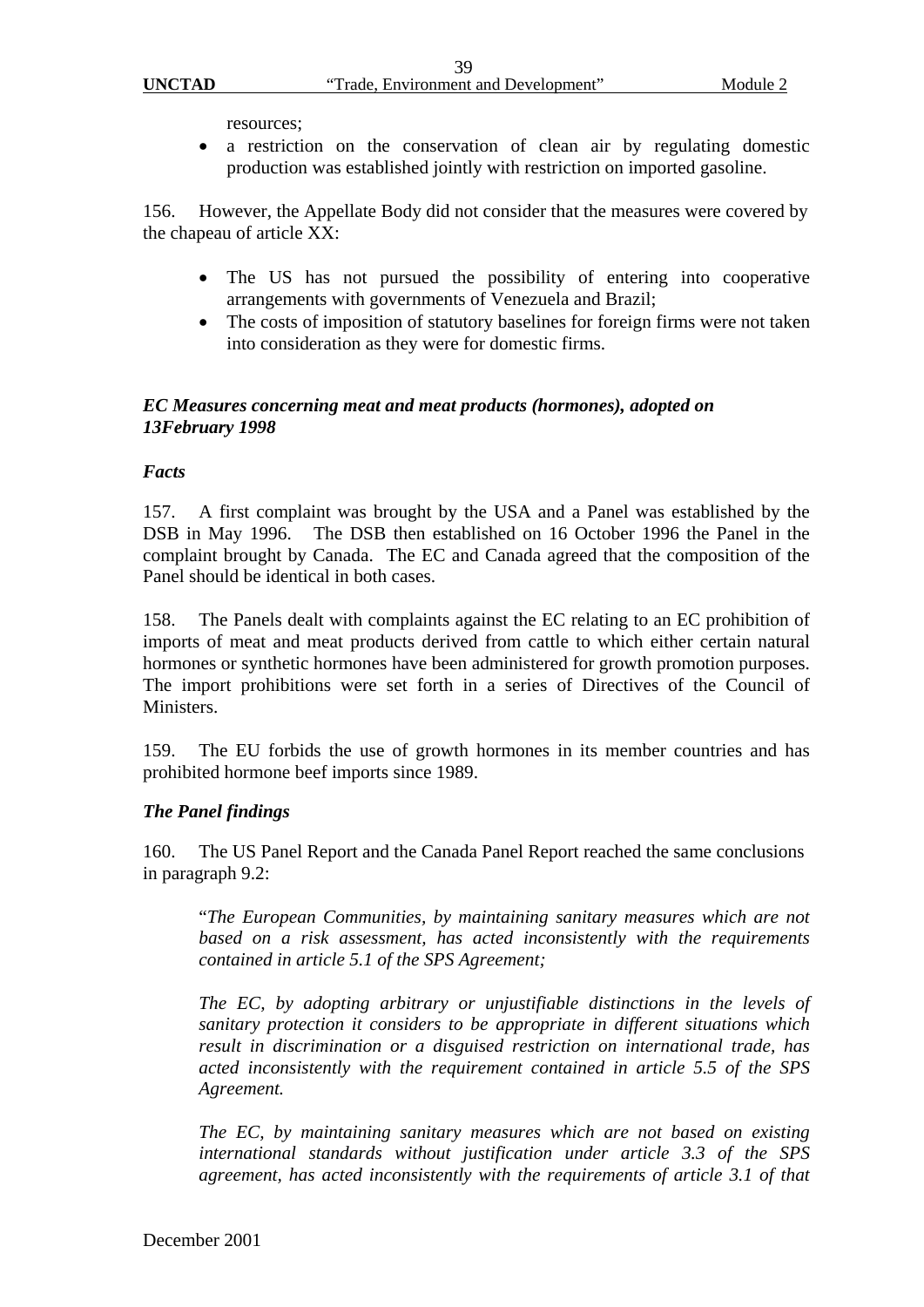resources;

- a restriction on the conservation of clean air by regulating domestic production was established jointly with restriction on imported gasoline.

156. However, the Appellate Body did not consider that the measures were covered by the chapeau of article XX:

- The US has not pursued the possibility of entering into cooperative arrangements with governments of Venezuela and Brazil;
- The costs of imposition of statutory baselines for foreign firms were not taken into consideration as they were for domestic firms.

***EC Measures concerning meat and meat products (hormones), adopted on 13February 1998***

***Facts***

157. A first complaint was brought by the USA and a Panel was established by the DSB in May 1996. The DSB then established on 16 October 1996 the Panel in the complaint brought by Canada. The EC and Canada agreed that the composition of the Panel should be identical in both cases.

158. The Panels dealt with complaints against the EC relating to an EC prohibition of imports of meat and meat products derived from cattle to which either certain natural hormones or synthetic hormones have been administered for growth promotion purposes. The import prohibitions were set forth in a series of Directives of the Council of Ministers.

159. The EU forbids the use of growth hormones in its member countries and has prohibited hormone beef imports since 1989.

***The Panel findings***

160. The US Panel Report and the Canada Panel Report reached the same conclusions in paragraph 9.2:

"*The European Communities, by maintaining sanitary measures which are not based on a risk assessment, has acted inconsistently with the requirements contained in article 5.1 of the SPS Agreement;*

*The EC, by adopting arbitrary or unjustifiable distinctions in the levels of sanitary protection it considers to be appropriate in different situations which result in discrimination or a disguised restriction on international trade, has acted inconsistently with the requirement contained in article 5.5 of the SPS Agreement.*

*The EC, by maintaining sanitary measures which are not based on existing international standards without justification under article 3.3 of the SPS agreement, has acted inconsistently with the requirements of article 3.1 of that*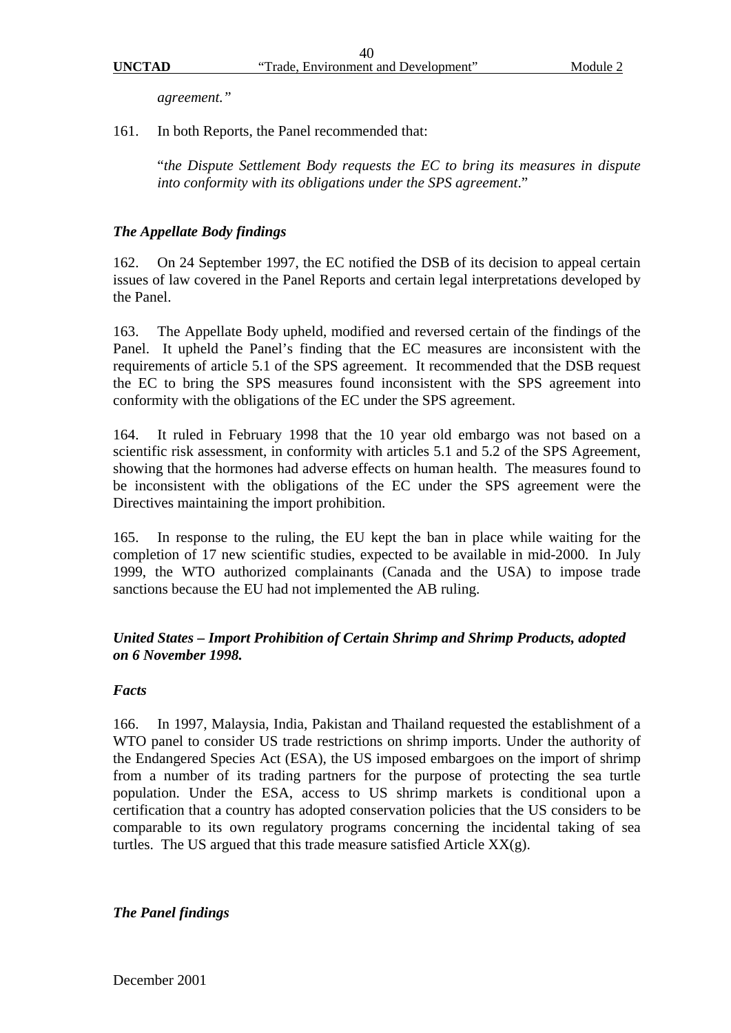*agreement."*

161. In both Reports, the Panel recommended that:

"*the Dispute Settlement Body requests the EC to bring its measures in dispute into conformity with its obligations under the SPS agreement*."

### *The Appellate Body findings*

162. On 24 September 1997, the EC notified the DSB of its decision to appeal certain issues of law covered in the Panel Reports and certain legal interpretations developed by the Panel.

163. The Appellate Body upheld, modified and reversed certain of the findings of the Panel. It upheld the Panel's finding that the EC measures are inconsistent with the requirements of article 5.1 of the SPS agreement. It recommended that the DSB request the EC to bring the SPS measures found inconsistent with the SPS agreement into conformity with the obligations of the EC under the SPS agreement.

164. It ruled in February 1998 that the 10 year old embargo was not based on a scientific risk assessment, in conformity with articles 5.1 and 5.2 of the SPS Agreement, showing that the hormones had adverse effects on human health. The measures found to be inconsistent with the obligations of the EC under the SPS agreement were the Directives maintaining the import prohibition.

165. In response to the ruling, the EU kept the ban in place while waiting for the completion of 17 new scientific studies, expected to be available in mid-2000. In July 1999, the WTO authorized complainants (Canada and the USA) to impose trade sanctions because the EU had not implemented the AB ruling.

### *United States – Import Prohibition of Certain Shrimp and Shrimp Products, adopted on 6 November 1998.*

### *Facts*

166. In 1997, Malaysia, India, Pakistan and Thailand requested the establishment of a WTO panel to consider US trade restrictions on shrimp imports. Under the authority of the Endangered Species Act (ESA), the US imposed embargoes on the import of shrimp from a number of its trading partners for the purpose of protecting the sea turtle population. Under the ESA, access to US shrimp markets is conditional upon a certification that a country has adopted conservation policies that the US considers to be comparable to its own regulatory programs concerning the incidental taking of sea turtles. The US argued that this trade measure satisfied Article XX(g).

### *The Panel findings*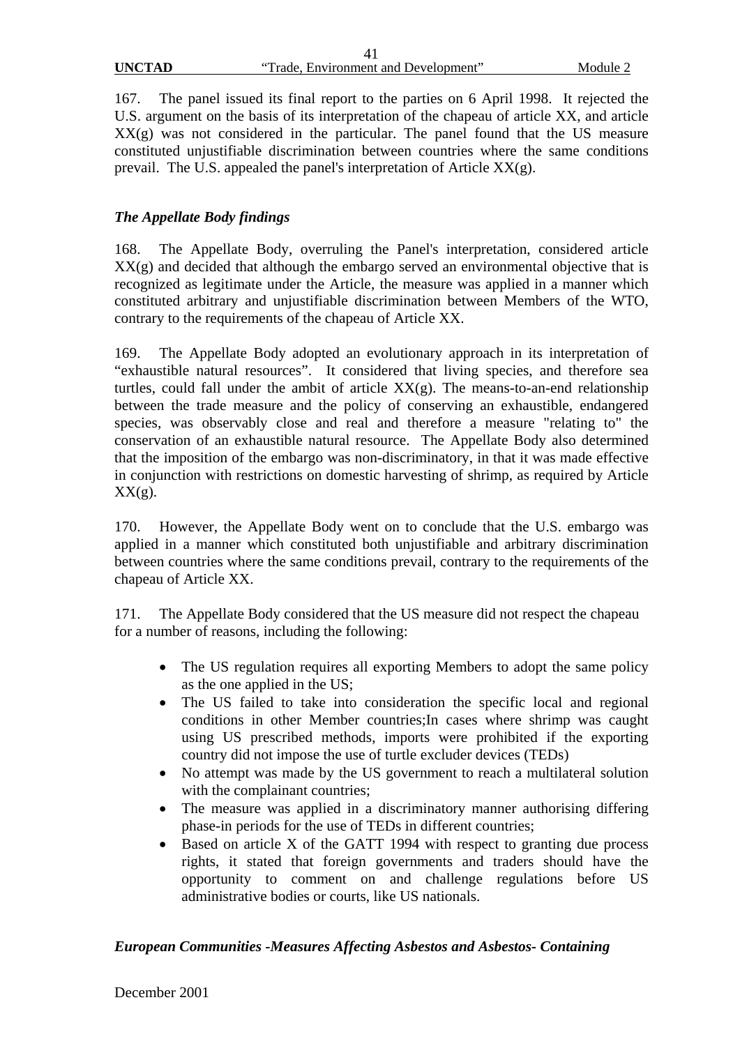167. The panel issued its final report to the parties on 6 April 1998. It rejected the U.S. argument on the basis of its interpretation of the chapeau of article XX, and article XX(g) was not considered in the particular. The panel found that the US measure constituted unjustifiable discrimination between countries where the same conditions prevail. The U.S. appealed the panel's interpretation of Article XX(g).

### *The Appellate Body findings*

168. The Appellate Body, overruling the Panel's interpretation, considered article XX(g) and decided that although the embargo served an environmental objective that is recognized as legitimate under the Article, the measure was applied in a manner which constituted arbitrary and unjustifiable discrimination between Members of the WTO, contrary to the requirements of the chapeau of Article XX.

169. The Appellate Body adopted an evolutionary approach in its interpretation of "exhaustible natural resources". It considered that living species, and therefore sea turtles, could fall under the ambit of article XX(g). The means-to-an-end relationship between the trade measure and the policy of conserving an exhaustible, endangered species, was observably close and real and therefore a measure "relating to" the conservation of an exhaustible natural resource. The Appellate Body also determined that the imposition of the embargo was non-discriminatory, in that it was made effective in conjunction with restrictions on domestic harvesting of shrimp, as required by Article XX(g).

170. However, the Appellate Body went on to conclude that the U.S. embargo was applied in a manner which constituted both unjustifiable and arbitrary discrimination between countries where the same conditions prevail, contrary to the requirements of the chapeau of Article XX.

171. The Appellate Body considered that the US measure did not respect the chapeau for a number of reasons, including the following:

- The US regulation requires all exporting Members to adopt the same policy as the one applied in the US;
- The US failed to take into consideration the specific local and regional conditions in other Member countries;In cases where shrimp was caught using US prescribed methods, imports were prohibited if the exporting country did not impose the use of turtle excluder devices (TEDs)
- No attempt was made by the US government to reach a multilateral solution with the complainant countries;
- The measure was applied in a discriminatory manner authorising differing phase-in periods for the use of TEDs in different countries;
- Based on article X of the GATT 1994 with respect to granting due process rights, it stated that foreign governments and traders should have the opportunity to comment on and challenge regulations before US administrative bodies or courts, like US nationals.

### *European Communities -Measures Affecting Asbestos and Asbestos- Containing*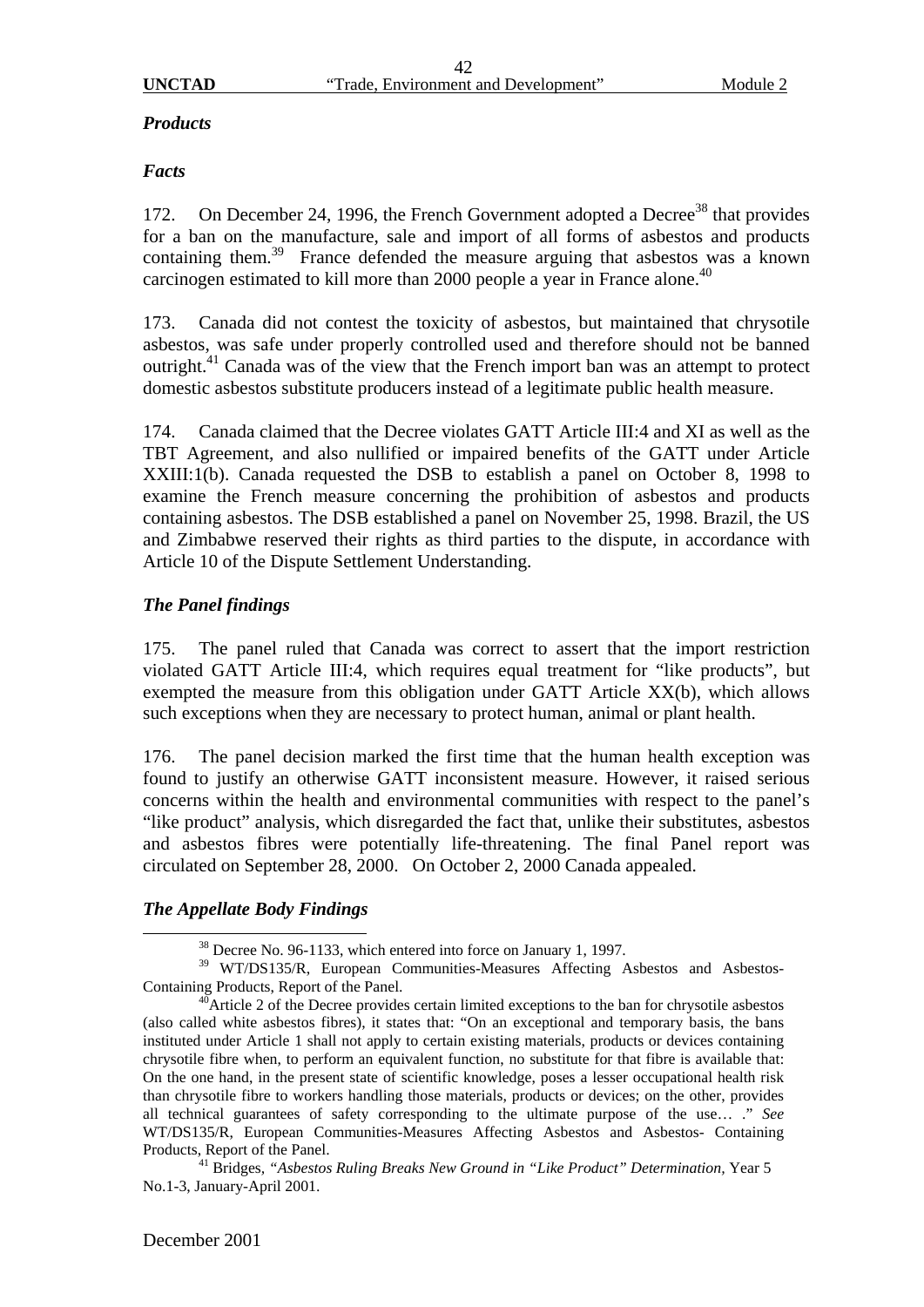***Products***

***Facts***

172. On December 24, 1996, the French Government adopted a Decree[38] that provides for a ban on the manufacture, sale and import of all forms of asbestos and products containing them.[39] France defended the measure arguing that asbestos was a known carcinogen estimated to kill more than 2000 people a year in France alone.[40]

173. Canada did not contest the toxicity of asbestos, but maintained that chrysotile asbestos, was safe under properly controlled used and therefore should not be banned outright.[41] Canada was of the view that the French import ban was an attempt to protect domestic asbestos substitute producers instead of a legitimate public health measure.

174. Canada claimed that the Decree violates GATT Article III:4 and XI as well as the TBT Agreement, and also nullified or impaired benefits of the GATT under Article XXIII:1(b). Canada requested the DSB to establish a panel on October 8, 1998 to examine the French measure concerning the prohibition of asbestos and products containing asbestos. The DSB established a panel on November 25, 1998. Brazil, the US and Zimbabwe reserved their rights as third parties to the dispute, in accordance with Article 10 of the Dispute Settlement Understanding.

***The Panel findings***

175. The panel ruled that Canada was correct to assert that the import restriction violated GATT Article III:4, which requires equal treatment for "like products", but exempted the measure from this obligation under GATT Article XX(b), which allows such exceptions when they are necessary to protect human, animal or plant health.

176. The panel decision marked the first time that the human health exception was found to justify an otherwise GATT inconsistent measure. However, it raised serious concerns within the health and environmental communities with respect to the panel's "like product" analysis, which disregarded the fact that, unlike their substitutes, asbestos and asbestos fibres were potentially life-threatening. The final Panel report was circulated on September 28, 2000. On October 2, 2000 Canada appealed.

***The Appellate Body Findings***

---

[38] Decree No. 96-1133, which entered into force on January 1, 1997.

[39] WT/DS135/R, European Communities-Measures Affecting Asbestos and Asbestos-Containing Products, Report of the Panel.

[40] Article 2 of the Decree provides certain limited exceptions to the ban for chrysotile asbestos (also called white asbestos fibres), it states that: "On an exceptional and temporary basis, the bans instituted under Article 1 shall not apply to certain existing materials, products or devices containing chrysotile fibre when, to perform an equivalent function, no substitute for that fibre is available that: On the one hand, in the present state of scientific knowledge, poses a lesser occupational health risk than chrysotile fibre to workers handling those materials, products or devices; on the other, provides all technical guarantees of safety corresponding to the ultimate purpose of the use… ." *See* WT/DS135/R, European Communities-Measures Affecting Asbestos and Asbestos- Containing Products, Report of the Panel.

[41] Bridges, *"Asbestos Ruling Breaks New Ground in "Like Product" Determination,* Year 5 No.1-3, January-April 2001.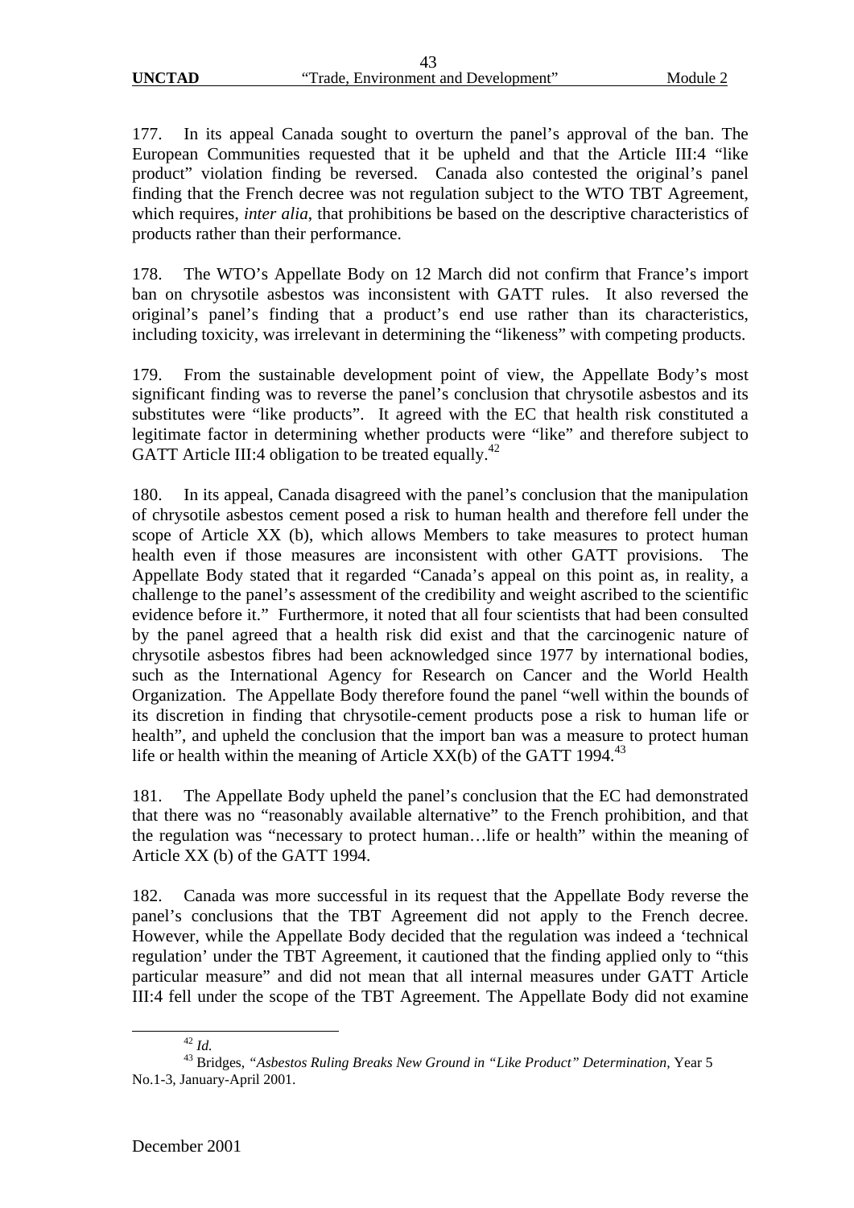177. In its appeal Canada sought to overturn the panel's approval of the ban. The European Communities requested that it be upheld and that the Article III:4 "like product" violation finding be reversed. Canada also contested the original's panel finding that the French decree was not regulation subject to the WTO TBT Agreement, which requires, *inter alia*, that prohibitions be based on the descriptive characteristics of products rather than their performance.

178. The WTO's Appellate Body on 12 March did not confirm that France's import ban on chrysotile asbestos was inconsistent with GATT rules. It also reversed the original's panel's finding that a product's end use rather than its characteristics, including toxicity, was irrelevant in determining the "likeness" with competing products.

179. From the sustainable development point of view, the Appellate Body's most significant finding was to reverse the panel's conclusion that chrysotile asbestos and its substitutes were "like products". It agreed with the EC that health risk constituted a legitimate factor in determining whether products were "like" and therefore subject to GATT Article III:4 obligation to be treated equally.[42]

180. In its appeal, Canada disagreed with the panel's conclusion that the manipulation of chrysotile asbestos cement posed a risk to human health and therefore fell under the scope of Article XX (b), which allows Members to take measures to protect human health even if those measures are inconsistent with other GATT provisions. The Appellate Body stated that it regarded "Canada's appeal on this point as, in reality, a challenge to the panel's assessment of the credibility and weight ascribed to the scientific evidence before it." Furthermore, it noted that all four scientists that had been consulted by the panel agreed that a health risk did exist and that the carcinogenic nature of chrysotile asbestos fibres had been acknowledged since 1977 by international bodies, such as the International Agency for Research on Cancer and the World Health Organization. The Appellate Body therefore found the panel "well within the bounds of its discretion in finding that chrysotile-cement products pose a risk to human life or health", and upheld the conclusion that the import ban was a measure to protect human life or health within the meaning of Article XX(b) of the GATT 1994.[43]

181. The Appellate Body upheld the panel's conclusion that the EC had demonstrated that there was no "reasonably available alternative" to the French prohibition, and that the regulation was "necessary to protect human…life or health" within the meaning of Article XX (b) of the GATT 1994.

182. Canada was more successful in its request that the Appellate Body reverse the panel's conclusions that the TBT Agreement did not apply to the French decree. However, while the Appellate Body decided that the regulation was indeed a 'technical regulation' under the TBT Agreement, it cautioned that the finding applied only to "this particular measure" and did not mean that all internal measures under GATT Article III:4 fell under the scope of the TBT Agreement. The Appellate Body did not examine

[42] *Id.*

[43] Bridges, *"Asbestos Ruling Breaks New Ground in "Like Product" Determination,* Year 5 No.1-3, January-April 2001.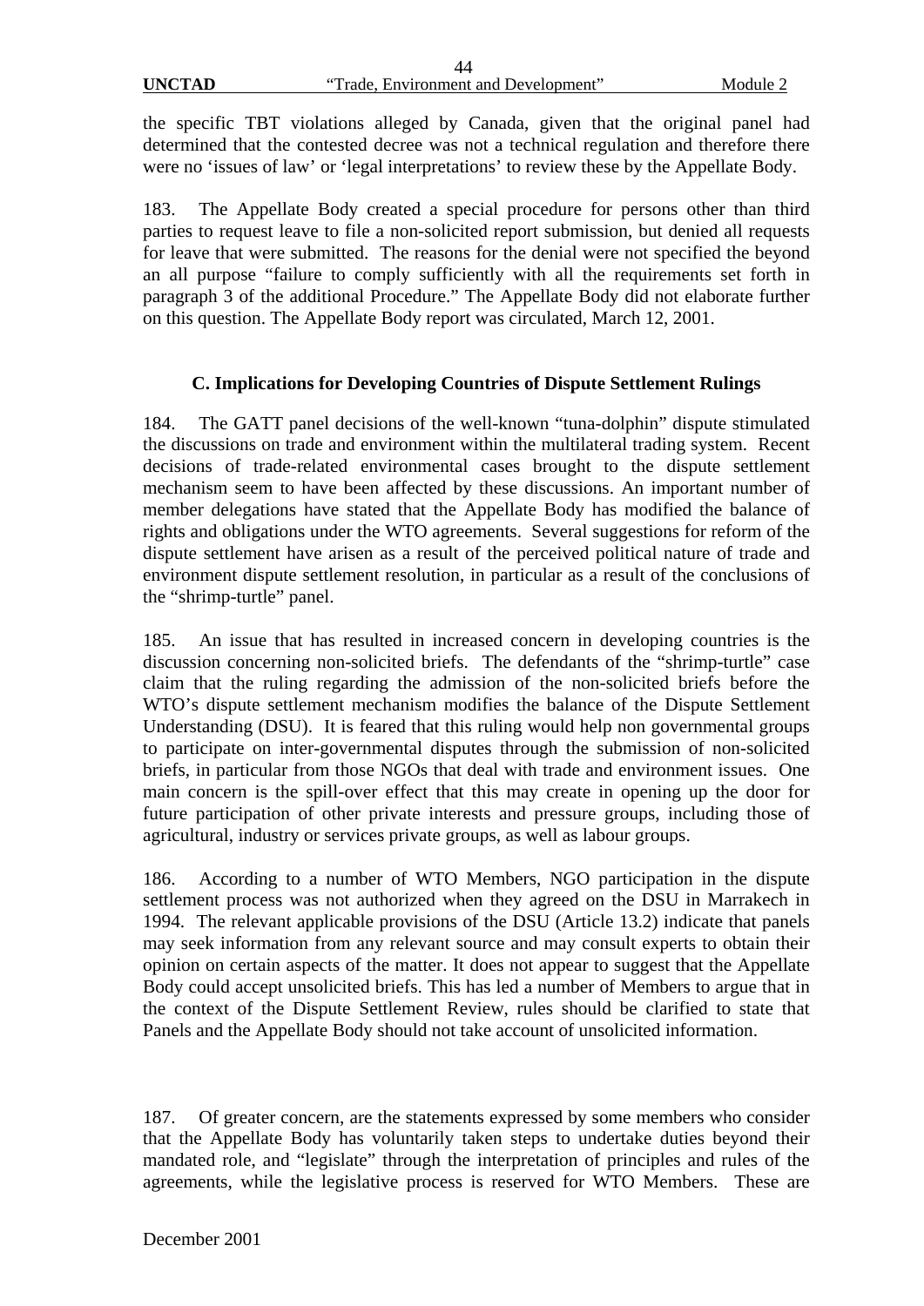the specific TBT violations alleged by Canada, given that the original panel had determined that the contested decree was not a technical regulation and therefore there were no 'issues of law' or 'legal interpretations' to review these by the Appellate Body.

183. The Appellate Body created a special procedure for persons other than third parties to request leave to file a non-solicited report submission, but denied all requests for leave that were submitted. The reasons for the denial were not specified the beyond an all purpose "failure to comply sufficiently with all the requirements set forth in paragraph 3 of the additional Procedure." The Appellate Body did not elaborate further on this question. The Appellate Body report was circulated, March 12, 2001.

### C. Implications for Developing Countries of Dispute Settlement Rulings

184. The GATT panel decisions of the well-known "tuna-dolphin" dispute stimulated the discussions on trade and environment within the multilateral trading system. Recent decisions of trade-related environmental cases brought to the dispute settlement mechanism seem to have been affected by these discussions. An important number of member delegations have stated that the Appellate Body has modified the balance of rights and obligations under the WTO agreements. Several suggestions for reform of the dispute settlement have arisen as a result of the perceived political nature of trade and environment dispute settlement resolution, in particular as a result of the conclusions of the "shrimp-turtle" panel.

185. An issue that has resulted in increased concern in developing countries is the discussion concerning non-solicited briefs. The defendants of the "shrimp-turtle" case claim that the ruling regarding the admission of the non-solicited briefs before the WTO's dispute settlement mechanism modifies the balance of the Dispute Settlement Understanding (DSU). It is feared that this ruling would help non governmental groups to participate on inter-governmental disputes through the submission of non-solicited briefs, in particular from those NGOs that deal with trade and environment issues. One main concern is the spill-over effect that this may create in opening up the door for future participation of other private interests and pressure groups, including those of agricultural, industry or services private groups, as well as labour groups.

186. According to a number of WTO Members, NGO participation in the dispute settlement process was not authorized when they agreed on the DSU in Marrakech in 1994. The relevant applicable provisions of the DSU (Article 13.2) indicate that panels may seek information from any relevant source and may consult experts to obtain their opinion on certain aspects of the matter. It does not appear to suggest that the Appellate Body could accept unsolicited briefs. This has led a number of Members to argue that in the context of the Dispute Settlement Review, rules should be clarified to state that Panels and the Appellate Body should not take account of unsolicited information.

187. Of greater concern, are the statements expressed by some members who consider that the Appellate Body has voluntarily taken steps to undertake duties beyond their mandated role, and "legislate" through the interpretation of principles and rules of the agreements, while the legislative process is reserved for WTO Members. These are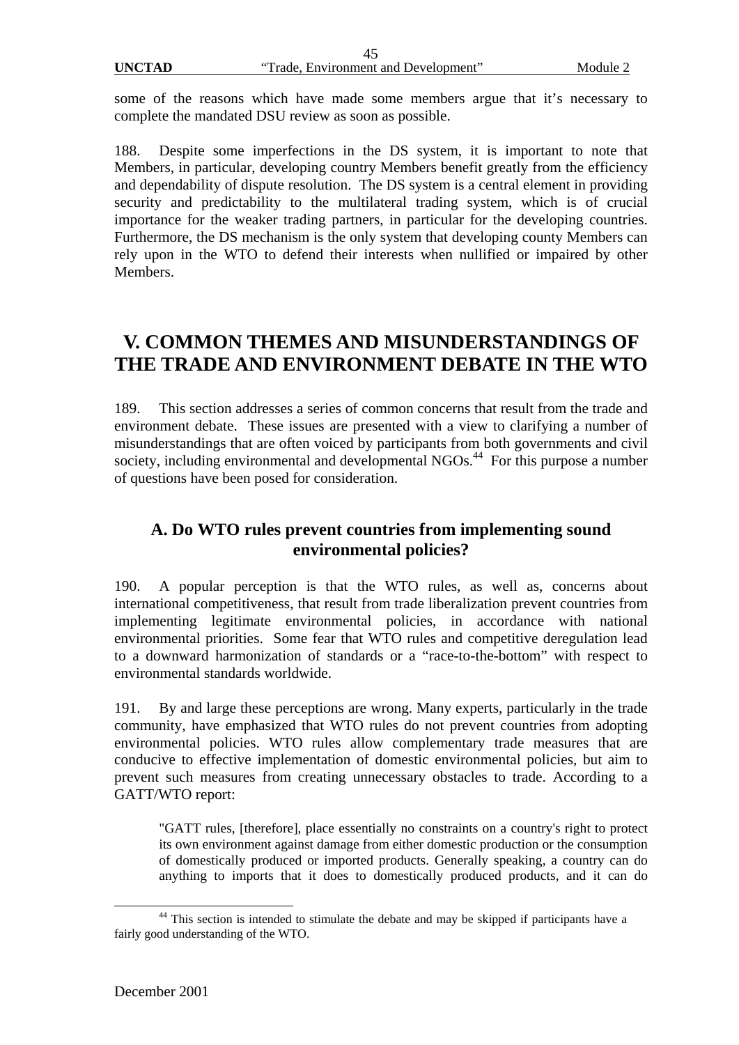some of the reasons which have made some members argue that it's necessary to complete the mandated DSU review as soon as possible.

188. Despite some imperfections in the DS system, it is important to note that Members, in particular, developing country Members benefit greatly from the efficiency and dependability of dispute resolution. The DS system is a central element in providing security and predictability to the multilateral trading system, which is of crucial importance for the weaker trading partners, in particular for the developing countries. Furthermore, the DS mechanism is the only system that developing county Members can rely upon in the WTO to defend their interests when nullified or impaired by other Members.

# V. COMMON THEMES AND MISUNDERSTANDINGS OF THE TRADE AND ENVIRONMENT DEBATE IN THE WTO

189. This section addresses a series of common concerns that result from the trade and environment debate. These issues are presented with a view to clarifying a number of misunderstandings that are often voiced by participants from both governments and civil society, including environmental and developmental NGOs.[44] For this purpose a number of questions have been posed for consideration.

## A. Do WTO rules prevent countries from implementing sound environmental policies?

190. A popular perception is that the WTO rules, as well as, concerns about international competitiveness, that result from trade liberalization prevent countries from implementing legitimate environmental policies, in accordance with national environmental priorities. Some fear that WTO rules and competitive deregulation lead to a downward harmonization of standards or a "race-to-the-bottom" with respect to environmental standards worldwide.

191. By and large these perceptions are wrong. Many experts, particularly in the trade community, have emphasized that WTO rules do not prevent countries from adopting environmental policies. WTO rules allow complementary trade measures that are conducive to effective implementation of domestic environmental policies, but aim to prevent such measures from creating unnecessary obstacles to trade. According to a GATT/WTO report:

> "GATT rules, [therefore], place essentially no constraints on a country's right to protect its own environment against damage from either domestic production or the consumption of domestically produced or imported products. Generally speaking, a country can do anything to imports that it does to domestically produced products, and it can do

---

[44] This section is intended to stimulate the debate and may be skipped if participants have a fairly good understanding of the WTO.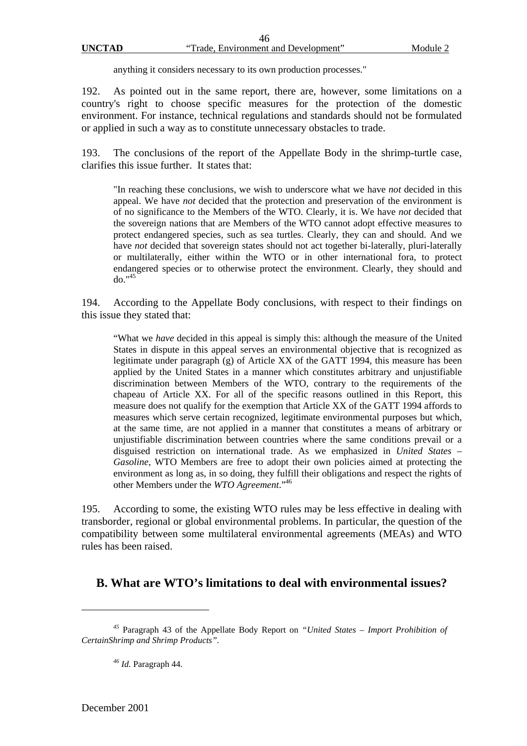anything it considers necessary to its own production processes."

192. As pointed out in the same report, there are, however, some limitations on a country's right to choose specific measures for the protection of the domestic environment. For instance, technical regulations and standards should not be formulated or applied in such a way as to constitute unnecessary obstacles to trade.

193. The conclusions of the report of the Appellate Body in the shrimp-turtle case, clarifies this issue further. It states that:

> "In reaching these conclusions, we wish to underscore what we have *not* decided in this appeal. We have *not* decided that the protection and preservation of the environment is of no significance to the Members of the WTO. Clearly, it is. We have *not* decided that the sovereign nations that are Members of the WTO cannot adopt effective measures to protect endangered species, such as sea turtles. Clearly, they can and should. And we have *not* decided that sovereign states should not act together bi-laterally, pluri-laterally or multilaterally, either within the WTO or in other international fora, to protect endangered species or to otherwise protect the environment. Clearly, they should and do."[45]

194. According to the Appellate Body conclusions, with respect to their findings on this issue they stated that:

> "What we *have* decided in this appeal is simply this: although the measure of the United States in dispute in this appeal serves an environmental objective that is recognized as legitimate under paragraph (g) of Article XX of the GATT 1994, this measure has been applied by the United States in a manner which constitutes arbitrary and unjustifiable discrimination between Members of the WTO, contrary to the requirements of the chapeau of Article XX. For all of the specific reasons outlined in this Report, this measure does not qualify for the exemption that Article XX of the GATT 1994 affords to measures which serve certain recognized, legitimate environmental purposes but which, at the same time, are not applied in a manner that constitutes a means of arbitrary or unjustifiable discrimination between countries where the same conditions prevail or a disguised restriction on international trade. As we emphasized in *United States – Gasoline*, WTO Members are free to adopt their own policies aimed at protecting the environment as long as, in so doing, they fulfill their obligations and respect the rights of other Members under the *WTO Agreement*."[46]

195. According to some, the existing WTO rules may be less effective in dealing with transborder, regional or global environmental problems. In particular, the question of the compatibility between some multilateral environmental agreements (MEAs) and WTO rules has been raised.

## B. What are WTO's limitations to deal with environmental issues?

---

[45] Paragraph 43 of the Appellate Body Report on *"United States – Import Prohibition of CertainShrimp and Shrimp Products"*.

[46] *Id.* Paragraph 44.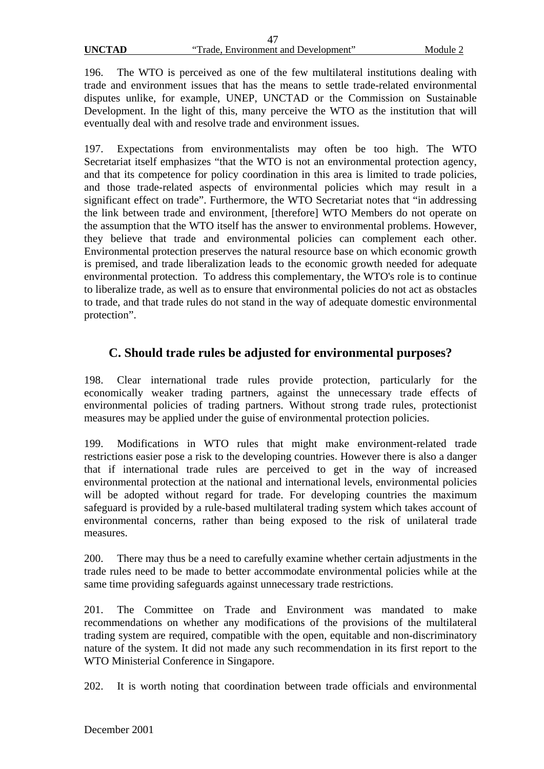196. The WTO is perceived as one of the few multilateral institutions dealing with trade and environment issues that has the means to settle trade-related environmental disputes unlike, for example, UNEP, UNCTAD or the Commission on Sustainable Development. In the light of this, many perceive the WTO as the institution that will eventually deal with and resolve trade and environment issues.

197. Expectations from environmentalists may often be too high. The WTO Secretariat itself emphasizes "that the WTO is not an environmental protection agency, and that its competence for policy coordination in this area is limited to trade policies, and those trade-related aspects of environmental policies which may result in a significant effect on trade". Furthermore, the WTO Secretariat notes that "in addressing the link between trade and environment, [therefore] WTO Members do not operate on the assumption that the WTO itself has the answer to environmental problems. However, they believe that trade and environmental policies can complement each other. Environmental protection preserves the natural resource base on which economic growth is premised, and trade liberalization leads to the economic growth needed for adequate environmental protection. To address this complementary, the WTO's role is to continue to liberalize trade, as well as to ensure that environmental policies do not act as obstacles to trade, and that trade rules do not stand in the way of adequate domestic environmental protection".

## C. Should trade rules be adjusted for environmental purposes?

198. Clear international trade rules provide protection, particularly for the economically weaker trading partners, against the unnecessary trade effects of environmental policies of trading partners. Without strong trade rules, protectionist measures may be applied under the guise of environmental protection policies.

199. Modifications in WTO rules that might make environment-related trade restrictions easier pose a risk to the developing countries. However there is also a danger that if international trade rules are perceived to get in the way of increased environmental protection at the national and international levels, environmental policies will be adopted without regard for trade. For developing countries the maximum safeguard is provided by a rule-based multilateral trading system which takes account of environmental concerns, rather than being exposed to the risk of unilateral trade measures.

200. There may thus be a need to carefully examine whether certain adjustments in the trade rules need to be made to better accommodate environmental policies while at the same time providing safeguards against unnecessary trade restrictions.

201. The Committee on Trade and Environment was mandated to make recommendations on whether any modifications of the provisions of the multilateral trading system are required, compatible with the open, equitable and non-discriminatory nature of the system. It did not made any such recommendation in its first report to the WTO Ministerial Conference in Singapore.

202. It is worth noting that coordination between trade officials and environmental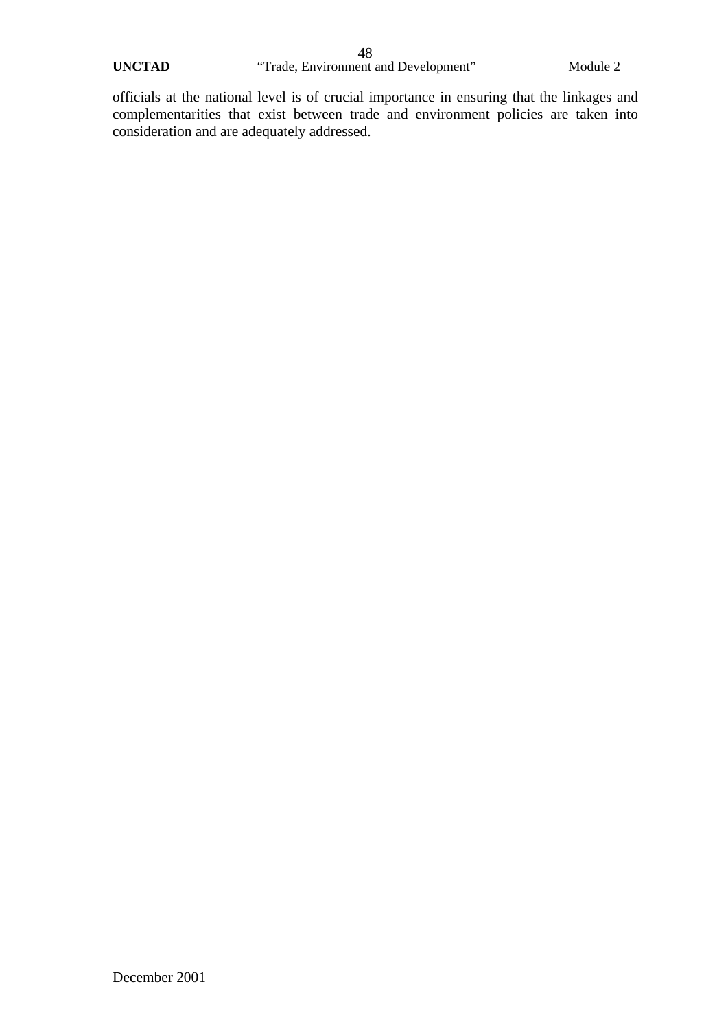officials at the national level is of crucial importance in ensuring that the linkages and complementarities that exist between trade and environment policies are taken into consideration and are adequately addressed.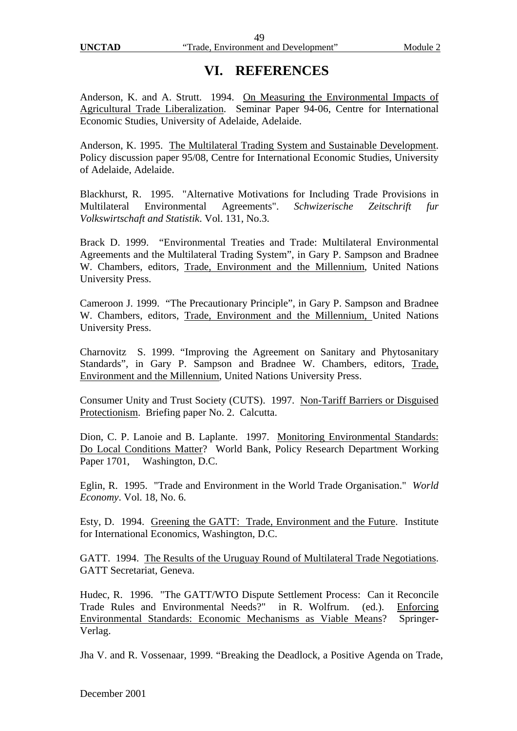# VI. REFERENCES

Anderson, K. and A. Strutt. 1994. On Measuring the Environmental Impacts of Agricultural Trade Liberalization. Seminar Paper 94-06, Centre for International Economic Studies, University of Adelaide, Adelaide.

Anderson, K. 1995. The Multilateral Trading System and Sustainable Development. Policy discussion paper 95/08, Centre for International Economic Studies, University of Adelaide, Adelaide.

Blackhurst, R. 1995. "Alternative Motivations for Including Trade Provisions in Multilateral Environmental Agreements". *Schwizerische Zeitschrift fur Volkswirtschaft and Statistik*. Vol. 131, No.3.

Brack D. 1999. "Environmental Treaties and Trade: Multilateral Environmental Agreements and the Multilateral Trading System", in Gary P. Sampson and Bradnee W. Chambers, editors, Trade, Environment and the Millennium, United Nations University Press.

Cameroon J. 1999. "The Precautionary Principle", in Gary P. Sampson and Bradnee W. Chambers, editors, Trade, Environment and the Millennium, United Nations University Press.

Charnovitz S. 1999. "Improving the Agreement on Sanitary and Phytosanitary Standards", in Gary P. Sampson and Bradnee W. Chambers, editors, Trade, Environment and the Millennium, United Nations University Press.

Consumer Unity and Trust Society (CUTS). 1997. Non-Tariff Barriers or Disguised Protectionism. Briefing paper No. 2. Calcutta.

Dion, C. P. Lanoie and B. Laplante. 1997. Monitoring Environmental Standards: Do Local Conditions Matter? World Bank, Policy Research Department Working Paper 1701, Washington, D.C.

Eglin, R. 1995. "Trade and Environment in the World Trade Organisation." *World Economy*. Vol. 18, No. 6.

Esty, D. 1994. Greening the GATT: Trade, Environment and the Future. Institute for International Economics, Washington, D.C.

GATT. 1994. The Results of the Uruguay Round of Multilateral Trade Negotiations. GATT Secretariat, Geneva.

Hudec, R. 1996. "The GATT/WTO Dispute Settlement Process: Can it Reconcile Trade Rules and Environmental Needs?" in R. Wolfrum. (ed.). Enforcing Environmental Standards: Economic Mechanisms as Viable Means? Springer-Verlag.

Jha V. and R. Vossenaar, 1999. "Breaking the Deadlock, a Positive Agenda on Trade,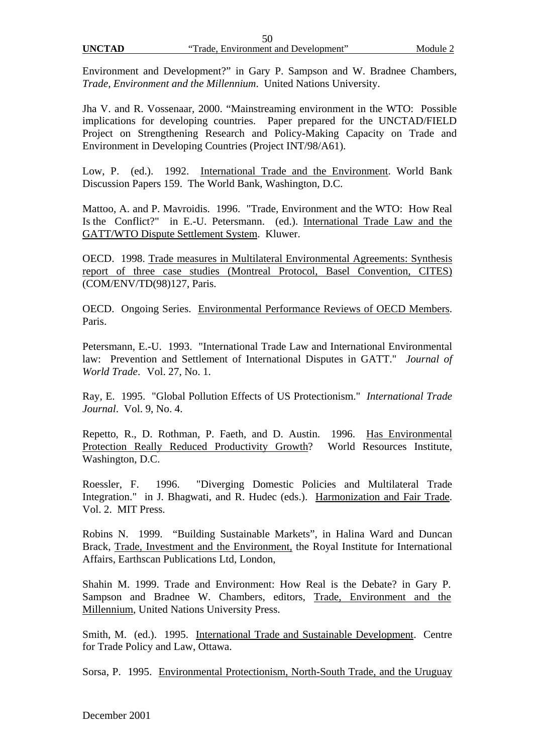Environment and Development?" in Gary P. Sampson and W. Bradnee Chambers, *Trade, Environment and the Millennium*. United Nations University.

Jha V. and R. Vossenaar, 2000. "Mainstreaming environment in the WTO: Possible implications for developing countries. Paper prepared for the UNCTAD/FIELD Project on Strengthening Research and Policy-Making Capacity on Trade and Environment in Developing Countries (Project INT/98/A61).

Low, P. (ed.). 1992. International Trade and the Environment. World Bank Discussion Papers 159. The World Bank, Washington, D.C.

Mattoo, A. and P. Mavroidis. 1996. "Trade, Environment and the WTO: How Real Is the Conflict?" in E.-U. Petersmann. (ed.). International Trade Law and the GATT/WTO Dispute Settlement System. Kluwer.

OECD. 1998. Trade measures in Multilateral Environmental Agreements: Synthesis report of three case studies (Montreal Protocol, Basel Convention, CITES) (COM/ENV/TD(98)127, Paris.

OECD. Ongoing Series. Environmental Performance Reviews of OECD Members. Paris.

Petersmann, E.-U. 1993. "International Trade Law and International Environmental law: Prevention and Settlement of International Disputes in GATT." *Journal of World Trade*. Vol. 27, No. 1.

Ray, E. 1995. "Global Pollution Effects of US Protectionism." *International Trade Journal*. Vol. 9, No. 4.

Repetto, R., D. Rothman, P. Faeth, and D. Austin. 1996. Has Environmental Protection Really Reduced Productivity Growth? World Resources Institute, Washington, D.C.

Roessler, F. 1996. "Diverging Domestic Policies and Multilateral Trade Integration." in J. Bhagwati, and R. Hudec (eds.). Harmonization and Fair Trade. Vol. 2. MIT Press.

Robins N. 1999. "Building Sustainable Markets", in Halina Ward and Duncan Brack, Trade, Investment and the Environment, the Royal Institute for International Affairs, Earthscan Publications Ltd, London,

Shahin M. 1999. Trade and Environment: How Real is the Debate? in Gary P. Sampson and Bradnee W. Chambers, editors, Trade, Environment and the Millennium, United Nations University Press.

Smith, M. (ed.). 1995. International Trade and Sustainable Development. Centre for Trade Policy and Law, Ottawa.

Sorsa, P. 1995. Environmental Protectionism, North-South Trade, and the Uruguay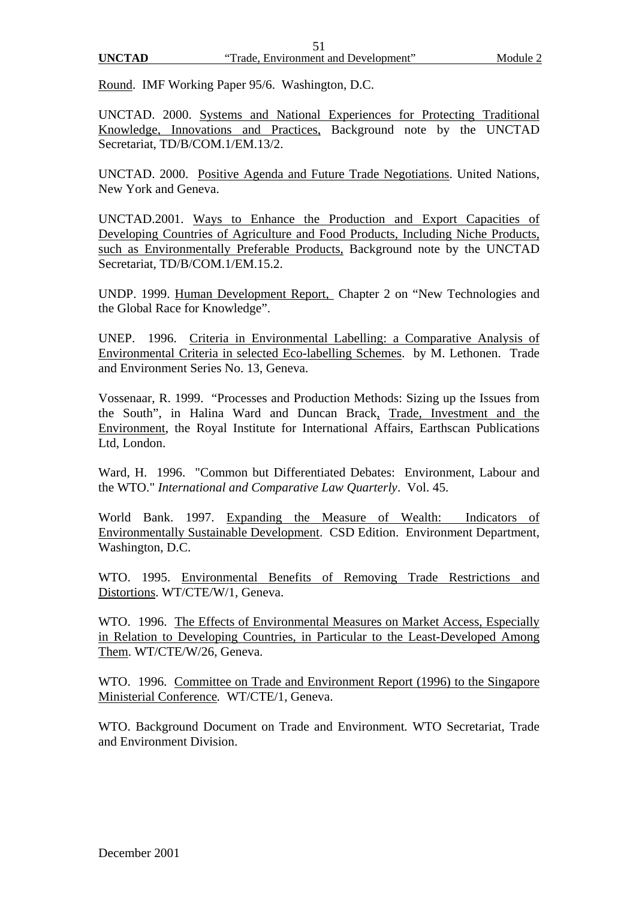Round. IMF Working Paper 95/6. Washington, D.C.

UNCTAD. 2000. Systems and National Experiences for Protecting Traditional Knowledge, Innovations and Practices, Background note by the UNCTAD Secretariat, TD/B/COM.1/EM.13/2.

UNCTAD. 2000. Positive Agenda and Future Trade Negotiations. United Nations, New York and Geneva.

UNCTAD.2001. Ways to Enhance the Production and Export Capacities of Developing Countries of Agriculture and Food Products, Including Niche Products, such as Environmentally Preferable Products, Background note by the UNCTAD Secretariat, TD/B/COM.1/EM.15.2.

UNDP. 1999. Human Development Report, Chapter 2 on "New Technologies and the Global Race for Knowledge".

UNEP. 1996. Criteria in Environmental Labelling: a Comparative Analysis of Environmental Criteria in selected Eco-labelling Schemes. by M. Lethonen. Trade and Environment Series No. 13, Geneva.

Vossenaar, R. 1999. "Processes and Production Methods: Sizing up the Issues from the South", in Halina Ward and Duncan Brack, Trade, Investment and the Environment, the Royal Institute for International Affairs, Earthscan Publications Ltd, London.

Ward, H. 1996. "Common but Differentiated Debates: Environment, Labour and the WTO." *International and Comparative Law Quarterly*. Vol. 45.

World Bank. 1997. Expanding the Measure of Wealth: Indicators of Environmentally Sustainable Development. CSD Edition. Environment Department, Washington, D.C.

WTO. 1995. Environmental Benefits of Removing Trade Restrictions and Distortions. WT/CTE/W/1, Geneva.

WTO. 1996. The Effects of Environmental Measures on Market Access, Especially in Relation to Developing Countries, in Particular to the Least-Developed Among Them. WT/CTE/W/26, Geneva.

WTO. 1996. Committee on Trade and Environment Report (1996) to the Singapore Ministerial Conference. WT/CTE/1, Geneva.

WTO. Background Document on Trade and Environment. WTO Secretariat, Trade and Environment Division.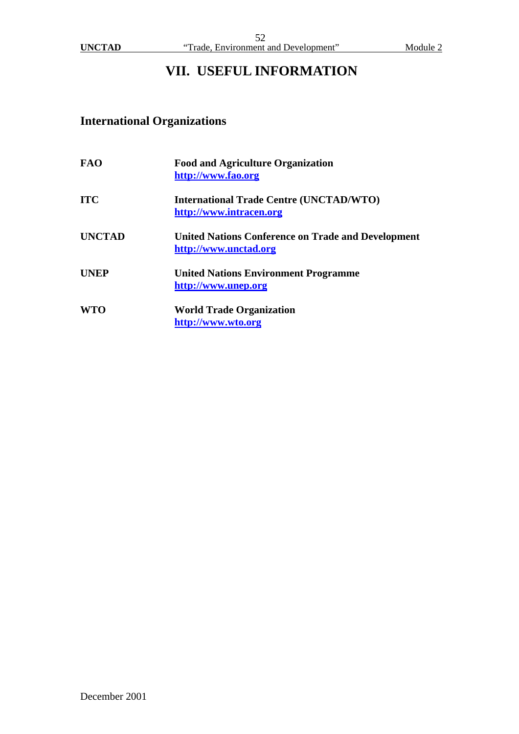# VII. USEFUL INFORMATION

## International Organizations

| | |
|---|---|
| **FAO** | **Food and Agriculture Organization**<br>**http://www.fao.org** |
| **ITC** | **International Trade Centre (UNCTAD/WTO)**<br>**http://www.intracen.org** |
| **UNCTAD** | **United Nations Conference on Trade and Development**<br>**http://www.unctad.org** |
| **UNEP** | **United Nations Environment Programme**<br>**http://www.unep.org** |
| **WTO** | **World Trade Organization**<br>**http://www.wto.org** |